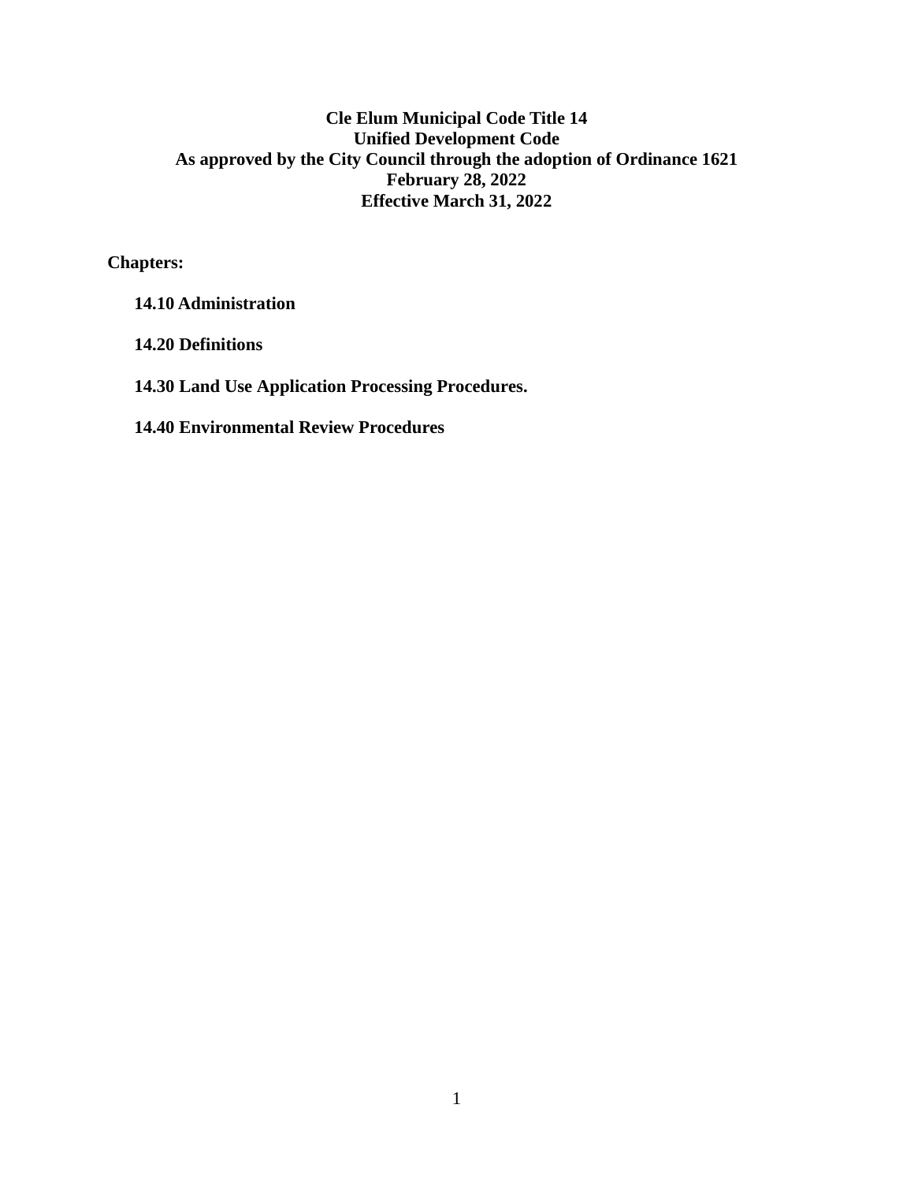# Cle Elum Municipal Code Title 14
## Unified Development Code
**As approved by the City Council through the adoption of Ordinance 1621**
**February 28, 2022**
**Effective March 31, 2022**

**Chapters:**

**14.10 Administration**

**14.20 Definitions**

**14.30 Land Use Application Processing Procedures.**

**14.40 Environmental Review Procedures**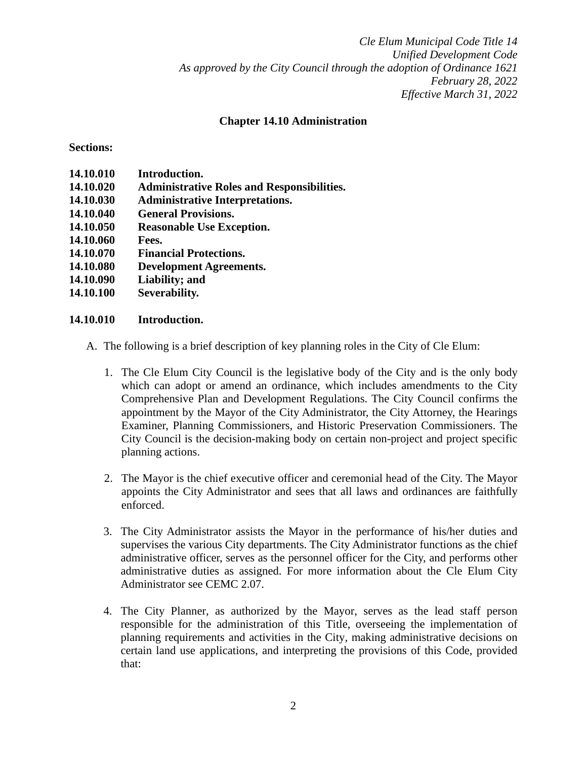*Cle Elum Municipal Code Title 14*
*Unified Development Code*
*As approved by the City Council through the adoption of Ordinance 1621*
*February 28, 2022*
*Effective March 31, 2022*

# Chapter 14.10 Administration

**Sections:**

**14.10.010 Introduction.**
**14.10.020 Administrative Roles and Responsibilities.**
**14.10.030 Administrative Interpretations.**
**14.10.040 General Provisions.**
**14.10.050 Reasonable Use Exception.**
**14.10.060 Fees.**
**14.10.070 Financial Protections.**
**14.10.080 Development Agreements.**
**14.10.090 Liability; and**
**14.10.100 Severability.**

## 14.10.010 Introduction.

A. The following is a brief description of key planning roles in the City of Cle Elum:

1. The Cle Elum City Council is the legislative body of the City and is the only body which can adopt or amend an ordinance, which includes amendments to the City Comprehensive Plan and Development Regulations. The City Council confirms the appointment by the Mayor of the City Administrator, the City Attorney, the Hearings Examiner, Planning Commissioners, and Historic Preservation Commissioners. The City Council is the decision-making body on certain non-project and project specific planning actions.

2. The Mayor is the chief executive officer and ceremonial head of the City. The Mayor appoints the City Administrator and sees that all laws and ordinances are faithfully enforced.

3. The City Administrator assists the Mayor in the performance of his/her duties and supervises the various City departments. The City Administrator functions as the chief administrative officer, serves as the personnel officer for the City, and performs other administrative duties as assigned. For more information about the Cle Elum City Administrator see CEMC 2.07.

4. The City Planner, as authorized by the Mayor, serves as the lead staff person responsible for the administration of this Title, overseeing the implementation of planning requirements and activities in the City, making administrative decisions on certain land use applications, and interpreting the provisions of this Code, provided that: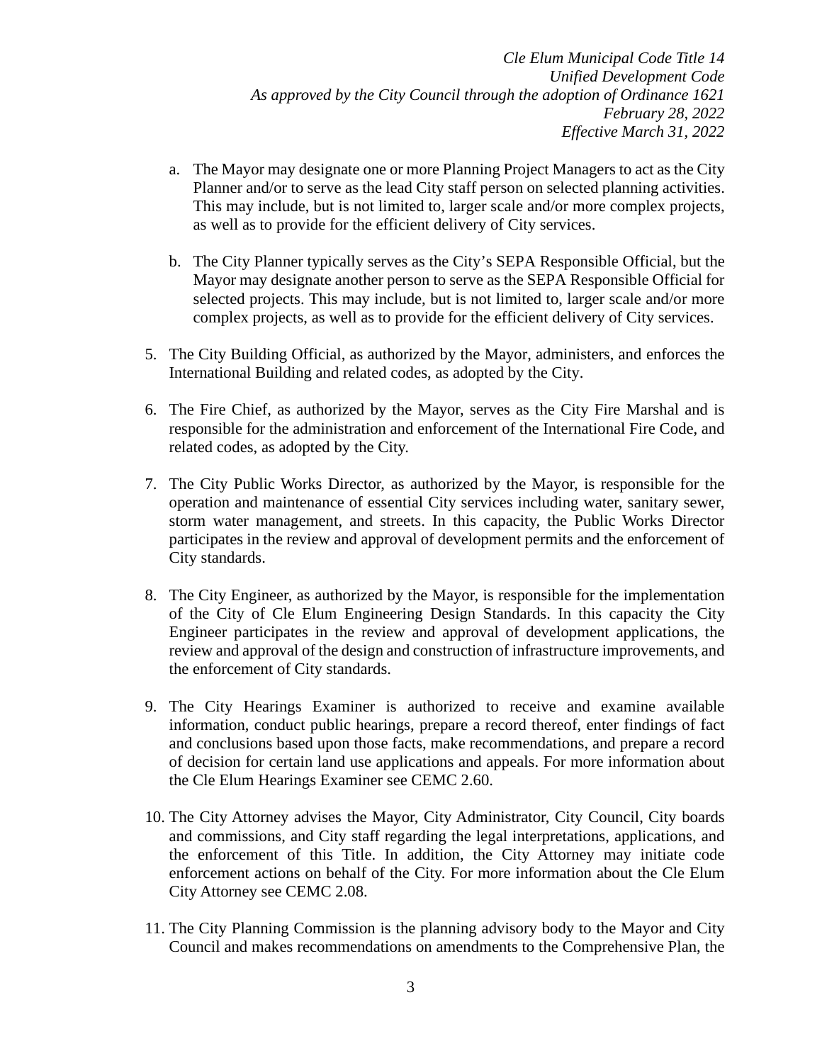a. The Mayor may designate one or more Planning Project Managers to act as the City Planner and/or to serve as the lead City staff person on selected planning activities. This may include, but is not limited to, larger scale and/or more complex projects, as well as to provide for the efficient delivery of City services.

b. The City Planner typically serves as the City's SEPA Responsible Official, but the Mayor may designate another person to serve as the SEPA Responsible Official for selected projects. This may include, but is not limited to, larger scale and/or more complex projects, as well as to provide for the efficient delivery of City services.

5. The City Building Official, as authorized by the Mayor, administers, and enforces the International Building and related codes, as adopted by the City.

6. The Fire Chief, as authorized by the Mayor, serves as the City Fire Marshal and is responsible for the administration and enforcement of the International Fire Code, and related codes, as adopted by the City.

7. The City Public Works Director, as authorized by the Mayor, is responsible for the operation and maintenance of essential City services including water, sanitary sewer, storm water management, and streets. In this capacity, the Public Works Director participates in the review and approval of development permits and the enforcement of City standards.

8. The City Engineer, as authorized by the Mayor, is responsible for the implementation of the City of Cle Elum Engineering Design Standards. In this capacity the City Engineer participates in the review and approval of development applications, the review and approval of the design and construction of infrastructure improvements, and the enforcement of City standards.

9. The City Hearings Examiner is authorized to receive and examine available information, conduct public hearings, prepare a record thereof, enter findings of fact and conclusions based upon those facts, make recommendations, and prepare a record of decision for certain land use applications and appeals. For more information about the Cle Elum Hearings Examiner see CEMC 2.60.

10. The City Attorney advises the Mayor, City Administrator, City Council, City boards and commissions, and City staff regarding the legal interpretations, applications, and the enforcement of this Title. In addition, the City Attorney may initiate code enforcement actions on behalf of the City. For more information about the Cle Elum City Attorney see CEMC 2.08.

11. The City Planning Commission is the planning advisory body to the Mayor and City Council and makes recommendations on amendments to the Comprehensive Plan, the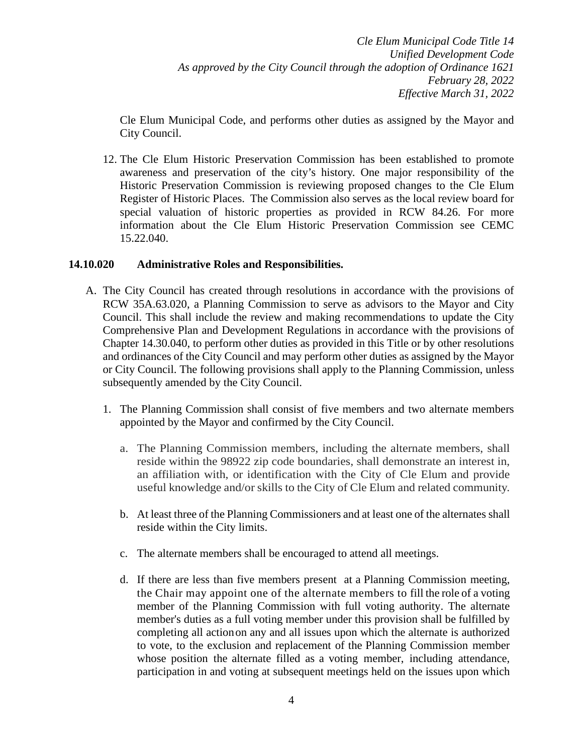Cle Elum Municipal Code, and performs other duties as assigned by the Mayor and City Council.

12. The Cle Elum Historic Preservation Commission has been established to promote awareness and preservation of the city's history. One major responsibility of the Historic Preservation Commission is reviewing proposed changes to the Cle Elum Register of Historic Places. The Commission also serves as the local review board for special valuation of historic properties as provided in RCW 84.26. For more information about the Cle Elum Historic Preservation Commission see CEMC 15.22.040.

### 14.10.020 Administrative Roles and Responsibilities.

A. The City Council has created through resolutions in accordance with the provisions of RCW 35A.63.020, a Planning Commission to serve as advisors to the Mayor and City Council. This shall include the review and making recommendations to update the City Comprehensive Plan and Development Regulations in accordance with the provisions of Chapter 14.30.040, to perform other duties as provided in this Title or by other resolutions and ordinances of the City Council and may perform other duties as assigned by the Mayor or City Council. The following provisions shall apply to the Planning Commission, unless subsequently amended by the City Council.

   1. The Planning Commission shall consist of five members and two alternate members appointed by the Mayor and confirmed by the City Council.

      a. The Planning Commission members, including the alternate members, shall reside within the 98922 zip code boundaries, shall demonstrate an interest in, an affiliation with, or identification with the City of Cle Elum and provide useful knowledge and/or skills to the City of Cle Elum and related community.

      b. At least three of the Planning Commissioners and at least one of the alternates shall reside within the City limits.

      c. The alternate members shall be encouraged to attend all meetings.

      d. If there are less than five members present at a Planning Commission meeting, the Chair may appoint one of the alternate members to fill the role of a voting member of the Planning Commission with full voting authority. The alternate member's duties as a full voting member under this provision shall be fulfilled by completing all action on any and all issues upon which the alternate is authorized to vote, to the exclusion and replacement of the Planning Commission member whose position the alternate filled as a voting member, including attendance, participation in and voting at subsequent meetings held on the issues upon which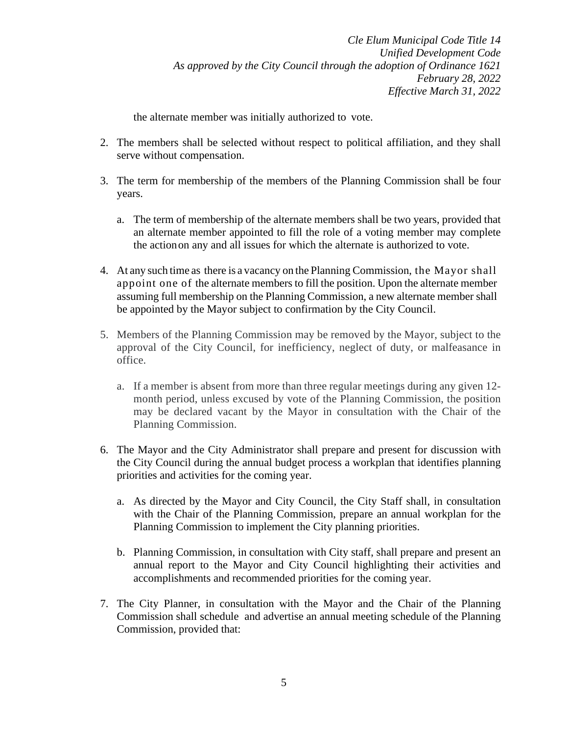the alternate member was initially authorized to vote.

2. The members shall be selected without respect to political affiliation, and they shall serve without compensation.

3. The term for membership of the members of the Planning Commission shall be four years.

   a. The term of membership of the alternate members shall be two years, provided that an alternate member appointed to fill the role of a voting member may complete the action on any and all issues for which the alternate is authorized to vote.

4. At any such time as there is a vacancy on the Planning Commission, the Mayor shall appoint one of the alternate members to fill the position. Upon the alternate member assuming full membership on the Planning Commission, a new alternate member shall be appointed by the Mayor subject to confirmation by the City Council.

5. Members of the Planning Commission may be removed by the Mayor, subject to the approval of the City Council, for inefficiency, neglect of duty, or malfeasance in office.

   a. If a member is absent from more than three regular meetings during any given 12-month period, unless excused by vote of the Planning Commission, the position may be declared vacant by the Mayor in consultation with the Chair of the Planning Commission.

6. The Mayor and the City Administrator shall prepare and present for discussion with the City Council during the annual budget process a workplan that identifies planning priorities and activities for the coming year.

   a. As directed by the Mayor and City Council, the City Staff shall, in consultation with the Chair of the Planning Commission, prepare an annual workplan for the Planning Commission to implement the City planning priorities.

   b. Planning Commission, in consultation with City staff, shall prepare and present an annual report to the Mayor and City Council highlighting their activities and accomplishments and recommended priorities for the coming year.

7. The City Planner, in consultation with the Mayor and the Chair of the Planning Commission shall schedule and advertise an annual meeting schedule of the Planning Commission, provided that: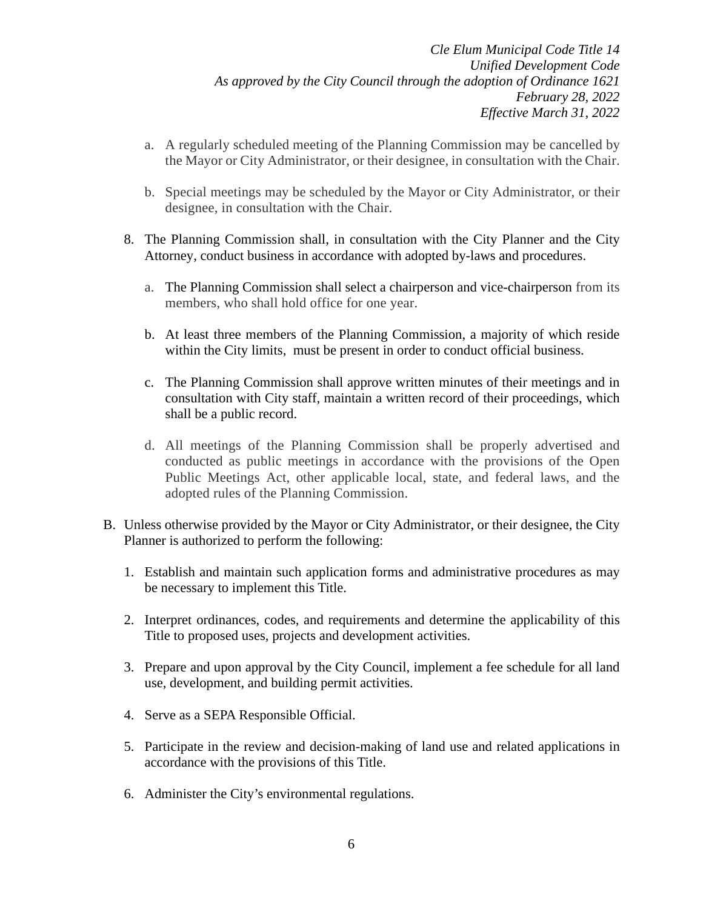a. A regularly scheduled meeting of the Planning Commission may be cancelled by the Mayor or City Administrator, or their designee, in consultation with the Chair.

b. Special meetings may be scheduled by the Mayor or City Administrator, or their designee, in consultation with the Chair.

8. The Planning Commission shall, in consultation with the City Planner and the City Attorney, conduct business in accordance with adopted by-laws and procedures.

   a. The Planning Commission shall select a chairperson and vice-chairperson from its members, who shall hold office for one year.

   b. At least three members of the Planning Commission, a majority of which reside within the City limits, must be present in order to conduct official business.

   c. The Planning Commission shall approve written minutes of their meetings and in consultation with City staff, maintain a written record of their proceedings, which shall be a public record.

   d. All meetings of the Planning Commission shall be properly advertised and conducted as public meetings in accordance with the provisions of the Open Public Meetings Act, other applicable local, state, and federal laws, and the adopted rules of the Planning Commission.

B. Unless otherwise provided by the Mayor or City Administrator, or their designee, the City Planner is authorized to perform the following:

   1. Establish and maintain such application forms and administrative procedures as may be necessary to implement this Title.

   2. Interpret ordinances, codes, and requirements and determine the applicability of this Title to proposed uses, projects and development activities.

   3. Prepare and upon approval by the City Council, implement a fee schedule for all land use, development, and building permit activities.

   4. Serve as a SEPA Responsible Official.

   5. Participate in the review and decision-making of land use and related applications in accordance with the provisions of this Title.

   6. Administer the City's environmental regulations.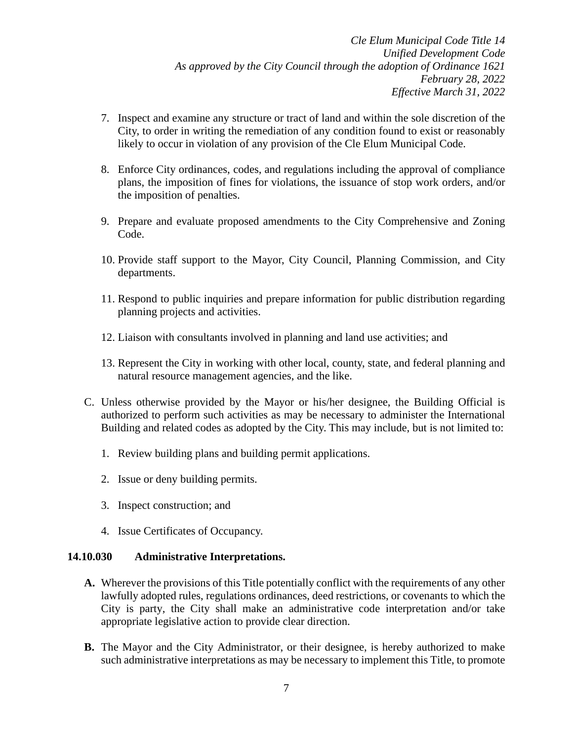7. Inspect and examine any structure or tract of land and within the sole discretion of the City, to order in writing the remediation of any condition found to exist or reasonably likely to occur in violation of any provision of the Cle Elum Municipal Code.

8. Enforce City ordinances, codes, and regulations including the approval of compliance plans, the imposition of fines for violations, the issuance of stop work orders, and/or the imposition of penalties.

9. Prepare and evaluate proposed amendments to the City Comprehensive and Zoning Code.

10. Provide staff support to the Mayor, City Council, Planning Commission, and City departments.

11. Respond to public inquiries and prepare information for public distribution regarding planning projects and activities.

12. Liaison with consultants involved in planning and land use activities; and

13. Represent the City in working with other local, county, state, and federal planning and natural resource management agencies, and the like.

C. Unless otherwise provided by the Mayor or his/her designee, the Building Official is authorized to perform such activities as may be necessary to administer the International Building and related codes as adopted by the City. This may include, but is not limited to:

1. Review building plans and building permit applications.

2. Issue or deny building permits.

3. Inspect construction; and

4. Issue Certificates of Occupancy.

### 14.10.030 Administrative Interpretations.

**A.** Wherever the provisions of this Title potentially conflict with the requirements of any other lawfully adopted rules, regulations ordinances, deed restrictions, or covenants to which the City is party, the City shall make an administrative code interpretation and/or take appropriate legislative action to provide clear direction.

**B.** The Mayor and the City Administrator, or their designee, is hereby authorized to make such administrative interpretations as may be necessary to implement this Title, to promote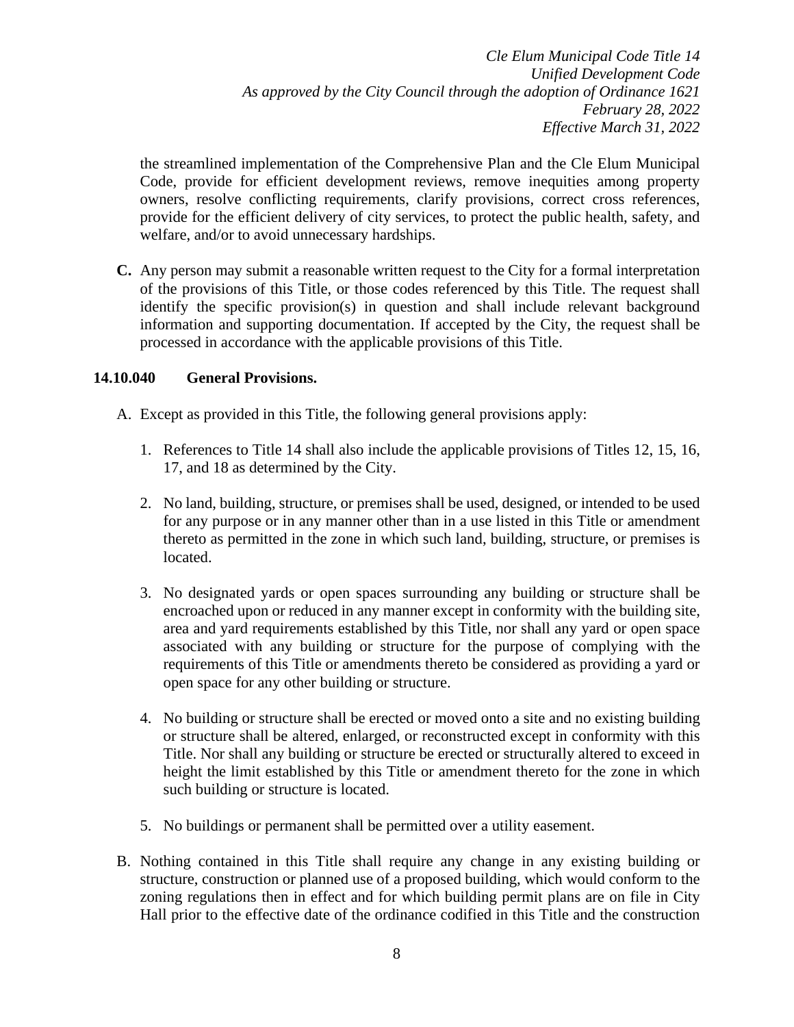the streamlined implementation of the Comprehensive Plan and the Cle Elum Municipal Code, provide for efficient development reviews, remove inequities among property owners, resolve conflicting requirements, clarify provisions, correct cross references, provide for the efficient delivery of city services, to protect the public health, safety, and welfare, and/or to avoid unnecessary hardships.

**C.** Any person may submit a reasonable written request to the City for a formal interpretation of the provisions of this Title, or those codes referenced by this Title. The request shall identify the specific provision(s) in question and shall include relevant background information and supporting documentation. If accepted by the City, the request shall be processed in accordance with the applicable provisions of this Title.

### 14.10.040 General Provisions.

A. Except as provided in this Title, the following general provisions apply:

1. References to Title 14 shall also include the applicable provisions of Titles 12, 15, 16, 17, and 18 as determined by the City.

2. No land, building, structure, or premises shall be used, designed, or intended to be used for any purpose or in any manner other than in a use listed in this Title or amendment thereto as permitted in the zone in which such land, building, structure, or premises is located.

3. No designated yards or open spaces surrounding any building or structure shall be encroached upon or reduced in any manner except in conformity with the building site, area and yard requirements established by this Title, nor shall any yard or open space associated with any building or structure for the purpose of complying with the requirements of this Title or amendments thereto be considered as providing a yard or open space for any other building or structure.

4. No building or structure shall be erected or moved onto a site and no existing building or structure shall be altered, enlarged, or reconstructed except in conformity with this Title. Nor shall any building or structure be erected or structurally altered to exceed in height the limit established by this Title or amendment thereto for the zone in which such building or structure is located.

5. No buildings or permanent shall be permitted over a utility easement.

B. Nothing contained in this Title shall require any change in any existing building or structure, construction or planned use of a proposed building, which would conform to the zoning regulations then in effect and for which building permit plans are on file in City Hall prior to the effective date of the ordinance codified in this Title and the construction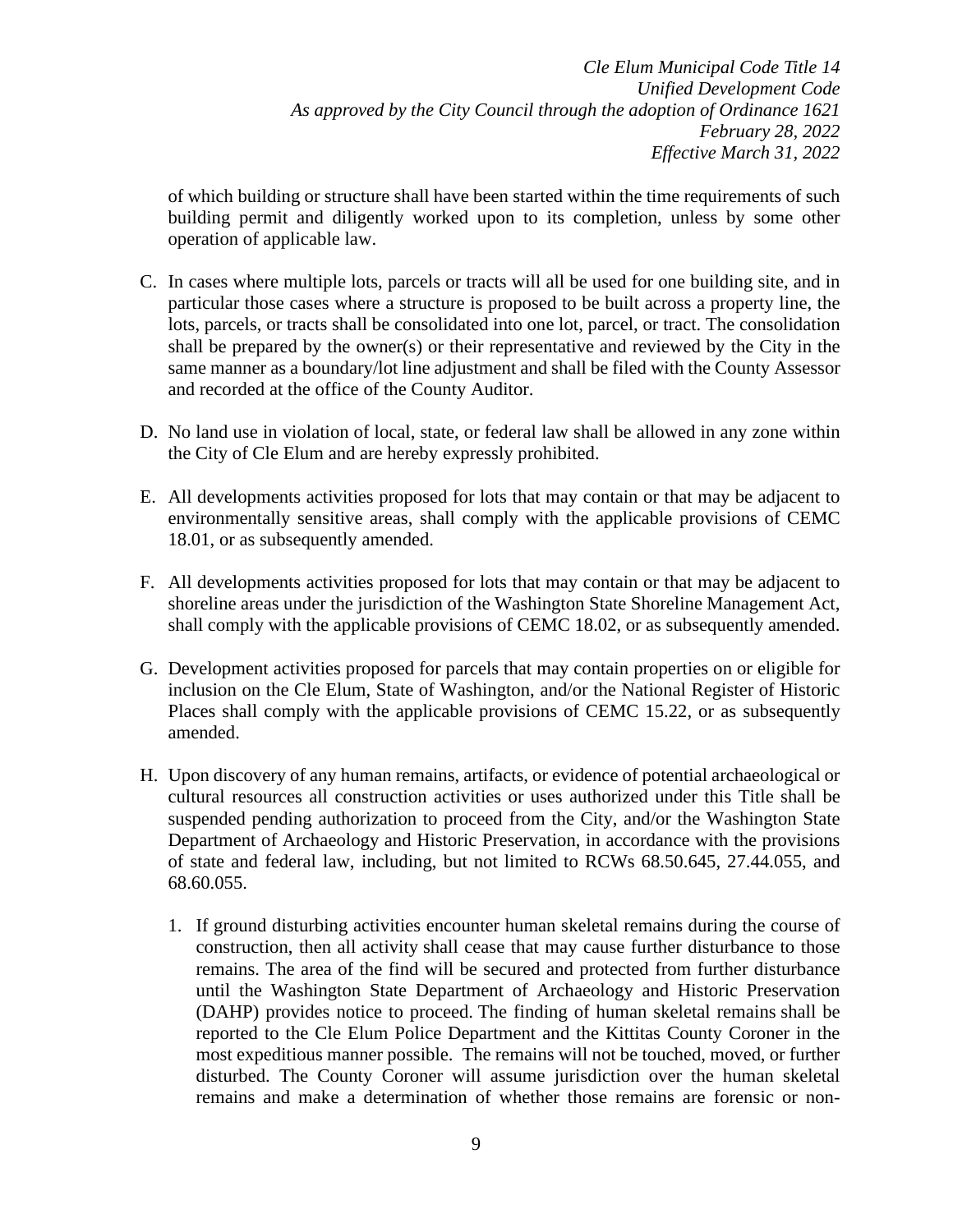of which building or structure shall have been started within the time requirements of such building permit and diligently worked upon to its completion, unless by some other operation of applicable law.

C. In cases where multiple lots, parcels or tracts will all be used for one building site, and in particular those cases where a structure is proposed to be built across a property line, the lots, parcels, or tracts shall be consolidated into one lot, parcel, or tract. The consolidation shall be prepared by the owner(s) or their representative and reviewed by the City in the same manner as a boundary/lot line adjustment and shall be filed with the County Assessor and recorded at the office of the County Auditor.

D. No land use in violation of local, state, or federal law shall be allowed in any zone within the City of Cle Elum and are hereby expressly prohibited.

E. All developments activities proposed for lots that may contain or that may be adjacent to environmentally sensitive areas, shall comply with the applicable provisions of CEMC 18.01, or as subsequently amended.

F. All developments activities proposed for lots that may contain or that may be adjacent to shoreline areas under the jurisdiction of the Washington State Shoreline Management Act, shall comply with the applicable provisions of CEMC 18.02, or as subsequently amended.

G. Development activities proposed for parcels that may contain properties on or eligible for inclusion on the Cle Elum, State of Washington, and/or the National Register of Historic Places shall comply with the applicable provisions of CEMC 15.22, or as subsequently amended.

H. Upon discovery of any human remains, artifacts, or evidence of potential archaeological or cultural resources all construction activities or uses authorized under this Title shall be suspended pending authorization to proceed from the City, and/or the Washington State Department of Archaeology and Historic Preservation, in accordance with the provisions of state and federal law, including, but not limited to RCWs 68.50.645, 27.44.055, and 68.60.055.

   1. If ground disturbing activities encounter human skeletal remains during the course of construction, then all activity shall cease that may cause further disturbance to those remains. The area of the find will be secured and protected from further disturbance until the Washington State Department of Archaeology and Historic Preservation (DAHP) provides notice to proceed. The finding of human skeletal remains shall be reported to the Cle Elum Police Department and the Kittitas County Coroner in the most expeditious manner possible. The remains will not be touched, moved, or further disturbed. The County Coroner will assume jurisdiction over the human skeletal remains and make a determination of whether those remains are forensic or non-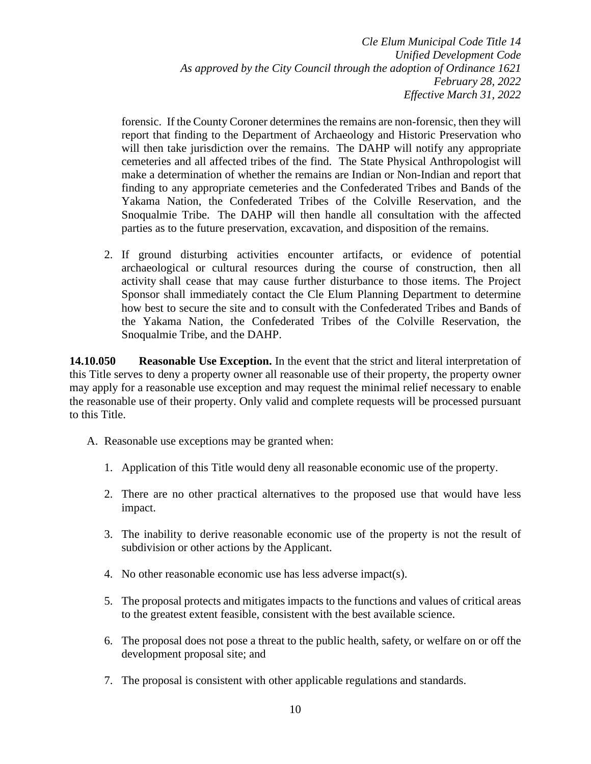forensic. If the County Coroner determines the remains are non-forensic, then they will report that finding to the Department of Archaeology and Historic Preservation who will then take jurisdiction over the remains. The DAHP will notify any appropriate cemeteries and all affected tribes of the find. The State Physical Anthropologist will make a determination of whether the remains are Indian or Non-Indian and report that finding to any appropriate cemeteries and the Confederated Tribes and Bands of the Yakama Nation, the Confederated Tribes of the Colville Reservation, and the Snoqualmie Tribe. The DAHP will then handle all consultation with the affected parties as to the future preservation, excavation, and disposition of the remains.

2. If ground disturbing activities encounter artifacts, or evidence of potential archaeological or cultural resources during the course of construction, then all activity shall cease that may cause further disturbance to those items. The Project Sponsor shall immediately contact the Cle Elum Planning Department to determine how best to secure the site and to consult with the Confederated Tribes and Bands of the Yakama Nation, the Confederated Tribes of the Colville Reservation, the Snoqualmie Tribe, and the DAHP.

**14.10.050 Reasonable Use Exception.** In the event that the strict and literal interpretation of this Title serves to deny a property owner all reasonable use of their property, the property owner may apply for a reasonable use exception and may request the minimal relief necessary to enable the reasonable use of their property. Only valid and complete requests will be processed pursuant to this Title.

A. Reasonable use exceptions may be granted when:

1. Application of this Title would deny all reasonable economic use of the property.

2. There are no other practical alternatives to the proposed use that would have less impact.

3. The inability to derive reasonable economic use of the property is not the result of subdivision or other actions by the Applicant.

4. No other reasonable economic use has less adverse impact(s).

5. The proposal protects and mitigates impacts to the functions and values of critical areas to the greatest extent feasible, consistent with the best available science.

6. The proposal does not pose a threat to the public health, safety, or welfare on or off the development proposal site; and

7. The proposal is consistent with other applicable regulations and standards.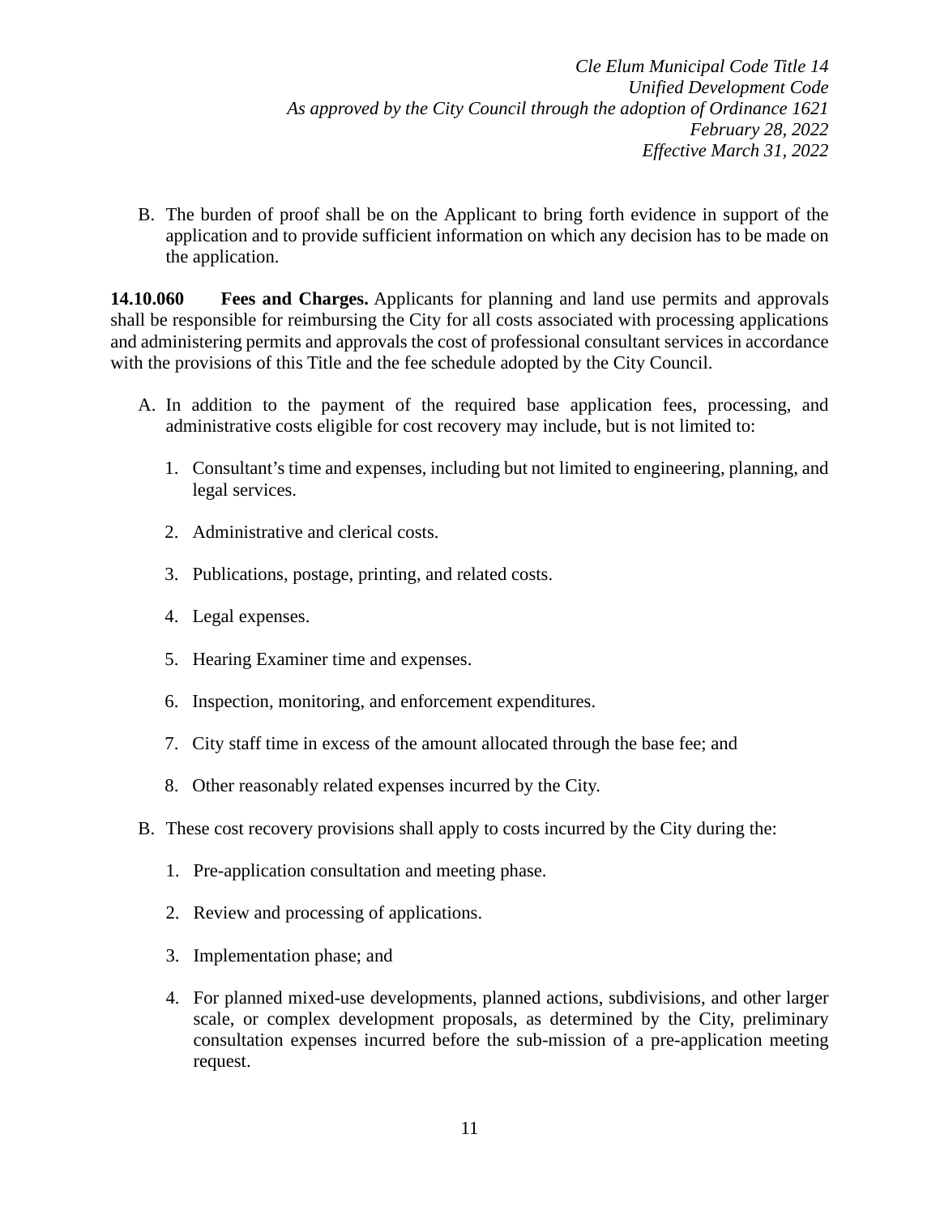B. The burden of proof shall be on the Applicant to bring forth evidence in support of the application and to provide sufficient information on which any decision has to be made on the application.

**14.10.060 Fees and Charges.** Applicants for planning and land use permits and approvals shall be responsible for reimbursing the City for all costs associated with processing applications and administering permits and approvals the cost of professional consultant services in accordance with the provisions of this Title and the fee schedule adopted by the City Council.

A. In addition to the payment of the required base application fees, processing, and administrative costs eligible for cost recovery may include, but is not limited to:

   1. Consultant's time and expenses, including but not limited to engineering, planning, and legal services.

   2. Administrative and clerical costs.

   3. Publications, postage, printing, and related costs.

   4. Legal expenses.

   5. Hearing Examiner time and expenses.

   6. Inspection, monitoring, and enforcement expenditures.

   7. City staff time in excess of the amount allocated through the base fee; and

   8. Other reasonably related expenses incurred by the City.

B. These cost recovery provisions shall apply to costs incurred by the City during the:

   1. Pre-application consultation and meeting phase.

   2. Review and processing of applications.

   3. Implementation phase; and

   4. For planned mixed-use developments, planned actions, subdivisions, and other larger scale, or complex development proposals, as determined by the City, preliminary consultation expenses incurred before the sub-mission of a pre-application meeting request.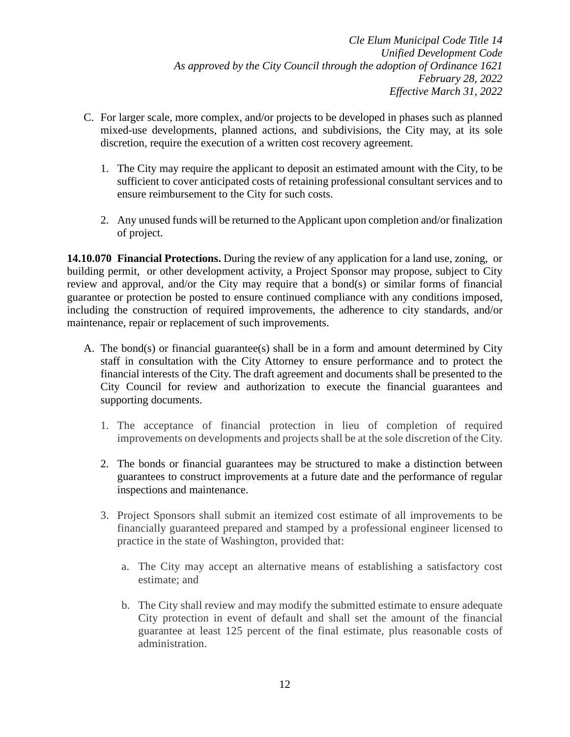C. For larger scale, more complex, and/or projects to be developed in phases such as planned mixed-use developments, planned actions, and subdivisions, the City may, at its sole discretion, require the execution of a written cost recovery agreement.

   1. The City may require the applicant to deposit an estimated amount with the City, to be sufficient to cover anticipated costs of retaining professional consultant services and to ensure reimbursement to the City for such costs.

   2. Any unused funds will be returned to the Applicant upon completion and/or finalization of project.

**14.10.070 Financial Protections.** During the review of any application for a land use, zoning, or building permit, or other development activity, a Project Sponsor may propose, subject to City review and approval, and/or the City may require that a bond(s) or similar forms of financial guarantee or protection be posted to ensure continued compliance with any conditions imposed, including the construction of required improvements, the adherence to city standards, and/or maintenance, repair or replacement of such improvements.

A. The bond(s) or financial guarantee(s) shall be in a form and amount determined by City staff in consultation with the City Attorney to ensure performance and to protect the financial interests of the City. The draft agreement and documents shall be presented to the City Council for review and authorization to execute the financial guarantees and supporting documents.

   1. The acceptance of financial protection in lieu of completion of required improvements on developments and projects shall be at the sole discretion of the City.

   2. The bonds or financial guarantees may be structured to make a distinction between guarantees to construct improvements at a future date and the performance of regular inspections and maintenance.

   3. Project Sponsors shall submit an itemized cost estimate of all improvements to be financially guaranteed prepared and stamped by a professional engineer licensed to practice in the state of Washington, provided that:

      a. The City may accept an alternative means of establishing a satisfactory cost estimate; and

      b. The City shall review and may modify the submitted estimate to ensure adequate City protection in event of default and shall set the amount of the financial guarantee at least 125 percent of the final estimate, plus reasonable costs of administration.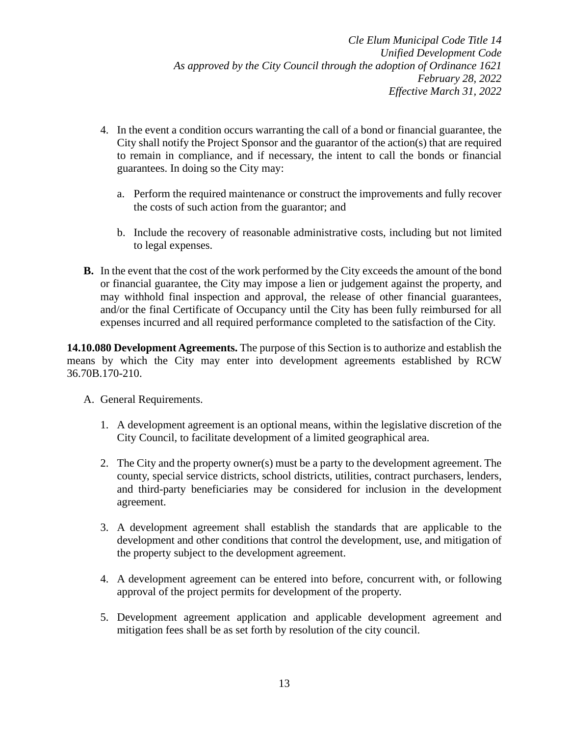4. In the event a condition occurs warranting the call of a bond or financial guarantee, the City shall notify the Project Sponsor and the guarantor of the action(s) that are required to remain in compliance, and if necessary, the intent to call the bonds or financial guarantees. In doing so the City may:

   a. Perform the required maintenance or construct the improvements and fully recover the costs of such action from the guarantor; and

   b. Include the recovery of reasonable administrative costs, including but not limited to legal expenses.

**B.** In the event that the cost of the work performed by the City exceeds the amount of the bond or financial guarantee, the City may impose a lien or judgement against the property, and may withhold final inspection and approval, the release of other financial guarantees, and/or the final Certificate of Occupancy until the City has been fully reimbursed for all expenses incurred and all required performance completed to the satisfaction of the City.

**14.10.080 Development Agreements.** The purpose of this Section is to authorize and establish the means by which the City may enter into development agreements established by RCW 36.70B.170-210.

A. General Requirements.

1. A development agreement is an optional means, within the legislative discretion of the City Council, to facilitate development of a limited geographical area.

2. The City and the property owner(s) must be a party to the development agreement. The county, special service districts, school districts, utilities, contract purchasers, lenders, and third-party beneficiaries may be considered for inclusion in the development agreement.

3. A development agreement shall establish the standards that are applicable to the development and other conditions that control the development, use, and mitigation of the property subject to the development agreement.

4. A development agreement can be entered into before, concurrent with, or following approval of the project permits for development of the property.

5. Development agreement application and applicable development agreement and mitigation fees shall be as set forth by resolution of the city council.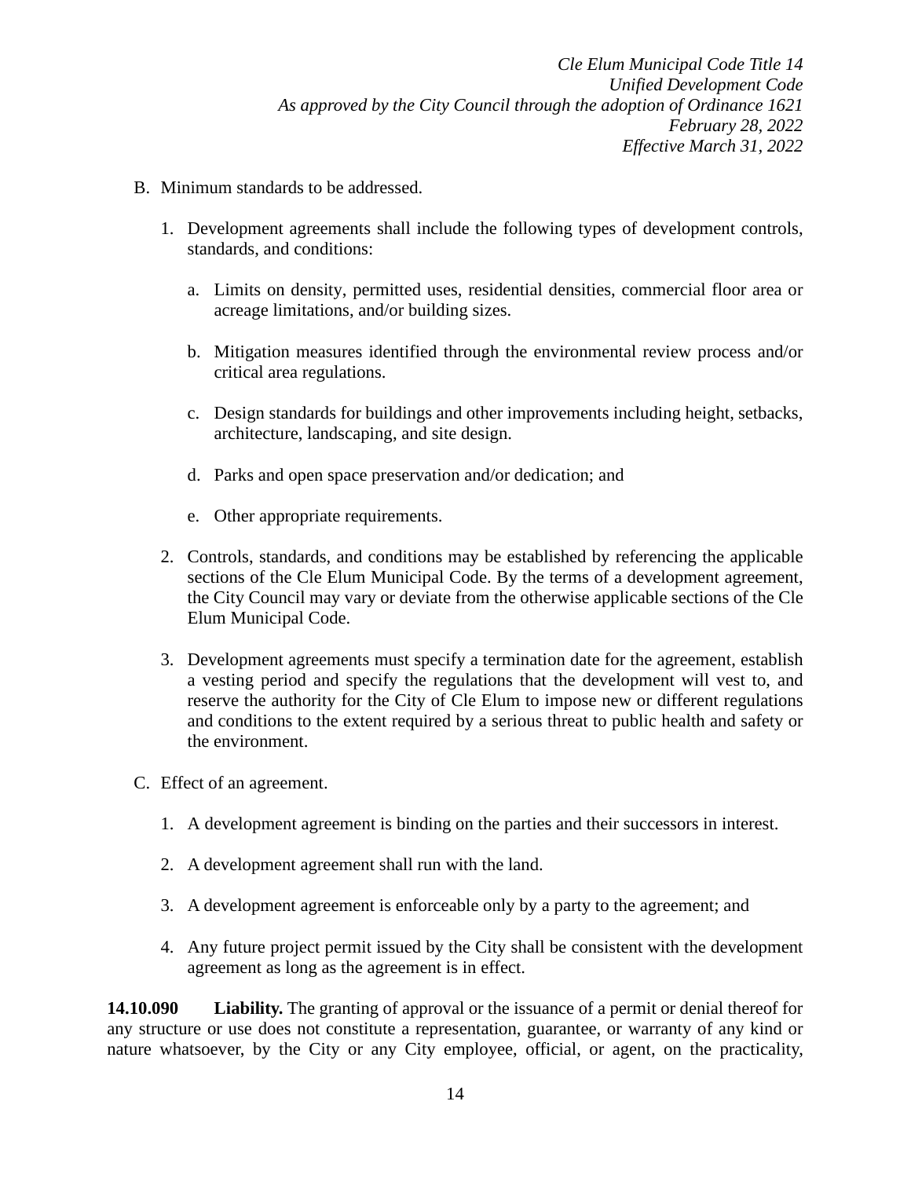B. Minimum standards to be addressed.

   1. Development agreements shall include the following types of development controls, standards, and conditions:

      a. Limits on density, permitted uses, residential densities, commercial floor area or acreage limitations, and/or building sizes.

      b. Mitigation measures identified through the environmental review process and/or critical area regulations.

      c. Design standards for buildings and other improvements including height, setbacks, architecture, landscaping, and site design.

      d. Parks and open space preservation and/or dedication; and

      e. Other appropriate requirements.

   2. Controls, standards, and conditions may be established by referencing the applicable sections of the Cle Elum Municipal Code. By the terms of a development agreement, the City Council may vary or deviate from the otherwise applicable sections of the Cle Elum Municipal Code.

   3. Development agreements must specify a termination date for the agreement, establish a vesting period and specify the regulations that the development will vest to, and reserve the authority for the City of Cle Elum to impose new or different regulations and conditions to the extent required by a serious threat to public health and safety or the environment.

C. Effect of an agreement.

   1. A development agreement is binding on the parties and their successors in interest.

   2. A development agreement shall run with the land.

   3. A development agreement is enforceable only by a party to the agreement; and

   4. Any future project permit issued by the City shall be consistent with the development agreement as long as the agreement is in effect.

**14.10.090 Liability.** The granting of approval or the issuance of a permit or denial thereof for any structure or use does not constitute a representation, guarantee, or warranty of any kind or nature whatsoever, by the City or any City employee, official, or agent, on the practicality,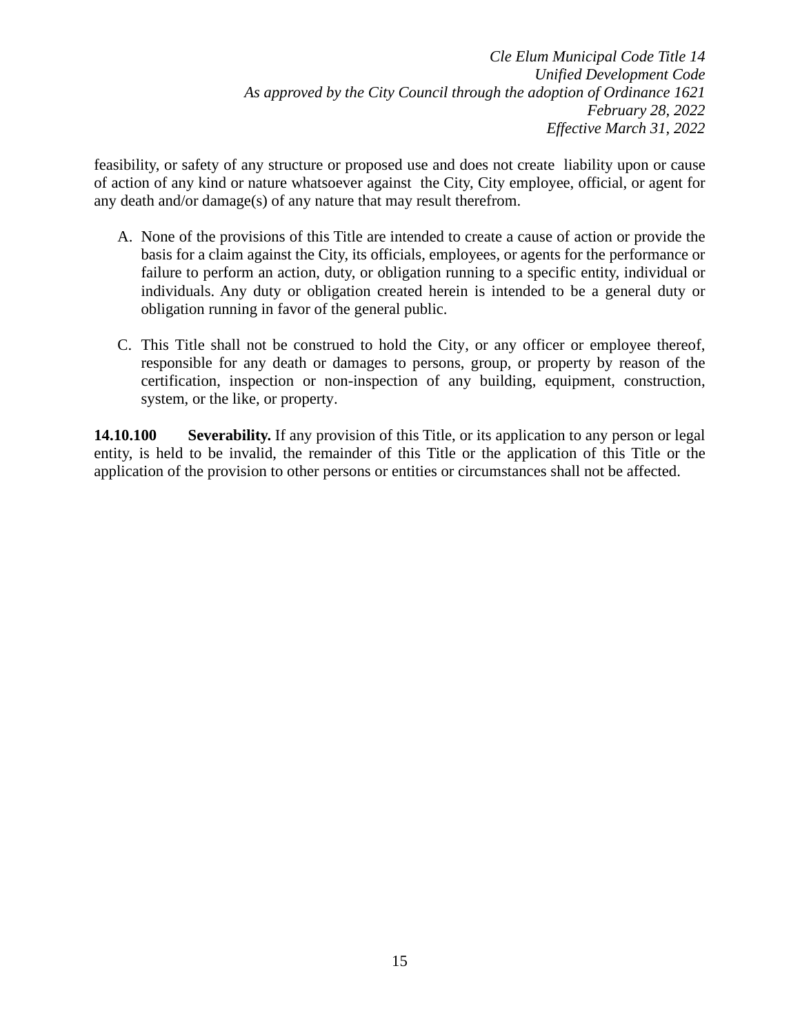feasibility, or safety of any structure or proposed use and does not create liability upon or cause of action of any kind or nature whatsoever against the City, City employee, official, or agent for any death and/or damage(s) of any nature that may result therefrom.

A. None of the provisions of this Title are intended to create a cause of action or provide the basis for a claim against the City, its officials, employees, or agents for the performance or failure to perform an action, duty, or obligation running to a specific entity, individual or individuals. Any duty or obligation created herein is intended to be a general duty or obligation running in favor of the general public.

C. This Title shall not be construed to hold the City, or any officer or employee thereof, responsible for any death or damages to persons, group, or property by reason of the certification, inspection or non-inspection of any building, equipment, construction, system, or the like, or property.

**14.10.100 Severability.** If any provision of this Title, or its application to any person or legal entity, is held to be invalid, the remainder of this Title or the application of this Title or the application of the provision to other persons or entities or circumstances shall not be affected.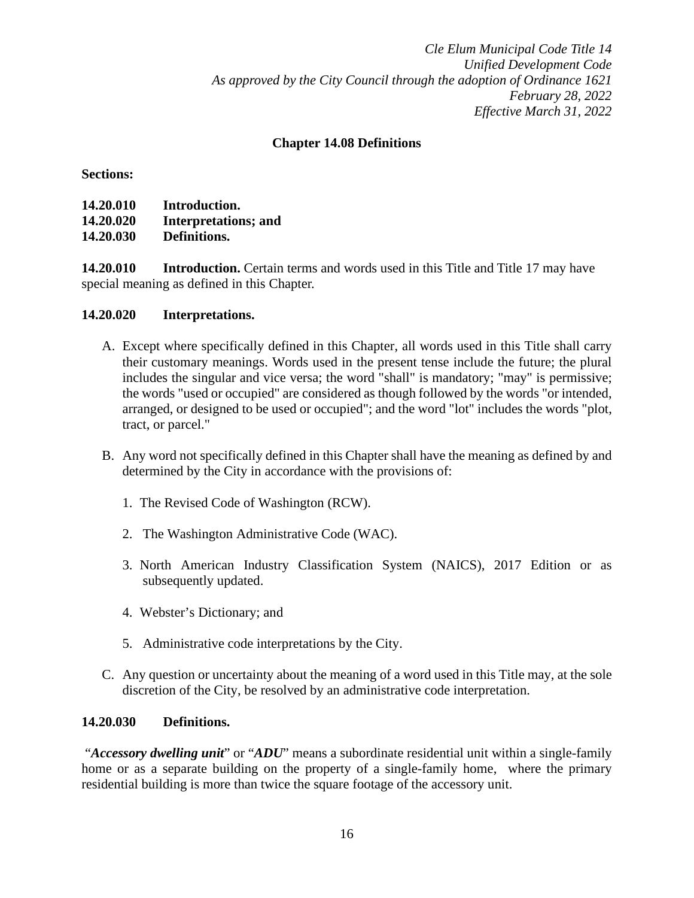*Cle Elum Municipal Code Title 14*
*Unified Development Code*
*As approved by the City Council through the adoption of Ordinance 1621*
*February 28, 2022*
*Effective March 31, 2022*

## Chapter 14.08 Definitions

**Sections:**

**14.20.010 Introduction.**
**14.20.020 Interpretations; and**
**14.20.030 Definitions.**

**14.20.010 Introduction.** Certain terms and words used in this Title and Title 17 may have special meaning as defined in this Chapter.

**14.20.020 Interpretations.**

A. Except where specifically defined in this Chapter, all words used in this Title shall carry their customary meanings. Words used in the present tense include the future; the plural includes the singular and vice versa; the word "shall" is mandatory; "may" is permissive; the words "used or occupied" are considered as though followed by the words "or intended, arranged, or designed to be used or occupied"; and the word "lot" includes the words "plot, tract, or parcel."

B. Any word not specifically defined in this Chapter shall have the meaning as defined by and determined by the City in accordance with the provisions of:

   1. The Revised Code of Washington (RCW).

   2. The Washington Administrative Code (WAC).

   3. North American Industry Classification System (NAICS), 2017 Edition or as subsequently updated.

   4. Webster's Dictionary; and

   5. Administrative code interpretations by the City.

C. Any question or uncertainty about the meaning of a word used in this Title may, at the sole discretion of the City, be resolved by an administrative code interpretation.

**14.20.030 Definitions.**

"***Accessory dwelling unit***" or "***ADU***" means a subordinate residential unit within a single-family home or as a separate building on the property of a single-family home, where the primary residential building is more than twice the square footage of the accessory unit.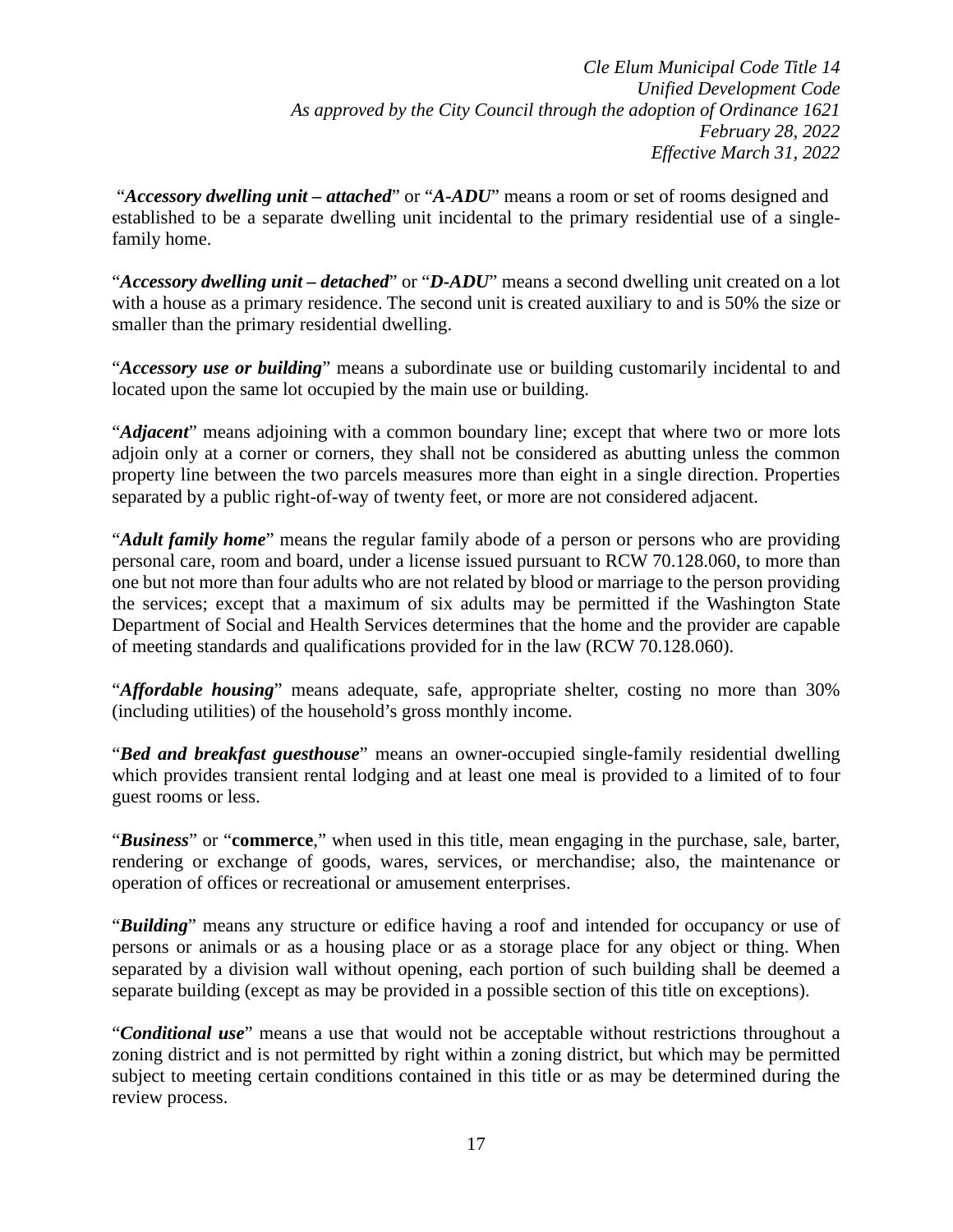"***Accessory dwelling unit – attached***" or "***A-ADU***" means a room or set of rooms designed and established to be a separate dwelling unit incidental to the primary residential use of a single-family home.

"***Accessory dwelling unit – detached***" or "***D-ADU***" means a second dwelling unit created on a lot with a house as a primary residence. The second unit is created auxiliary to and is 50% the size or smaller than the primary residential dwelling.

"***Accessory use or building***" means a subordinate use or building customarily incidental to and located upon the same lot occupied by the main use or building.

"***Adjacent***" means adjoining with a common boundary line; except that where two or more lots adjoin only at a corner or corners, they shall not be considered as abutting unless the common property line between the two parcels measures more than eight in a single direction. Properties separated by a public right-of-way of twenty feet, or more are not considered adjacent.

"***Adult family home***" means the regular family abode of a person or persons who are providing personal care, room and board, under a license issued pursuant to RCW 70.128.060, to more than one but not more than four adults who are not related by blood or marriage to the person providing the services; except that a maximum of six adults may be permitted if the Washington State Department of Social and Health Services determines that the home and the provider are capable of meeting standards and qualifications provided for in the law (RCW 70.128.060).

"***Affordable housing***" means adequate, safe, appropriate shelter, costing no more than 30% (including utilities) of the household's gross monthly income.

"***Bed and breakfast guesthouse***" means an owner-occupied single-family residential dwelling which provides transient rental lodging and at least one meal is provided to a limited of to four guest rooms or less.

"***Business***" or "**commerce**," when used in this title, mean engaging in the purchase, sale, barter, rendering or exchange of goods, wares, services, or merchandise; also, the maintenance or operation of offices or recreational or amusement enterprises.

"***Building***" means any structure or edifice having a roof and intended for occupancy or use of persons or animals or as a housing place or as a storage place for any object or thing. When separated by a division wall without opening, each portion of such building shall be deemed a separate building (except as may be provided in a possible section of this title on exceptions).

"***Conditional use***" means a use that would not be acceptable without restrictions throughout a zoning district and is not permitted by right within a zoning district, but which may be permitted subject to meeting certain conditions contained in this title or as may be determined during the review process.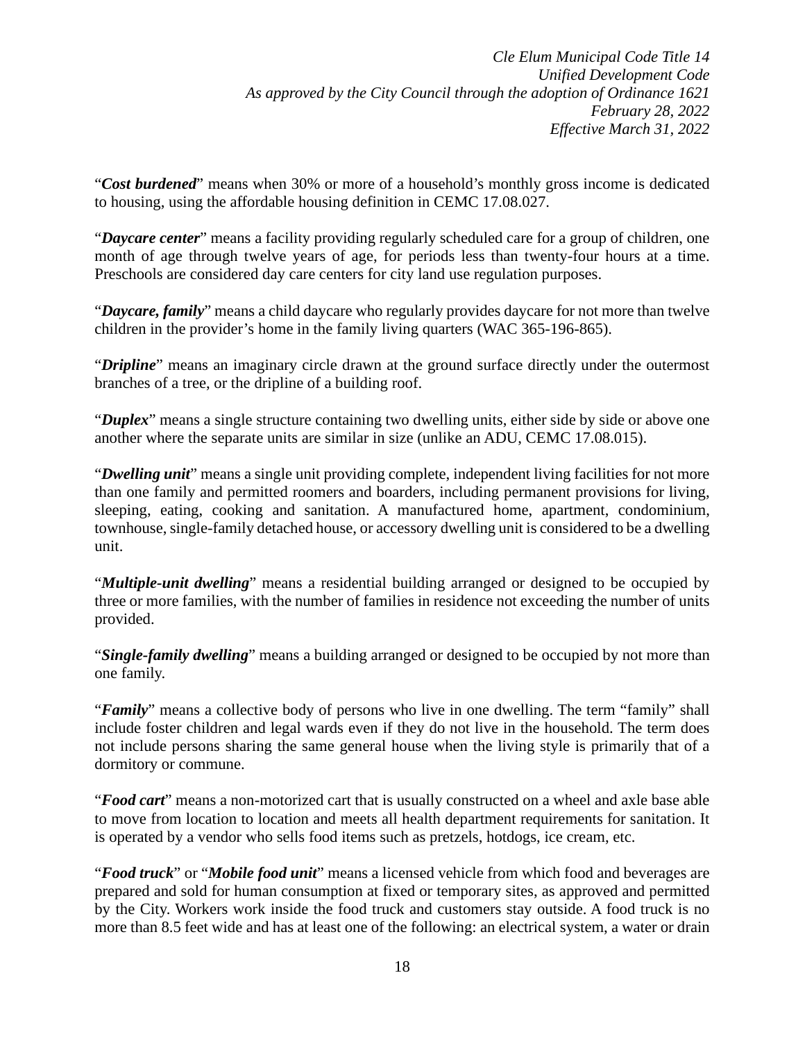"***Cost burdened***" means when 30% or more of a household's monthly gross income is dedicated to housing, using the affordable housing definition in CEMC 17.08.027.

"***Daycare center***" means a facility providing regularly scheduled care for a group of children, one month of age through twelve years of age, for periods less than twenty-four hours at a time. Preschools are considered day care centers for city land use regulation purposes.

"***Daycare, family***" means a child daycare who regularly provides daycare for not more than twelve children in the provider's home in the family living quarters (WAC 365-196-865).

"***Dripline***" means an imaginary circle drawn at the ground surface directly under the outermost branches of a tree, or the dripline of a building roof.

"***Duplex***" means a single structure containing two dwelling units, either side by side or above one another where the separate units are similar in size (unlike an ADU, CEMC 17.08.015).

"***Dwelling unit***" means a single unit providing complete, independent living facilities for not more than one family and permitted roomers and boarders, including permanent provisions for living, sleeping, eating, cooking and sanitation. A manufactured home, apartment, condominium, townhouse, single-family detached house, or accessory dwelling unit is considered to be a dwelling unit.

"***Multiple-unit dwelling***" means a residential building arranged or designed to be occupied by three or more families, with the number of families in residence not exceeding the number of units provided.

"***Single-family dwelling***" means a building arranged or designed to be occupied by not more than one family.

"***Family***" means a collective body of persons who live in one dwelling. The term "family" shall include foster children and legal wards even if they do not live in the household. The term does not include persons sharing the same general house when the living style is primarily that of a dormitory or commune.

"***Food cart***" means a non-motorized cart that is usually constructed on a wheel and axle base able to move from location to location and meets all health department requirements for sanitation. It is operated by a vendor who sells food items such as pretzels, hotdogs, ice cream, etc.

"***Food truck***" or "***Mobile food unit***" means a licensed vehicle from which food and beverages are prepared and sold for human consumption at fixed or temporary sites, as approved and permitted by the City. Workers work inside the food truck and customers stay outside. A food truck is no more than 8.5 feet wide and has at least one of the following: an electrical system, a water or drain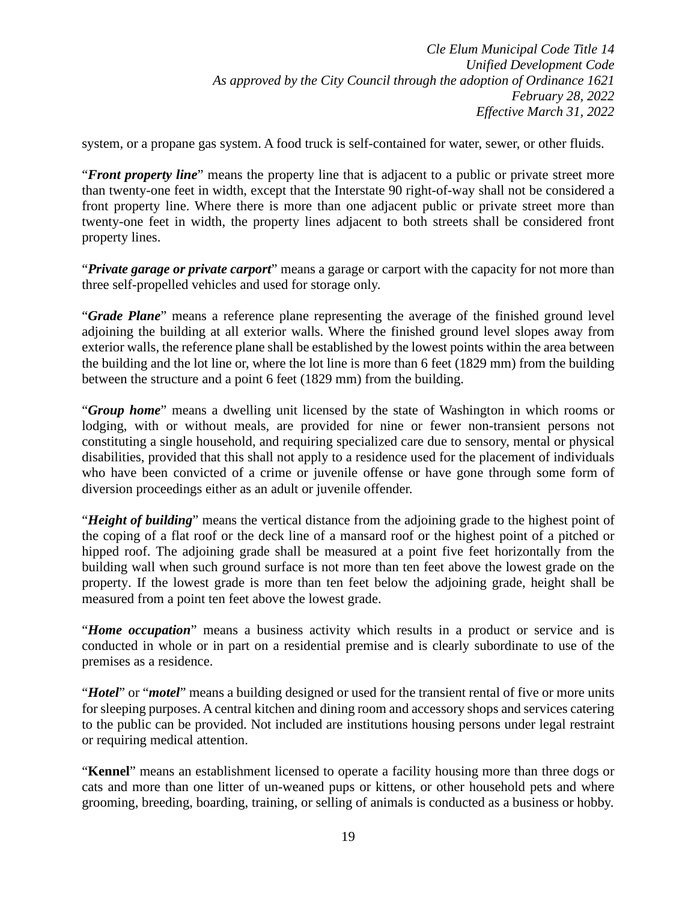system, or a propane gas system. A food truck is self-contained for water, sewer, or other fluids.

"***Front property line***" means the property line that is adjacent to a public or private street more than twenty-one feet in width, except that the Interstate 90 right-of-way shall not be considered a front property line. Where there is more than one adjacent public or private street more than twenty-one feet in width, the property lines adjacent to both streets shall be considered front property lines.

"***Private garage or private carport***" means a garage or carport with the capacity for not more than three self-propelled vehicles and used for storage only.

"***Grade Plane***" means a reference plane representing the average of the finished ground level adjoining the building at all exterior walls. Where the finished ground level slopes away from exterior walls, the reference plane shall be established by the lowest points within the area between the building and the lot line or, where the lot line is more than 6 feet (1829 mm) from the building between the structure and a point 6 feet (1829 mm) from the building.

"***Group home***" means a dwelling unit licensed by the state of Washington in which rooms or lodging, with or without meals, are provided for nine or fewer non-transient persons not constituting a single household, and requiring specialized care due to sensory, mental or physical disabilities, provided that this shall not apply to a residence used for the placement of individuals who have been convicted of a crime or juvenile offense or have gone through some form of diversion proceedings either as an adult or juvenile offender.

"***Height of building***" means the vertical distance from the adjoining grade to the highest point of the coping of a flat roof or the deck line of a mansard roof or the highest point of a pitched or hipped roof. The adjoining grade shall be measured at a point five feet horizontally from the building wall when such ground surface is not more than ten feet above the lowest grade on the property. If the lowest grade is more than ten feet below the adjoining grade, height shall be measured from a point ten feet above the lowest grade.

"***Home occupation***" means a business activity which results in a product or service and is conducted in whole or in part on a residential premise and is clearly subordinate to use of the premises as a residence.

"***Hotel***" or "***motel***" means a building designed or used for the transient rental of five or more units for sleeping purposes. A central kitchen and dining room and accessory shops and services catering to the public can be provided. Not included are institutions housing persons under legal restraint or requiring medical attention.

"**Kennel**" means an establishment licensed to operate a facility housing more than three dogs or cats and more than one litter of un-weaned pups or kittens, or other household pets and where grooming, breeding, boarding, training, or selling of animals is conducted as a business or hobby.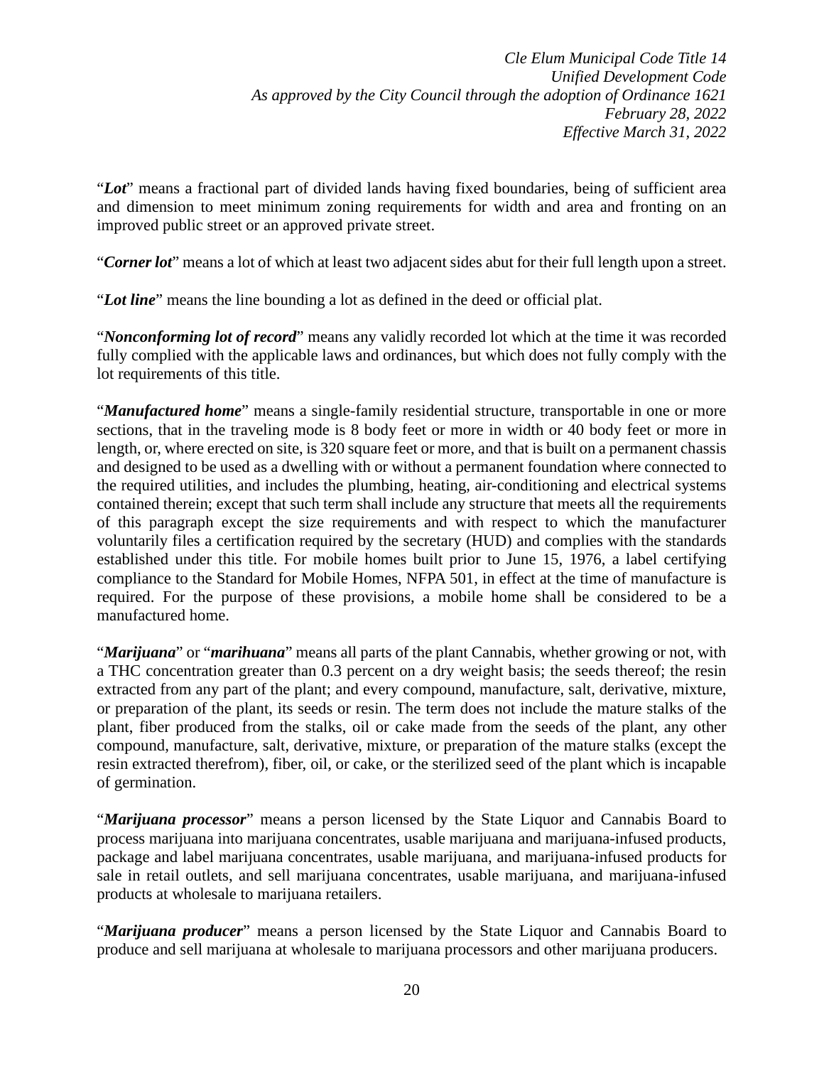"***Lot***" means a fractional part of divided lands having fixed boundaries, being of sufficient area and dimension to meet minimum zoning requirements for width and area and fronting on an improved public street or an approved private street.

"***Corner lot***" means a lot of which at least two adjacent sides abut for their full length upon a street.

"***Lot line***" means the line bounding a lot as defined in the deed or official plat.

"***Nonconforming lot of record***" means any validly recorded lot which at the time it was recorded fully complied with the applicable laws and ordinances, but which does not fully comply with the lot requirements of this title.

"***Manufactured home***" means a single-family residential structure, transportable in one or more sections, that in the traveling mode is 8 body feet or more in width or 40 body feet or more in length, or, where erected on site, is 320 square feet or more, and that is built on a permanent chassis and designed to be used as a dwelling with or without a permanent foundation where connected to the required utilities, and includes the plumbing, heating, air-conditioning and electrical systems contained therein; except that such term shall include any structure that meets all the requirements of this paragraph except the size requirements and with respect to which the manufacturer voluntarily files a certification required by the secretary (HUD) and complies with the standards established under this title. For mobile homes built prior to June 15, 1976, a label certifying compliance to the Standard for Mobile Homes, NFPA 501, in effect at the time of manufacture is required. For the purpose of these provisions, a mobile home shall be considered to be a manufactured home.

"***Marijuana***" or "***marihuana***" means all parts of the plant Cannabis, whether growing or not, with a THC concentration greater than 0.3 percent on a dry weight basis; the seeds thereof; the resin extracted from any part of the plant; and every compound, manufacture, salt, derivative, mixture, or preparation of the plant, its seeds or resin. The term does not include the mature stalks of the plant, fiber produced from the stalks, oil or cake made from the seeds of the plant, any other compound, manufacture, salt, derivative, mixture, or preparation of the mature stalks (except the resin extracted therefrom), fiber, oil, or cake, or the sterilized seed of the plant which is incapable of germination.

"***Marijuana processor***" means a person licensed by the State Liquor and Cannabis Board to process marijuana into marijuana concentrates, usable marijuana and marijuana-infused products, package and label marijuana concentrates, usable marijuana, and marijuana-infused products for sale in retail outlets, and sell marijuana concentrates, usable marijuana, and marijuana-infused products at wholesale to marijuana retailers.

"***Marijuana producer***" means a person licensed by the State Liquor and Cannabis Board to produce and sell marijuana at wholesale to marijuana processors and other marijuana producers.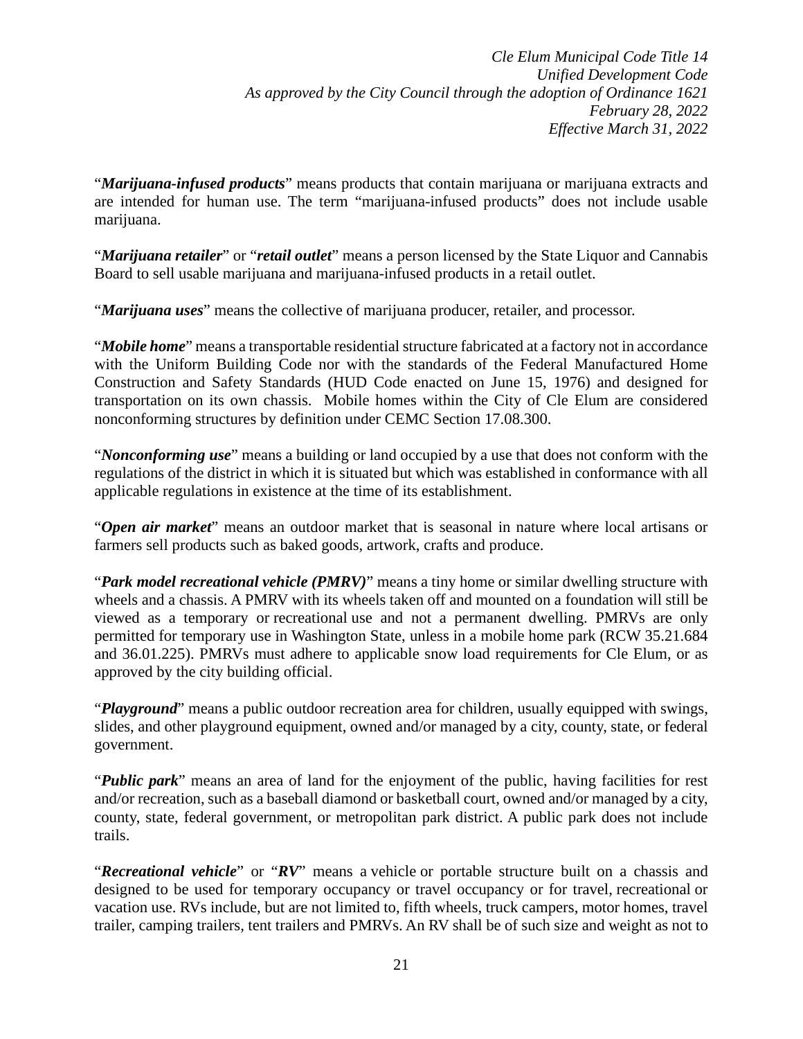"***Marijuana-infused products***" means products that contain marijuana or marijuana extracts and are intended for human use. The term "marijuana-infused products" does not include usable marijuana.

"***Marijuana retailer***" or "***retail outlet***" means a person licensed by the State Liquor and Cannabis Board to sell usable marijuana and marijuana-infused products in a retail outlet.

"***Marijuana uses***" means the collective of marijuana producer, retailer, and processor.

"***Mobile home***" means a transportable residential structure fabricated at a factory not in accordance with the Uniform Building Code nor with the standards of the Federal Manufactured Home Construction and Safety Standards (HUD Code enacted on June 15, 1976) and designed for transportation on its own chassis. Mobile homes within the City of Cle Elum are considered nonconforming structures by definition under CEMC Section 17.08.300.

"***Nonconforming use***" means a building or land occupied by a use that does not conform with the regulations of the district in which it is situated but which was established in conformance with all applicable regulations in existence at the time of its establishment.

"***Open air market***" means an outdoor market that is seasonal in nature where local artisans or farmers sell products such as baked goods, artwork, crafts and produce.

"***Park model recreational vehicle (PMRV)***" means a tiny home or similar dwelling structure with wheels and a chassis. A PMRV with its wheels taken off and mounted on a foundation will still be viewed as a temporary or recreational use and not a permanent dwelling. PMRVs are only permitted for temporary use in Washington State, unless in a mobile home park (RCW 35.21.684 and 36.01.225). PMRVs must adhere to applicable snow load requirements for Cle Elum, or as approved by the city building official.

"***Playground***" means a public outdoor recreation area for children, usually equipped with swings, slides, and other playground equipment, owned and/or managed by a city, county, state, or federal government.

"***Public park***" means an area of land for the enjoyment of the public, having facilities for rest and/or recreation, such as a baseball diamond or basketball court, owned and/or managed by a city, county, state, federal government, or metropolitan park district. A public park does not include trails.

"***Recreational vehicle***" or "***RV***" means a vehicle or portable structure built on a chassis and designed to be used for temporary occupancy or travel occupancy or for travel, recreational or vacation use. RVs include, but are not limited to, fifth wheels, truck campers, motor homes, travel trailer, camping trailers, tent trailers and PMRVs. An RV shall be of such size and weight as not to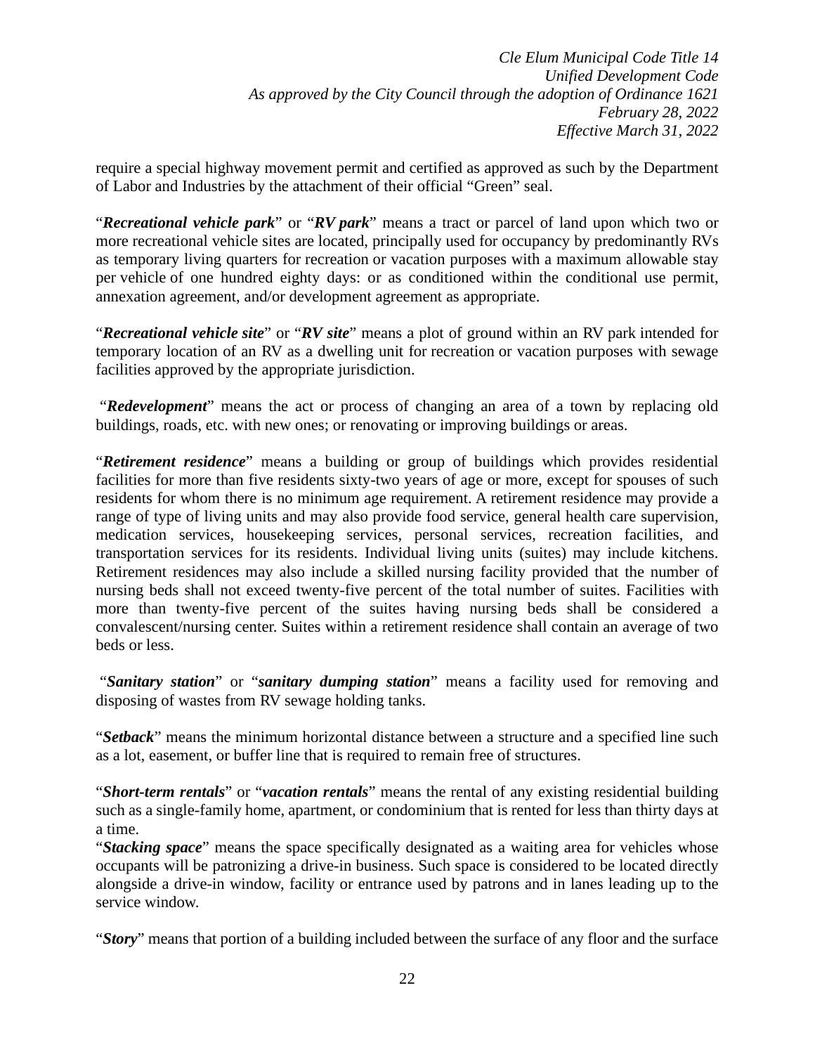require a special highway movement permit and certified as approved as such by the Department of Labor and Industries by the attachment of their official "Green" seal.

"***Recreational vehicle park***" or "***RV park***" means a tract or parcel of land upon which two or more recreational vehicle sites are located, principally used for occupancy by predominantly RVs as temporary living quarters for recreation or vacation purposes with a maximum allowable stay per vehicle of one hundred eighty days: or as conditioned within the conditional use permit, annexation agreement, and/or development agreement as appropriate.

"***Recreational vehicle site***" or "***RV site***" means a plot of ground within an RV park intended for temporary location of an RV as a dwelling unit for recreation or vacation purposes with sewage facilities approved by the appropriate jurisdiction.

"***Redevelopment***" means the act or process of changing an area of a town by replacing old buildings, roads, etc. with new ones; or renovating or improving buildings or areas.

"***Retirement residence***" means a building or group of buildings which provides residential facilities for more than five residents sixty-two years of age or more, except for spouses of such residents for whom there is no minimum age requirement. A retirement residence may provide a range of type of living units and may also provide food service, general health care supervision, medication services, housekeeping services, personal services, recreation facilities, and transportation services for its residents. Individual living units (suites) may include kitchens. Retirement residences may also include a skilled nursing facility provided that the number of nursing beds shall not exceed twenty-five percent of the total number of suites. Facilities with more than twenty-five percent of the suites having nursing beds shall be considered a convalescent/nursing center. Suites within a retirement residence shall contain an average of two beds or less.

"***Sanitary station***" or "***sanitary dumping station***" means a facility used for removing and disposing of wastes from RV sewage holding tanks.

"***Setback***" means the minimum horizontal distance between a structure and a specified line such as a lot, easement, or buffer line that is required to remain free of structures.

"***Short-term rentals***" or "***vacation rentals***" means the rental of any existing residential building such as a single-family home, apartment, or condominium that is rented for less than thirty days at a time.

"***Stacking space***" means the space specifically designated as a waiting area for vehicles whose occupants will be patronizing a drive-in business. Such space is considered to be located directly alongside a drive-in window, facility or entrance used by patrons and in lanes leading up to the service window.

"***Story***" means that portion of a building included between the surface of any floor and the surface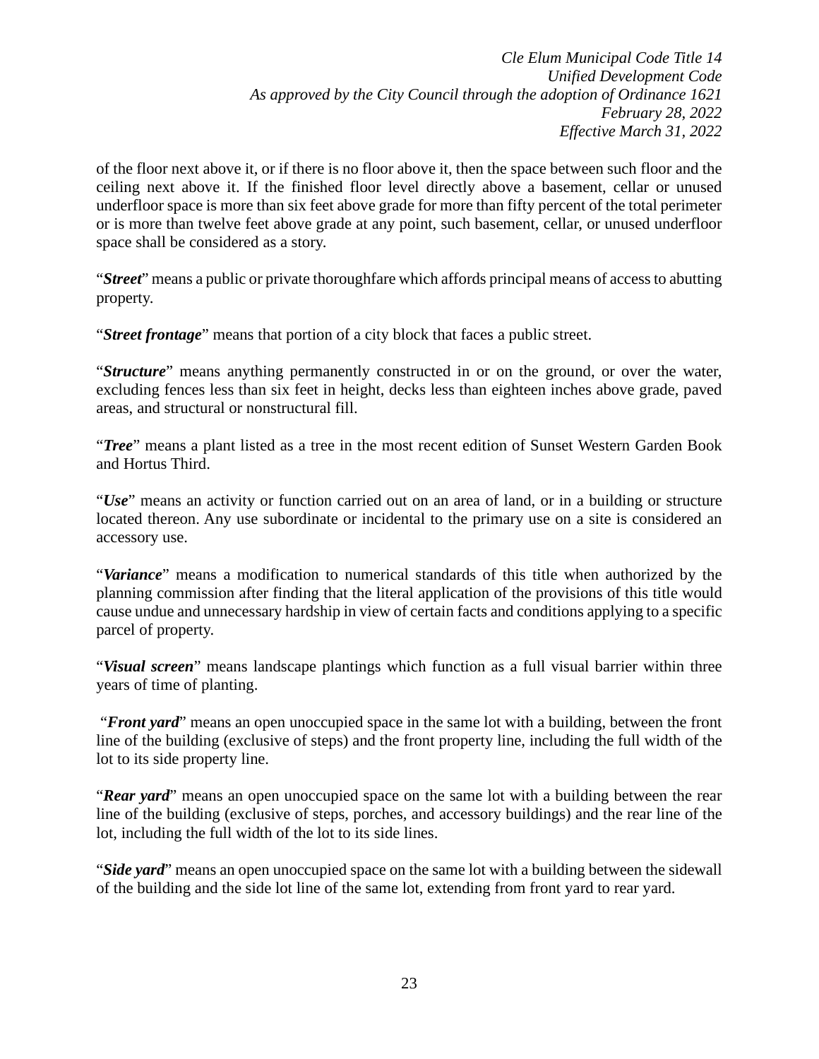of the floor next above it, or if there is no floor above it, then the space between such floor and the ceiling next above it. If the finished floor level directly above a basement, cellar or unused underfloor space is more than six feet above grade for more than fifty percent of the total perimeter or is more than twelve feet above grade at any point, such basement, cellar, or unused underfloor space shall be considered as a story.

"***Street***" means a public or private thoroughfare which affords principal means of access to abutting property.

"***Street frontage***" means that portion of a city block that faces a public street.

"***Structure***" means anything permanently constructed in or on the ground, or over the water, excluding fences less than six feet in height, decks less than eighteen inches above grade, paved areas, and structural or nonstructural fill.

"***Tree***" means a plant listed as a tree in the most recent edition of Sunset Western Garden Book and Hortus Third.

"***Use***" means an activity or function carried out on an area of land, or in a building or structure located thereon. Any use subordinate or incidental to the primary use on a site is considered an accessory use.

"***Variance***" means a modification to numerical standards of this title when authorized by the planning commission after finding that the literal application of the provisions of this title would cause undue and unnecessary hardship in view of certain facts and conditions applying to a specific parcel of property.

"***Visual screen***" means landscape plantings which function as a full visual barrier within three years of time of planting.

"***Front yard***" means an open unoccupied space in the same lot with a building, between the front line of the building (exclusive of steps) and the front property line, including the full width of the lot to its side property line.

"***Rear yard***" means an open unoccupied space on the same lot with a building between the rear line of the building (exclusive of steps, porches, and accessory buildings) and the rear line of the lot, including the full width of the lot to its side lines.

"***Side yard***" means an open unoccupied space on the same lot with a building between the sidewall of the building and the side lot line of the same lot, extending from front yard to rear yard.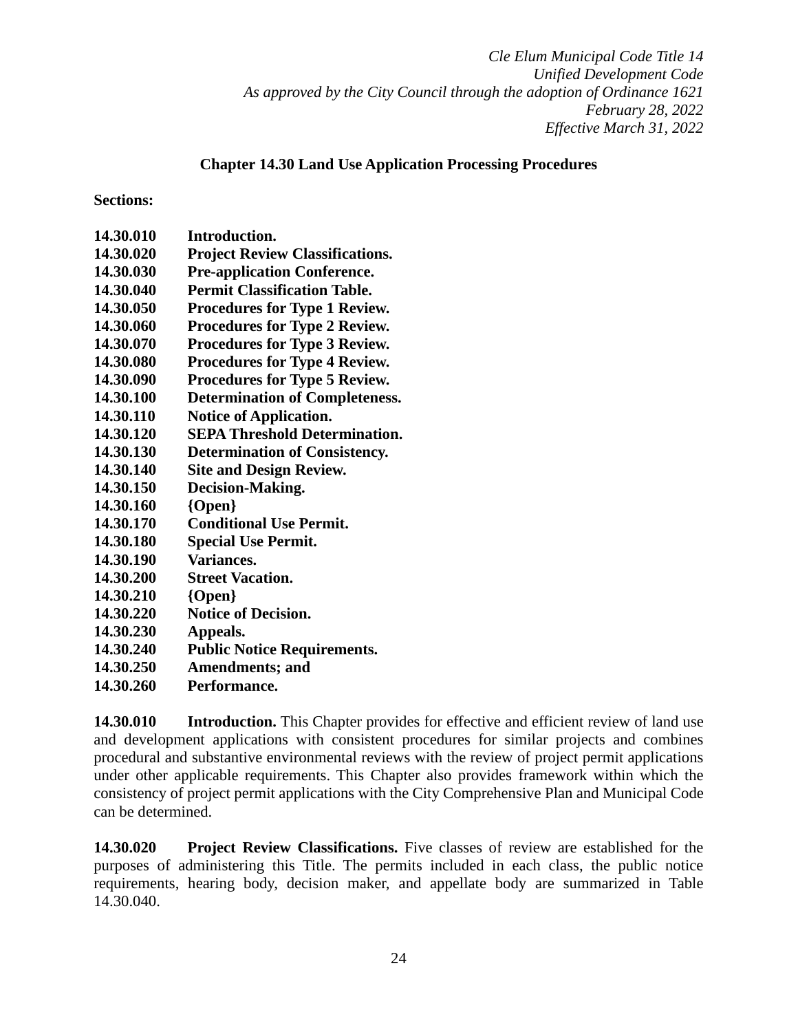*Cle Elum Municipal Code Title 14*
*Unified Development Code*
*As approved by the City Council through the adoption of Ordinance 1621*
*February 28, 2022*
*Effective March 31, 2022*

## Chapter 14.30 Land Use Application Processing Procedures

**Sections:**

**14.30.010 Introduction.**
**14.30.020 Project Review Classifications.**
**14.30.030 Pre-application Conference.**
**14.30.040 Permit Classification Table.**
**14.30.050 Procedures for Type 1 Review.**
**14.30.060 Procedures for Type 2 Review.**
**14.30.070 Procedures for Type 3 Review.**
**14.30.080 Procedures for Type 4 Review.**
**14.30.090 Procedures for Type 5 Review.**
**14.30.100 Determination of Completeness.**
**14.30.110 Notice of Application.**
**14.30.120 SEPA Threshold Determination.**
**14.30.130 Determination of Consistency.**
**14.30.140 Site and Design Review.**
**14.30.150 Decision-Making.**
**14.30.160 {Open}**
**14.30.170 Conditional Use Permit.**
**14.30.180 Special Use Permit.**
**14.30.190 Variances.**
**14.30.200 Street Vacation.**
**14.30.210 {Open}**
**14.30.220 Notice of Decision.**
**14.30.230 Appeals.**
**14.30.240 Public Notice Requirements.**
**14.30.250 Amendments; and**
**14.30.260 Performance.**

**14.30.010 Introduction.** This Chapter provides for effective and efficient review of land use and development applications with consistent procedures for similar projects and combines procedural and substantive environmental reviews with the review of project permit applications under other applicable requirements. This Chapter also provides framework within which the consistency of project permit applications with the City Comprehensive Plan and Municipal Code can be determined.

**14.30.020 Project Review Classifications.** Five classes of review are established for the purposes of administering this Title. The permits included in each class, the public notice requirements, hearing body, decision maker, and appellate body are summarized in Table 14.30.040.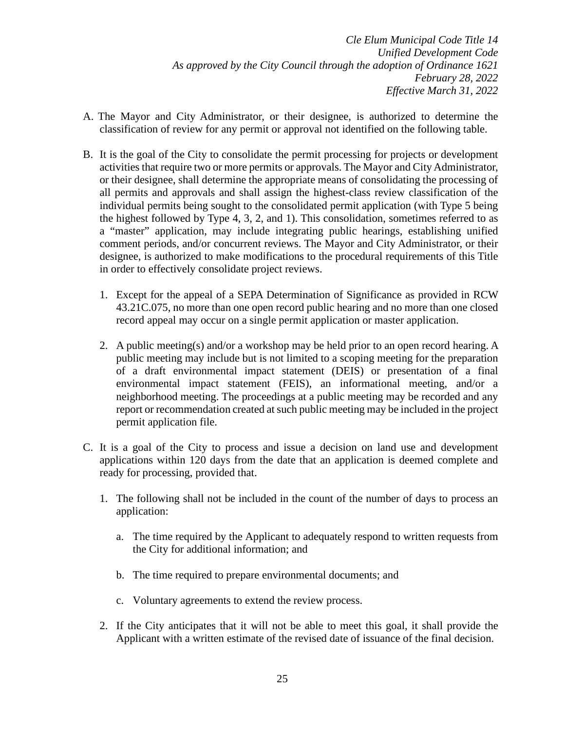A. The Mayor and City Administrator, or their designee, is authorized to determine the classification of review for any permit or approval not identified on the following table.

B. It is the goal of the City to consolidate the permit processing for projects or development activities that require two or more permits or approvals. The Mayor and City Administrator, or their designee, shall determine the appropriate means of consolidating the processing of all permits and approvals and shall assign the highest-class review classification of the individual permits being sought to the consolidated permit application (with Type 5 being the highest followed by Type 4, 3, 2, and 1). This consolidation, sometimes referred to as a "master" application, may include integrating public hearings, establishing unified comment periods, and/or concurrent reviews. The Mayor and City Administrator, or their designee, is authorized to make modifications to the procedural requirements of this Title in order to effectively consolidate project reviews.

   1. Except for the appeal of a SEPA Determination of Significance as provided in RCW 43.21C.075, no more than one open record public hearing and no more than one closed record appeal may occur on a single permit application or master application.

   2. A public meeting(s) and/or a workshop may be held prior to an open record hearing. A public meeting may include but is not limited to a scoping meeting for the preparation of a draft environmental impact statement (DEIS) or presentation of a final environmental impact statement (FEIS), an informational meeting, and/or a neighborhood meeting. The proceedings at a public meeting may be recorded and any report or recommendation created at such public meeting may be included in the project permit application file.

C. It is a goal of the City to process and issue a decision on land use and development applications within 120 days from the date that an application is deemed complete and ready for processing, provided that.

   1. The following shall not be included in the count of the number of days to process an application:

      a. The time required by the Applicant to adequately respond to written requests from the City for additional information; and

      b. The time required to prepare environmental documents; and

      c. Voluntary agreements to extend the review process.

   2. If the City anticipates that it will not be able to meet this goal, it shall provide the Applicant with a written estimate of the revised date of issuance of the final decision.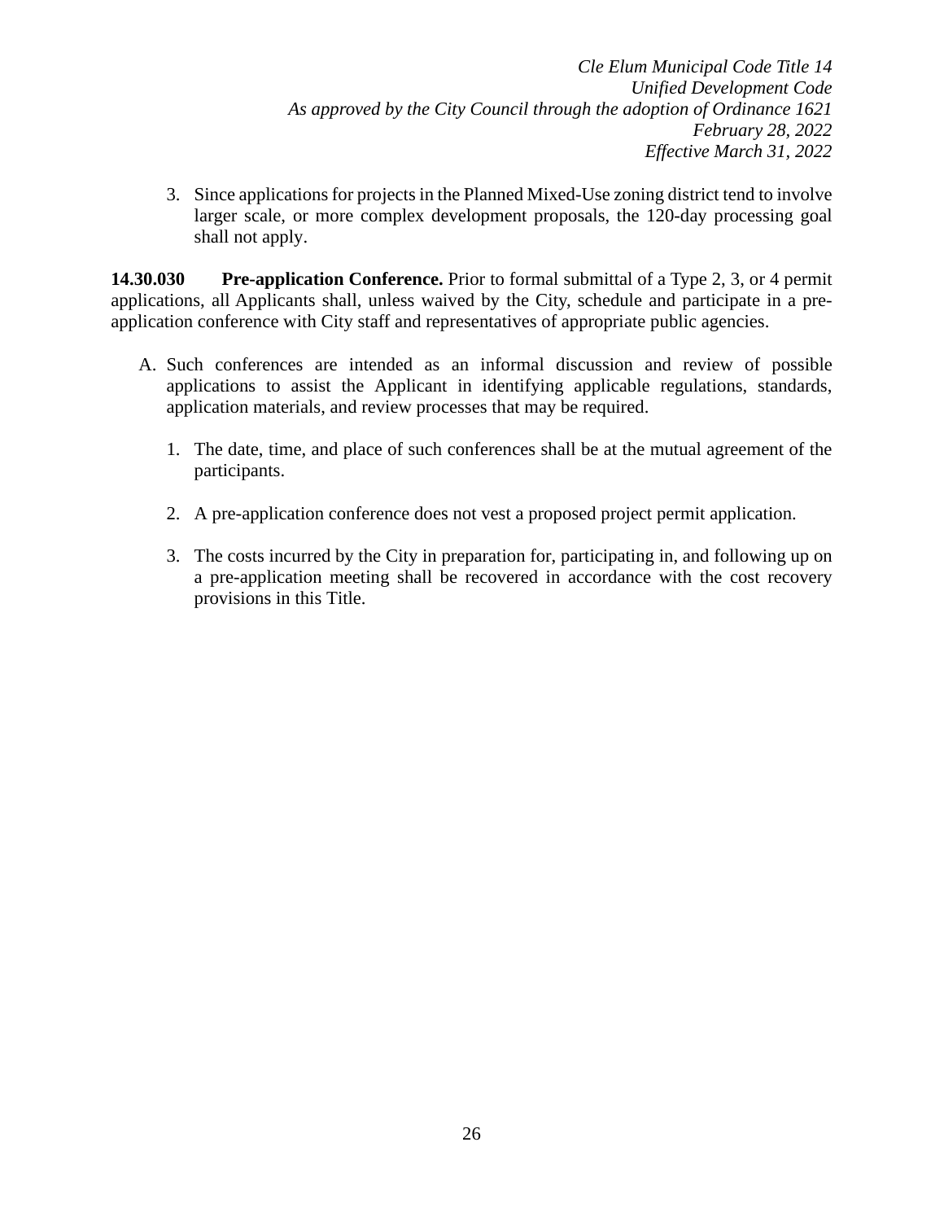3. Since applications for projects in the Planned Mixed-Use zoning district tend to involve larger scale, or more complex development proposals, the 120-day processing goal shall not apply.

**14.30.030 Pre-application Conference.** Prior to formal submittal of a Type 2, 3, or 4 permit applications, all Applicants shall, unless waived by the City, schedule and participate in a pre-application conference with City staff and representatives of appropriate public agencies.

A. Such conferences are intended as an informal discussion and review of possible applications to assist the Applicant in identifying applicable regulations, standards, application materials, and review processes that may be required.

   1. The date, time, and place of such conferences shall be at the mutual agreement of the participants.

   2. A pre-application conference does not vest a proposed project permit application.

   3. The costs incurred by the City in preparation for, participating in, and following up on a pre-application meeting shall be recovered in accordance with the cost recovery provisions in this Title.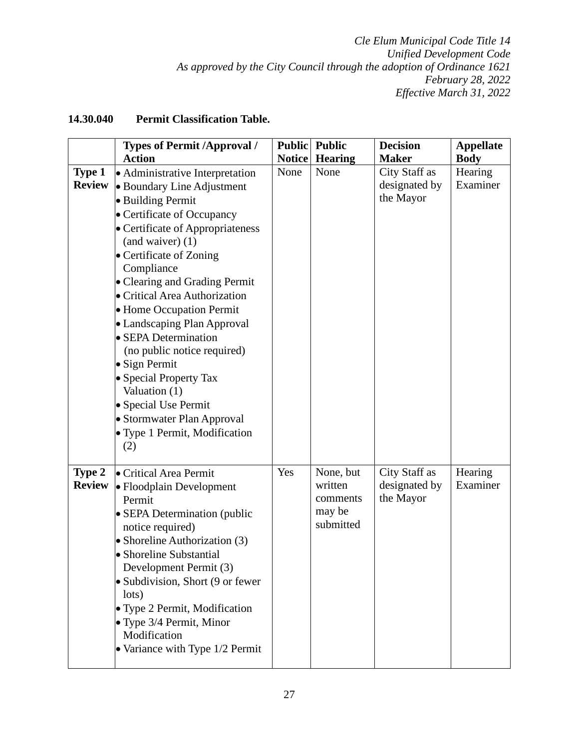*Cle Elum Municipal Code Title 14*
*Unified Development Code*
*As approved by the City Council through the adoption of Ordinance 1621*
*February 28, 2022*
*Effective March 31, 2022*

**14.30.040 Permit Classification Table.**

| | **Types of Permit /Approval / Action** | **Public Notice** | **Public Hearing** | **Decision Maker** | **Appellate Body** |
|---|---|---|---|---|---|
| **Type 1 Review** | • Administrative Interpretation<br>• Boundary Line Adjustment<br>• Building Permit<br>• Certificate of Occupancy<br>• Certificate of Appropriateness (and waiver) (1)<br>• Certificate of Zoning Compliance<br>• Clearing and Grading Permit<br>• Critical Area Authorization<br>• Home Occupation Permit<br>• Landscaping Plan Approval<br>• SEPA Determination (no public notice required)<br>• Sign Permit<br>• Special Property Tax Valuation (1)<br>• Special Use Permit<br>• Stormwater Plan Approval<br>• Type 1 Permit, Modification (2) | None | None | City Staff as designated by the Mayor | Hearing Examiner |
| **Type 2 Review** | • Critical Area Permit<br>• Floodplain Development Permit<br>• SEPA Determination (public notice required)<br>• Shoreline Authorization (3)<br>• Shoreline Substantial Development Permit (3)<br>• Subdivision, Short (9 or fewer lots)<br>• Type 2 Permit, Modification<br>• Type 3/4 Permit, Minor Modification<br>• Variance with Type 1/2 Permit | Yes | None, but written comments may be submitted | City Staff as designated by the Mayor | Hearing Examiner |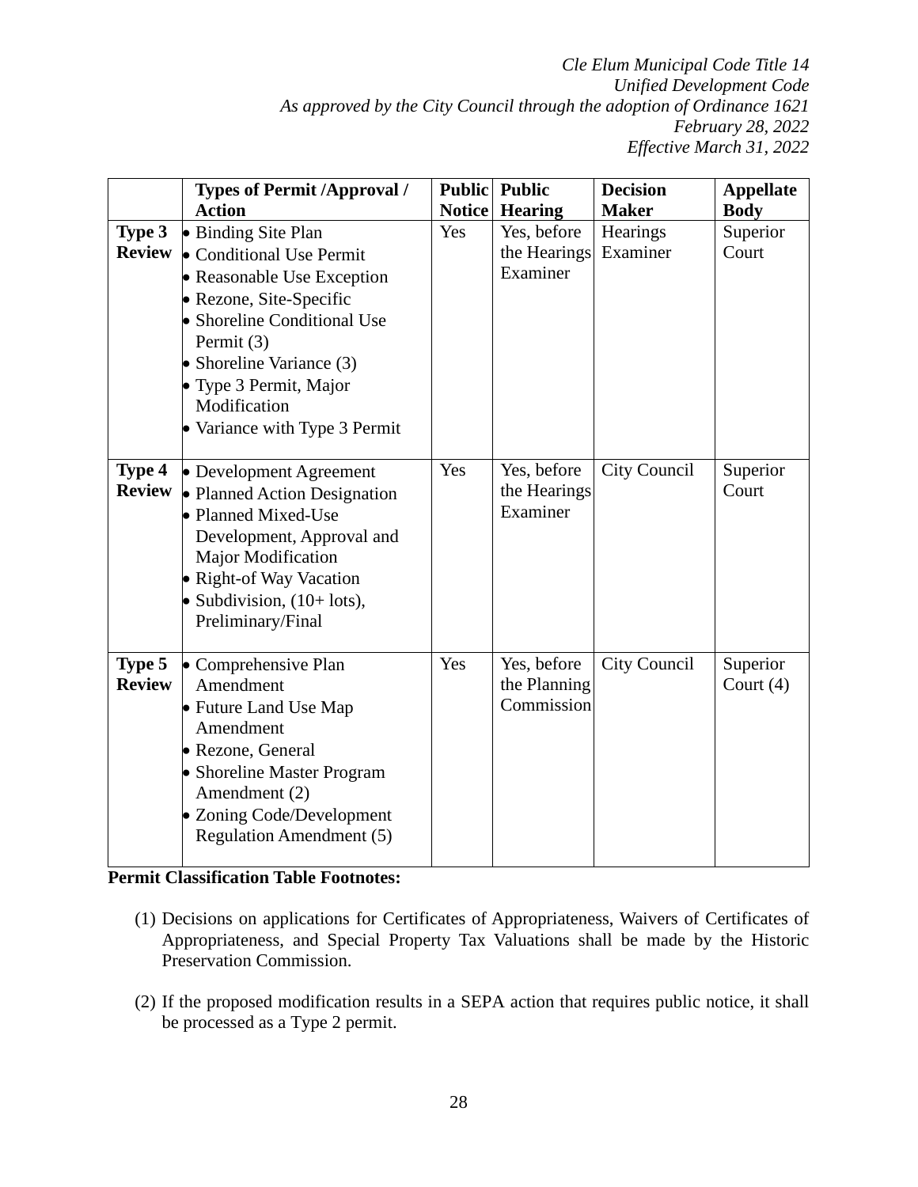| | Types of Permit /Approval / Action | Public Notice | Public Hearing | Decision Maker | Appellate Body |
|---|---|---|---|---|---|
| **Type 3 Review** | • Binding Site Plan<br>• Conditional Use Permit<br>• Reasonable Use Exception<br>• Rezone, Site-Specific<br>• Shoreline Conditional Use Permit (3)<br>• Shoreline Variance (3)<br>• Type 3 Permit, Major Modification<br>• Variance with Type 3 Permit | Yes | Yes, before the Hearings Examiner | Hearings Examiner | Superior Court |
| **Type 4 Review** | • Development Agreement<br>• Planned Action Designation<br>• Planned Mixed-Use Development, Approval and Major Modification<br>• Right-of Way Vacation<br>• Subdivision, (10+ lots), Preliminary/Final | Yes | Yes, before the Hearings Examiner | City Council | Superior Court |
| **Type 5 Review** | • Comprehensive Plan Amendment<br>• Future Land Use Map Amendment<br>• Rezone, General<br>• Shoreline Master Program Amendment (2)<br>• Zoning Code/Development Regulation Amendment (5) | Yes | Yes, before the Planning Commission | City Council | Superior Court (4) |

**Permit Classification Table Footnotes:**

(1) Decisions on applications for Certificates of Appropriateness, Waivers of Certificates of Appropriateness, and Special Property Tax Valuations shall be made by the Historic Preservation Commission.

(2) If the proposed modification results in a SEPA action that requires public notice, it shall be processed as a Type 2 permit.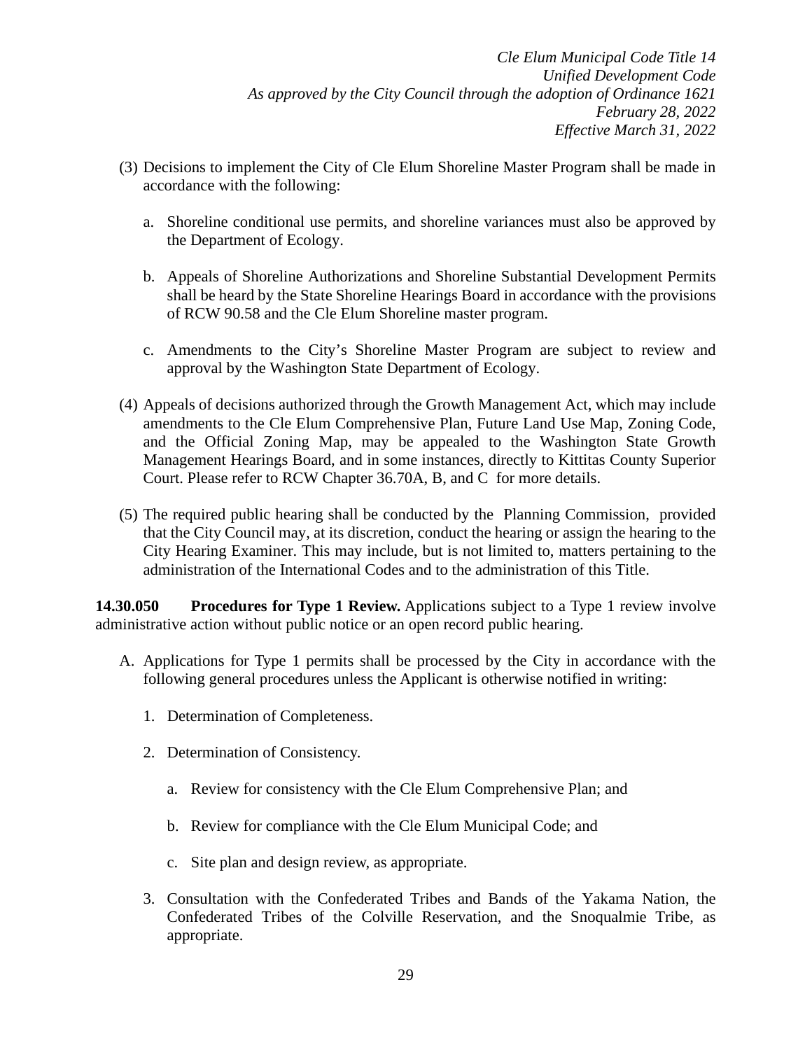(3) Decisions to implement the City of Cle Elum Shoreline Master Program shall be made in accordance with the following:

   a. Shoreline conditional use permits, and shoreline variances must also be approved by the Department of Ecology.

   b. Appeals of Shoreline Authorizations and Shoreline Substantial Development Permits shall be heard by the State Shoreline Hearings Board in accordance with the provisions of RCW 90.58 and the Cle Elum Shoreline master program.

   c. Amendments to the City's Shoreline Master Program are subject to review and approval by the Washington State Department of Ecology.

(4) Appeals of decisions authorized through the Growth Management Act, which may include amendments to the Cle Elum Comprehensive Plan, Future Land Use Map, Zoning Code, and the Official Zoning Map, may be appealed to the Washington State Growth Management Hearings Board, and in some instances, directly to Kittitas County Superior Court. Please refer to RCW Chapter 36.70A, B, and C for more details.

(5) The required public hearing shall be conducted by the Planning Commission, provided that the City Council may, at its discretion, conduct the hearing or assign the hearing to the City Hearing Examiner. This may include, but is not limited to, matters pertaining to the administration of the International Codes and to the administration of this Title.

**14.30.050 Procedures for Type 1 Review.** Applications subject to a Type 1 review involve administrative action without public notice or an open record public hearing.

A. Applications for Type 1 permits shall be processed by the City in accordance with the following general procedures unless the Applicant is otherwise notified in writing:

   1. Determination of Completeness.

   2. Determination of Consistency.

      a. Review for consistency with the Cle Elum Comprehensive Plan; and

      b. Review for compliance with the Cle Elum Municipal Code; and

      c. Site plan and design review, as appropriate.

   3. Consultation with the Confederated Tribes and Bands of the Yakama Nation, the Confederated Tribes of the Colville Reservation, and the Snoqualmie Tribe, as appropriate.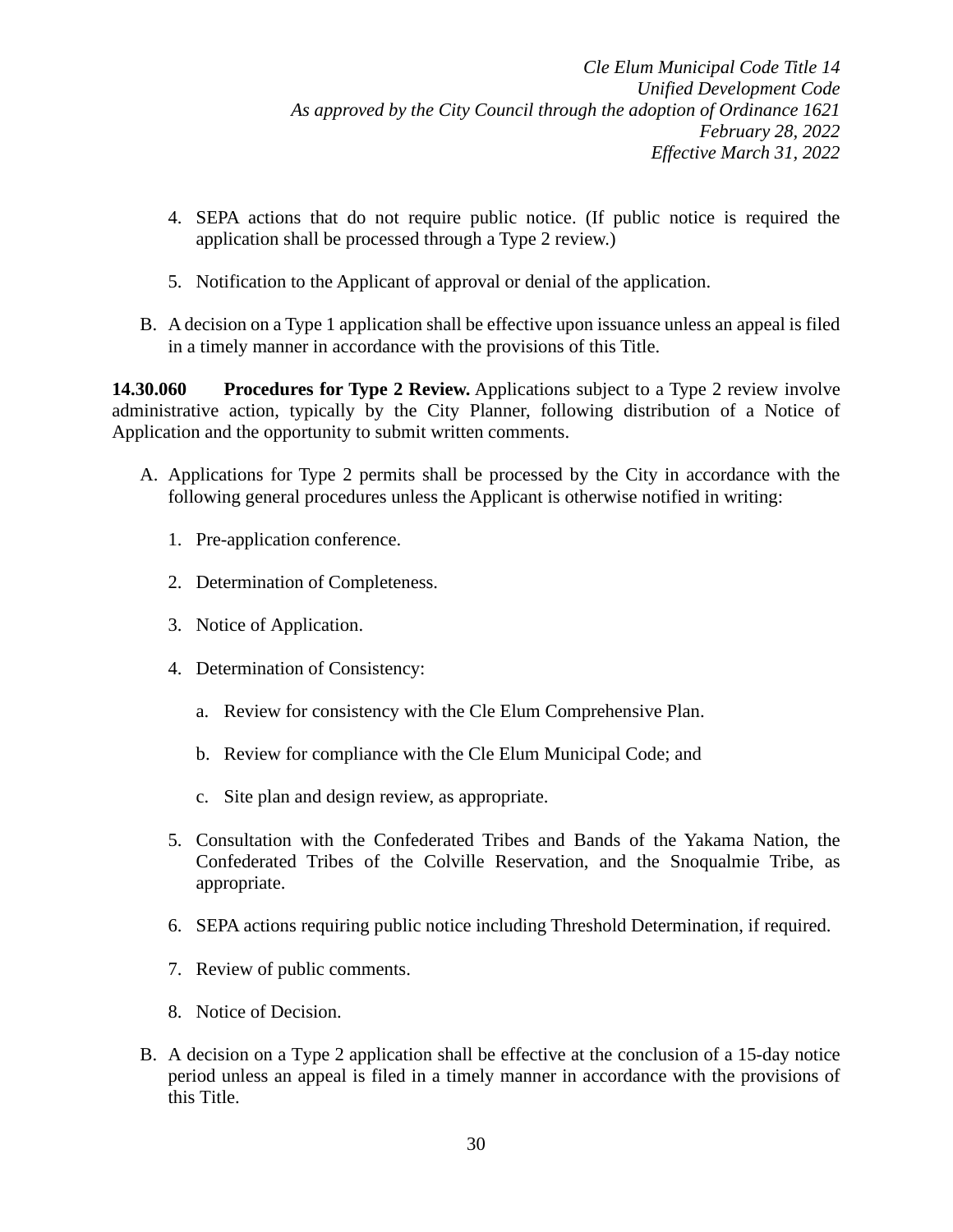4. SEPA actions that do not require public notice. (If public notice is required the application shall be processed through a Type 2 review.)

5. Notification to the Applicant of approval or denial of the application.

B. A decision on a Type 1 application shall be effective upon issuance unless an appeal is filed in a timely manner in accordance with the provisions of this Title.

**14.30.060 Procedures for Type 2 Review.** Applications subject to a Type 2 review involve administrative action, typically by the City Planner, following distribution of a Notice of Application and the opportunity to submit written comments.

A. Applications for Type 2 permits shall be processed by the City in accordance with the following general procedures unless the Applicant is otherwise notified in writing:

   1. Pre-application conference.

   2. Determination of Completeness.

   3. Notice of Application.

   4. Determination of Consistency:

      a. Review for consistency with the Cle Elum Comprehensive Plan.

      b. Review for compliance with the Cle Elum Municipal Code; and

      c. Site plan and design review, as appropriate.

   5. Consultation with the Confederated Tribes and Bands of the Yakama Nation, the Confederated Tribes of the Colville Reservation, and the Snoqualmie Tribe, as appropriate.

   6. SEPA actions requiring public notice including Threshold Determination, if required.

   7. Review of public comments.

   8. Notice of Decision.

B. A decision on a Type 2 application shall be effective at the conclusion of a 15-day notice period unless an appeal is filed in a timely manner in accordance with the provisions of this Title.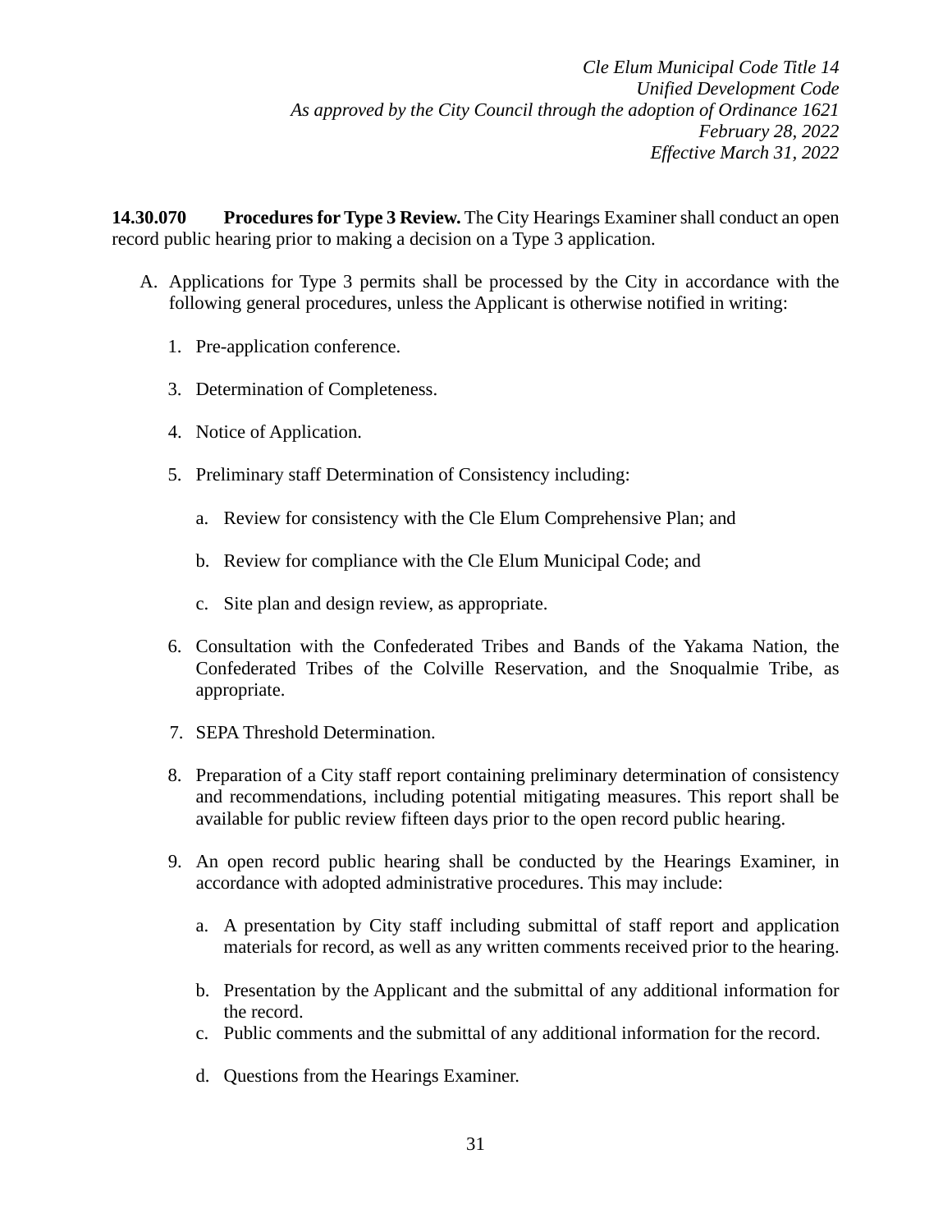**14.30.070 Procedures for Type 3 Review.** The City Hearings Examiner shall conduct an open record public hearing prior to making a decision on a Type 3 application.

A. Applications for Type 3 permits shall be processed by the City in accordance with the following general procedures, unless the Applicant is otherwise notified in writing:

1. Pre-application conference.

3. Determination of Completeness.

4. Notice of Application.

5. Preliminary staff Determination of Consistency including:

   a. Review for consistency with the Cle Elum Comprehensive Plan; and

   b. Review for compliance with the Cle Elum Municipal Code; and

   c. Site plan and design review, as appropriate.

6. Consultation with the Confederated Tribes and Bands of the Yakama Nation, the Confederated Tribes of the Colville Reservation, and the Snoqualmie Tribe, as appropriate.

7. SEPA Threshold Determination.

8. Preparation of a City staff report containing preliminary determination of consistency and recommendations, including potential mitigating measures. This report shall be available for public review fifteen days prior to the open record public hearing.

9. An open record public hearing shall be conducted by the Hearings Examiner, in accordance with adopted administrative procedures. This may include:

   a. A presentation by City staff including submittal of staff report and application materials for record, as well as any written comments received prior to the hearing.

   b. Presentation by the Applicant and the submittal of any additional information for the record.

   c. Public comments and the submittal of any additional information for the record.

   d. Questions from the Hearings Examiner.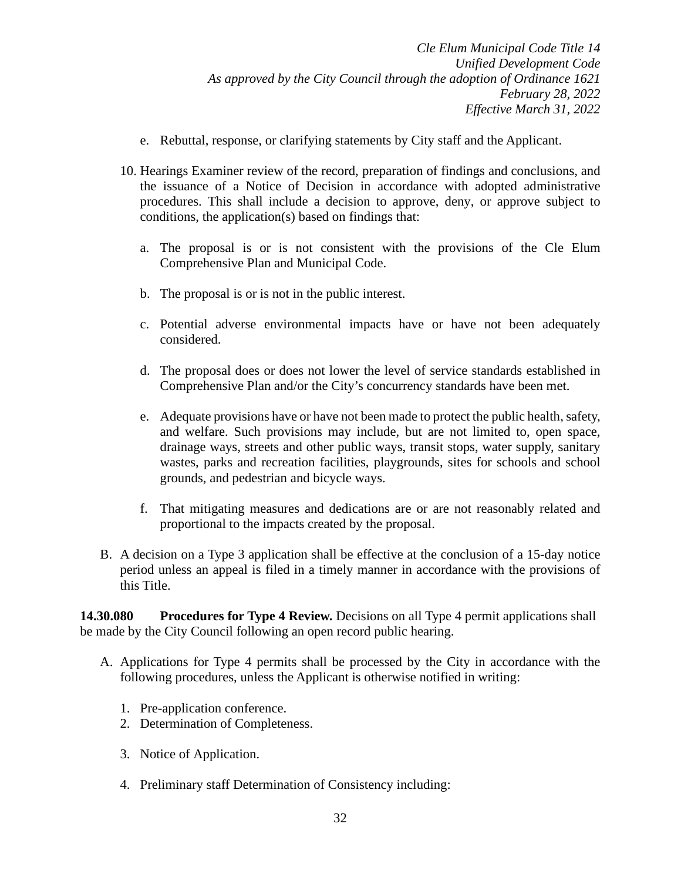e. Rebuttal, response, or clarifying statements by City staff and the Applicant.

10. Hearings Examiner review of the record, preparation of findings and conclusions, and the issuance of a Notice of Decision in accordance with adopted administrative procedures. This shall include a decision to approve, deny, or approve subject to conditions, the application(s) based on findings that:

   a. The proposal is or is not consistent with the provisions of the Cle Elum Comprehensive Plan and Municipal Code.

   b. The proposal is or is not in the public interest.

   c. Potential adverse environmental impacts have or have not been adequately considered.

   d. The proposal does or does not lower the level of service standards established in Comprehensive Plan and/or the City's concurrency standards have been met.

   e. Adequate provisions have or have not been made to protect the public health, safety, and welfare. Such provisions may include, but are not limited to, open space, drainage ways, streets and other public ways, transit stops, water supply, sanitary wastes, parks and recreation facilities, playgrounds, sites for schools and school grounds, and pedestrian and bicycle ways.

   f. That mitigating measures and dedications are or are not reasonably related and proportional to the impacts created by the proposal.

B. A decision on a Type 3 application shall be effective at the conclusion of a 15-day notice period unless an appeal is filed in a timely manner in accordance with the provisions of this Title.

**14.30.080 Procedures for Type 4 Review.** Decisions on all Type 4 permit applications shall be made by the City Council following an open record public hearing.

A. Applications for Type 4 permits shall be processed by the City in accordance with the following procedures, unless the Applicant is otherwise notified in writing:

   1. Pre-application conference.
   2. Determination of Completeness.
   3. Notice of Application.
   4. Preliminary staff Determination of Consistency including: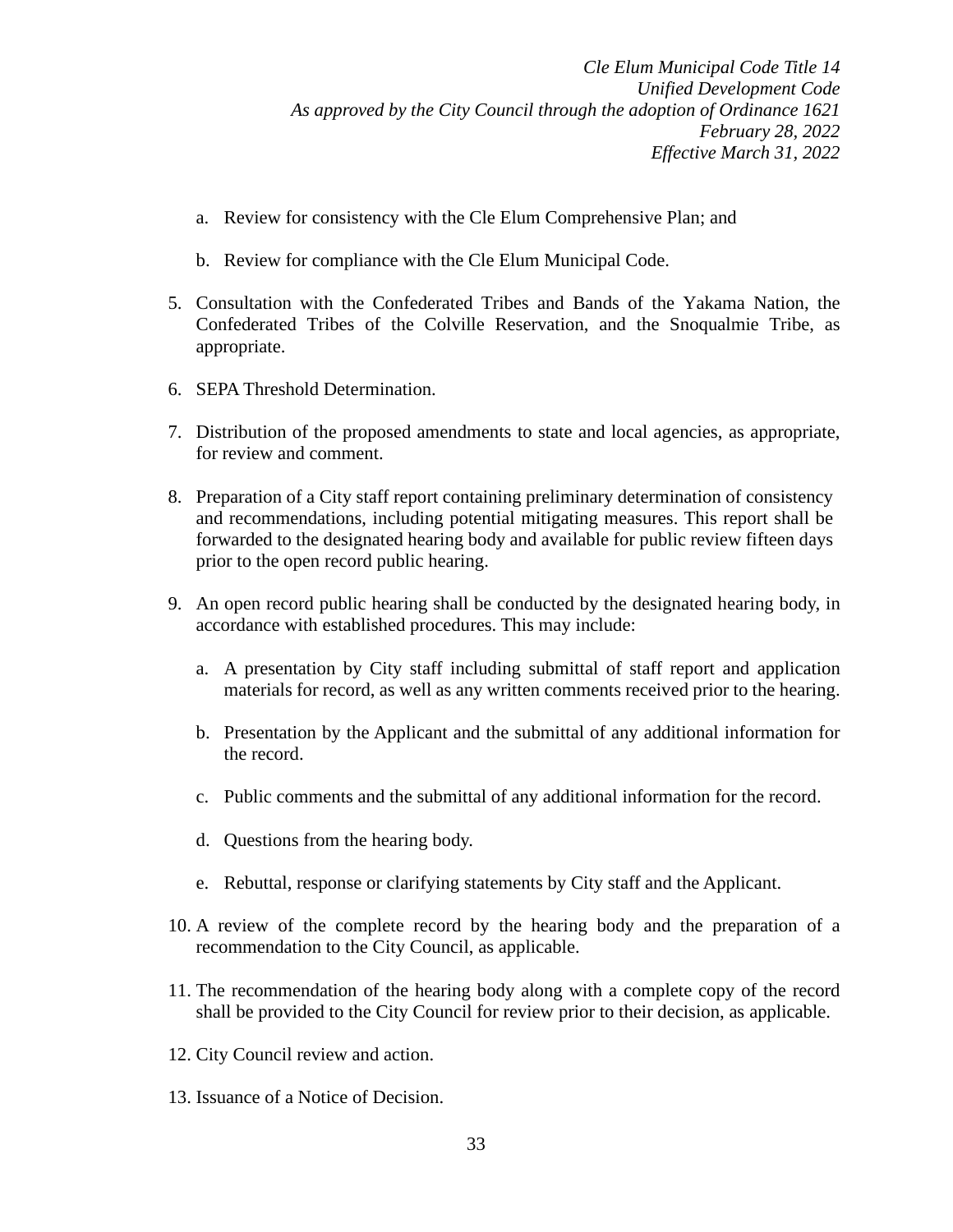a. Review for consistency with the Cle Elum Comprehensive Plan; and

   b. Review for compliance with the Cle Elum Municipal Code.

5. Consultation with the Confederated Tribes and Bands of the Yakama Nation, the Confederated Tribes of the Colville Reservation, and the Snoqualmie Tribe, as appropriate.

6. SEPA Threshold Determination.

7. Distribution of the proposed amendments to state and local agencies, as appropriate, for review and comment.

8. Preparation of a City staff report containing preliminary determination of consistency and recommendations, including potential mitigating measures. This report shall be forwarded to the designated hearing body and available for public review fifteen days prior to the open record public hearing.

9. An open record public hearing shall be conducted by the designated hearing body, in accordance with established procedures. This may include:

   a. A presentation by City staff including submittal of staff report and application materials for record, as well as any written comments received prior to the hearing.

   b. Presentation by the Applicant and the submittal of any additional information for the record.

   c. Public comments and the submittal of any additional information for the record.

   d. Questions from the hearing body.

   e. Rebuttal, response or clarifying statements by City staff and the Applicant.

10. A review of the complete record by the hearing body and the preparation of a recommendation to the City Council, as applicable.

11. The recommendation of the hearing body along with a complete copy of the record shall be provided to the City Council for review prior to their decision, as applicable.

12. City Council review and action.

13. Issuance of a Notice of Decision.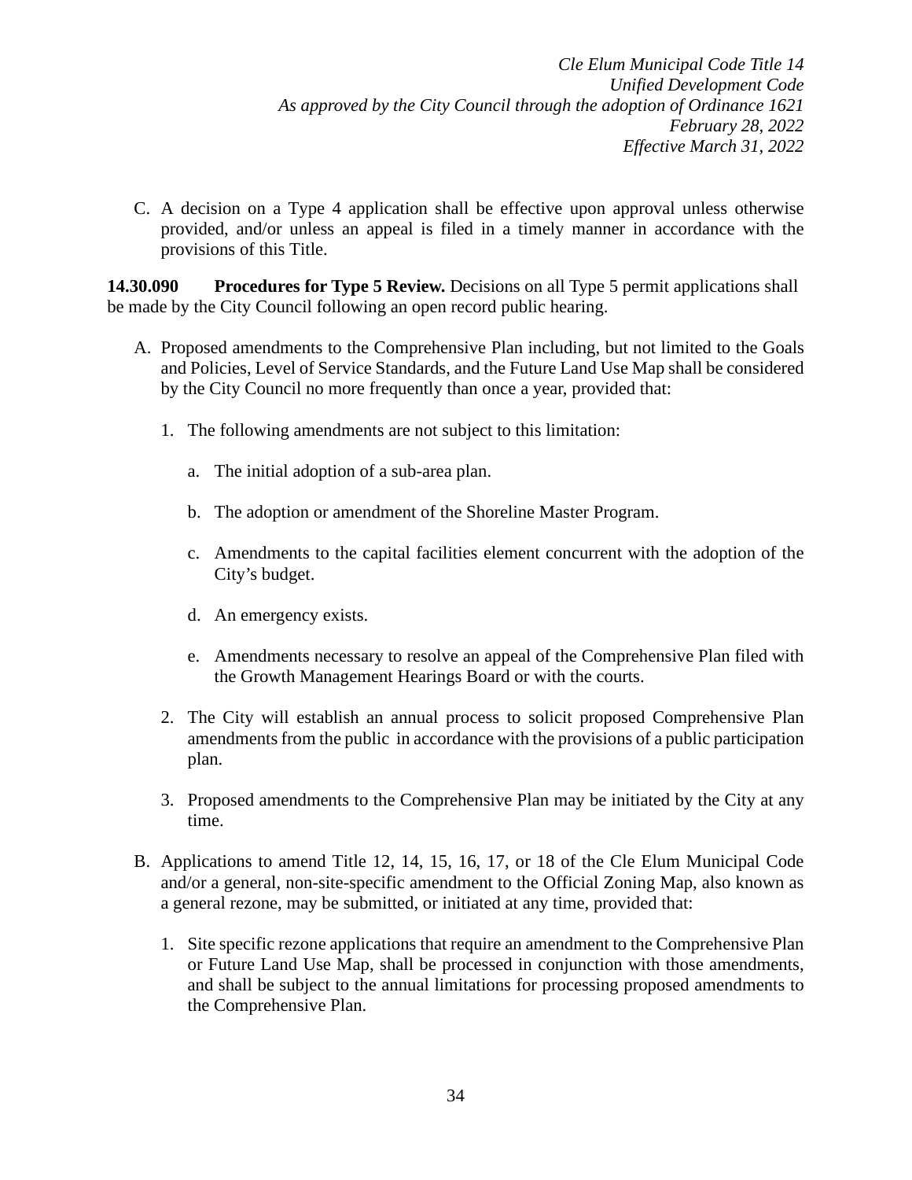C. A decision on a Type 4 application shall be effective upon approval unless otherwise provided, and/or unless an appeal is filed in a timely manner in accordance with the provisions of this Title.

**14.30.090 Procedures for Type 5 Review.** Decisions on all Type 5 permit applications shall be made by the City Council following an open record public hearing.

A. Proposed amendments to the Comprehensive Plan including, but not limited to the Goals and Policies, Level of Service Standards, and the Future Land Use Map shall be considered by the City Council no more frequently than once a year, provided that:

   1. The following amendments are not subject to this limitation:

      a. The initial adoption of a sub-area plan.

      b. The adoption or amendment of the Shoreline Master Program.

      c. Amendments to the capital facilities element concurrent with the adoption of the City's budget.

      d. An emergency exists.

      e. Amendments necessary to resolve an appeal of the Comprehensive Plan filed with the Growth Management Hearings Board or with the courts.

   2. The City will establish an annual process to solicit proposed Comprehensive Plan amendments from the public in accordance with the provisions of a public participation plan.

   3. Proposed amendments to the Comprehensive Plan may be initiated by the City at any time.

B. Applications to amend Title 12, 14, 15, 16, 17, or 18 of the Cle Elum Municipal Code and/or a general, non-site-specific amendment to the Official Zoning Map, also known as a general rezone, may be submitted, or initiated at any time, provided that:

   1. Site specific rezone applications that require an amendment to the Comprehensive Plan or Future Land Use Map, shall be processed in conjunction with those amendments, and shall be subject to the annual limitations for processing proposed amendments to the Comprehensive Plan.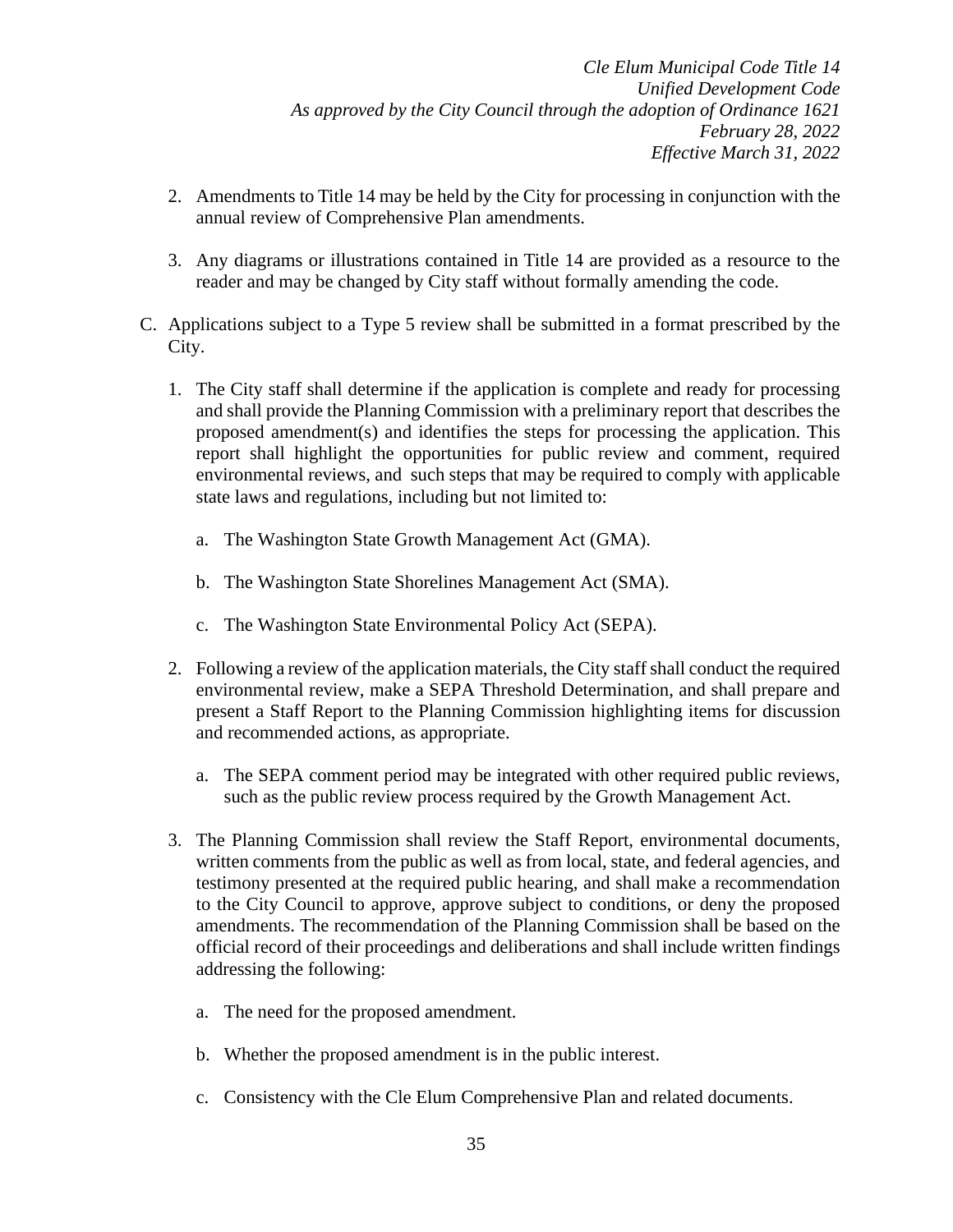2. Amendments to Title 14 may be held by the City for processing in conjunction with the annual review of Comprehensive Plan amendments.

3. Any diagrams or illustrations contained in Title 14 are provided as a resource to the reader and may be changed by City staff without formally amending the code.

C. Applications subject to a Type 5 review shall be submitted in a format prescribed by the City.

1. The City staff shall determine if the application is complete and ready for processing and shall provide the Planning Commission with a preliminary report that describes the proposed amendment(s) and identifies the steps for processing the application. This report shall highlight the opportunities for public review and comment, required environmental reviews, and such steps that may be required to comply with applicable state laws and regulations, including but not limited to:

   a. The Washington State Growth Management Act (GMA).

   b. The Washington State Shorelines Management Act (SMA).

   c. The Washington State Environmental Policy Act (SEPA).

2. Following a review of the application materials, the City staff shall conduct the required environmental review, make a SEPA Threshold Determination, and shall prepare and present a Staff Report to the Planning Commission highlighting items for discussion and recommended actions, as appropriate.

   a. The SEPA comment period may be integrated with other required public reviews, such as the public review process required by the Growth Management Act.

3. The Planning Commission shall review the Staff Report, environmental documents, written comments from the public as well as from local, state, and federal agencies, and testimony presented at the required public hearing, and shall make a recommendation to the City Council to approve, approve subject to conditions, or deny the proposed amendments. The recommendation of the Planning Commission shall be based on the official record of their proceedings and deliberations and shall include written findings addressing the following:

   a. The need for the proposed amendment.

   b. Whether the proposed amendment is in the public interest.

   c. Consistency with the Cle Elum Comprehensive Plan and related documents.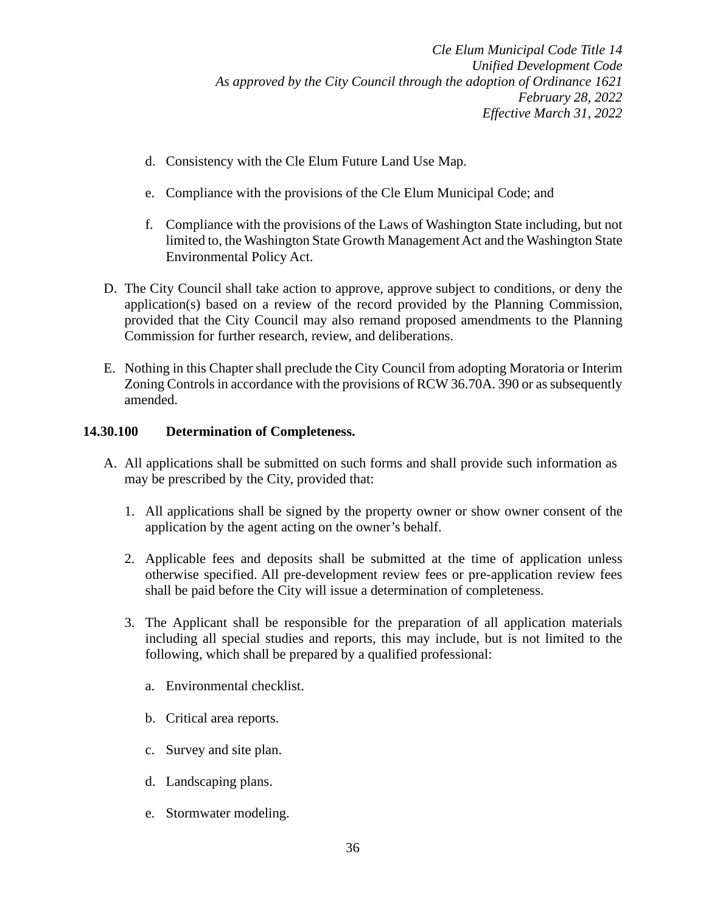d. Consistency with the Cle Elum Future Land Use Map.

e. Compliance with the provisions of the Cle Elum Municipal Code; and

f. Compliance with the provisions of the Laws of Washington State including, but not limited to, the Washington State Growth Management Act and the Washington State Environmental Policy Act.

D. The City Council shall take action to approve, approve subject to conditions, or deny the application(s) based on a review of the record provided by the Planning Commission, provided that the City Council may also remand proposed amendments to the Planning Commission for further research, review, and deliberations.

E. Nothing in this Chapter shall preclude the City Council from adopting Moratoria or Interim Zoning Controls in accordance with the provisions of RCW 36.70A. 390 or as subsequently amended.

**14.30.100 Determination of Completeness.**

A. All applications shall be submitted on such forms and shall provide such information as may be prescribed by the City, provided that:

1. All applications shall be signed by the property owner or show owner consent of the application by the agent acting on the owner's behalf.

2. Applicable fees and deposits shall be submitted at the time of application unless otherwise specified. All pre-development review fees or pre-application review fees shall be paid before the City will issue a determination of completeness.

3. The Applicant shall be responsible for the preparation of all application materials including all special studies and reports, this may include, but is not limited to the following, which shall be prepared by a qualified professional:

   a. Environmental checklist.

   b. Critical area reports.

   c. Survey and site plan.

   d. Landscaping plans.

   e. Stormwater modeling.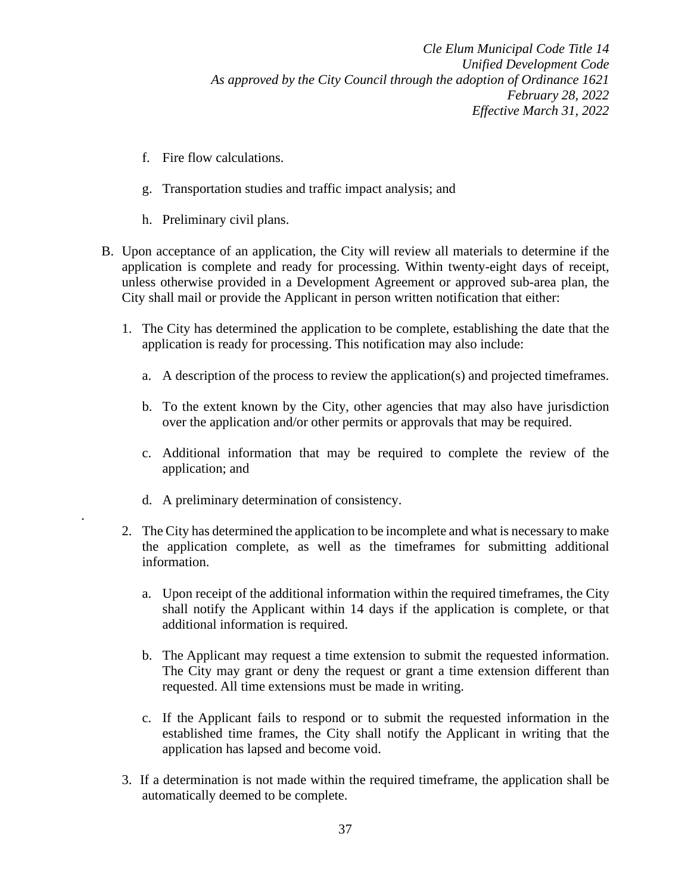f. Fire flow calculations.

g. Transportation studies and traffic impact analysis; and

h. Preliminary civil plans.

B. Upon acceptance of an application, the City will review all materials to determine if the application is complete and ready for processing. Within twenty-eight days of receipt, unless otherwise provided in a Development Agreement or approved sub-area plan, the City shall mail or provide the Applicant in person written notification that either:

1. The City has determined the application to be complete, establishing the date that the application is ready for processing. This notification may also include:

    a. A description of the process to review the application(s) and projected timeframes.

    b. To the extent known by the City, other agencies that may also have jurisdiction over the application and/or other permits or approvals that may be required.

    c. Additional information that may be required to complete the review of the application; and

    d. A preliminary determination of consistency.

2. The City has determined the application to be incomplete and what is necessary to make the application complete, as well as the timeframes for submitting additional information.

    a. Upon receipt of the additional information within the required timeframes, the City shall notify the Applicant within 14 days if the application is complete, or that additional information is required.

    b. The Applicant may request a time extension to submit the requested information. The City may grant or deny the request or grant a time extension different than requested. All time extensions must be made in writing.

    c. If the Applicant fails to respond or to submit the requested information in the established time frames, the City shall notify the Applicant in writing that the application has lapsed and become void.

3. If a determination is not made within the required timeframe, the application shall be automatically deemed to be complete.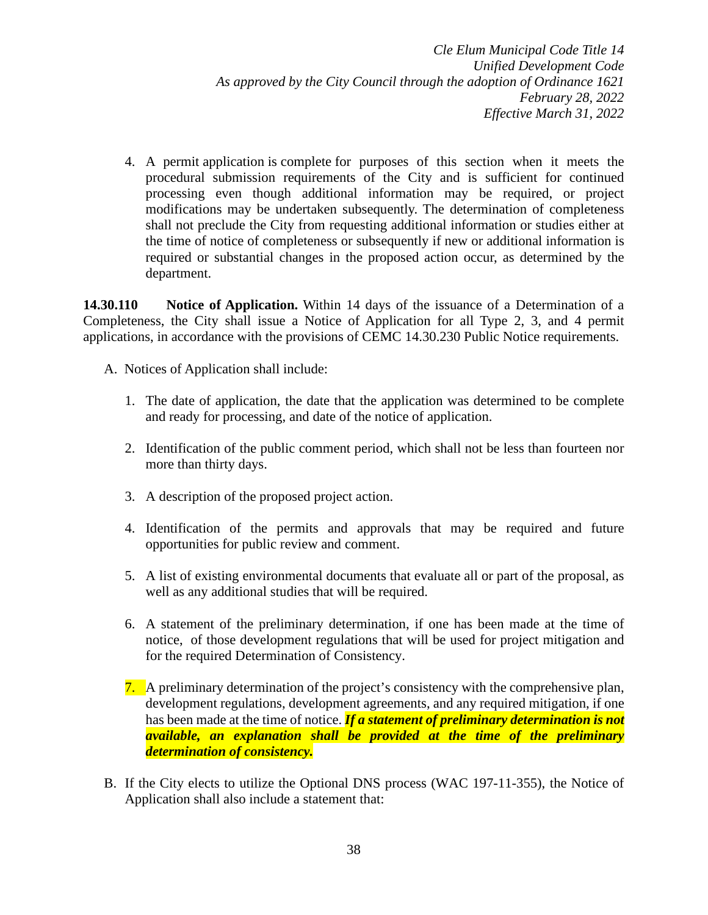4. A permit application is complete for purposes of this section when it meets the procedural submission requirements of the City and is sufficient for continued processing even though additional information may be required, or project modifications may be undertaken subsequently. The determination of completeness shall not preclude the City from requesting additional information or studies either at the time of notice of completeness or subsequently if new or additional information is required or substantial changes in the proposed action occur, as determined by the department.

**14.30.110 Notice of Application.** Within 14 days of the issuance of a Determination of a Completeness, the City shall issue a Notice of Application for all Type 2, 3, and 4 permit applications, in accordance with the provisions of CEMC 14.30.230 Public Notice requirements.

A. Notices of Application shall include:

1. The date of application, the date that the application was determined to be complete and ready for processing, and date of the notice of application.

2. Identification of the public comment period, which shall not be less than fourteen nor more than thirty days.

3. A description of the proposed project action.

4. Identification of the permits and approvals that may be required and future opportunities for public review and comment.

5. A list of existing environmental documents that evaluate all or part of the proposal, as well as any additional studies that will be required.

6. A statement of the preliminary determination, if one has been made at the time of notice, of those development regulations that will be used for project mitigation and for the required Determination of Consistency.

7. A preliminary determination of the project's consistency with the comprehensive plan, development regulations, development agreements, and any required mitigation, if one has been made at the time of notice. ***If a statement of preliminary determination is not available, an explanation shall be provided at the time of the preliminary determination of consistency.***

B. If the City elects to utilize the Optional DNS process (WAC 197-11-355), the Notice of Application shall also include a statement that: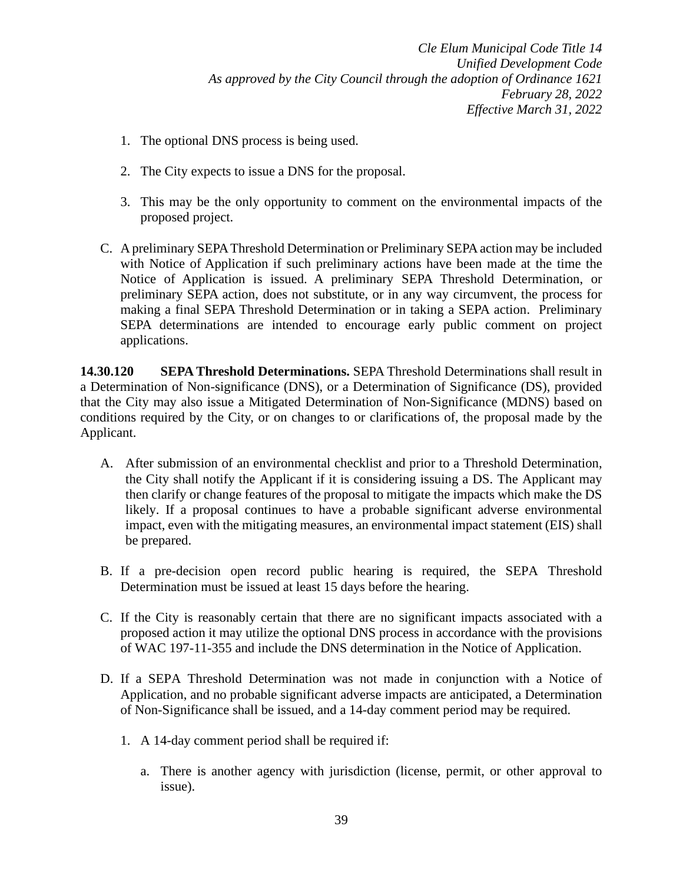1. The optional DNS process is being used.

2. The City expects to issue a DNS for the proposal.

3. This may be the only opportunity to comment on the environmental impacts of the proposed project.

C. A preliminary SEPA Threshold Determination or Preliminary SEPA action may be included with Notice of Application if such preliminary actions have been made at the time the Notice of Application is issued. A preliminary SEPA Threshold Determination, or preliminary SEPA action, does not substitute, or in any way circumvent, the process for making a final SEPA Threshold Determination or in taking a SEPA action. Preliminary SEPA determinations are intended to encourage early public comment on project applications.

**14.30.120 SEPA Threshold Determinations.** SEPA Threshold Determinations shall result in a Determination of Non-significance (DNS), or a Determination of Significance (DS), provided that the City may also issue a Mitigated Determination of Non-Significance (MDNS) based on conditions required by the City, or on changes to or clarifications of, the proposal made by the Applicant.

A. After submission of an environmental checklist and prior to a Threshold Determination, the City shall notify the Applicant if it is considering issuing a DS. The Applicant may then clarify or change features of the proposal to mitigate the impacts which make the DS likely. If a proposal continues to have a probable significant adverse environmental impact, even with the mitigating measures, an environmental impact statement (EIS) shall be prepared.

B. If a pre-decision open record public hearing is required, the SEPA Threshold Determination must be issued at least 15 days before the hearing.

C. If the City is reasonably certain that there are no significant impacts associated with a proposed action it may utilize the optional DNS process in accordance with the provisions of WAC 197-11-355 and include the DNS determination in the Notice of Application.

D. If a SEPA Threshold Determination was not made in conjunction with a Notice of Application, and no probable significant adverse impacts are anticipated, a Determination of Non-Significance shall be issued, and a 14-day comment period may be required.

   1. A 14-day comment period shall be required if:

      a. There is another agency with jurisdiction (license, permit, or other approval to issue).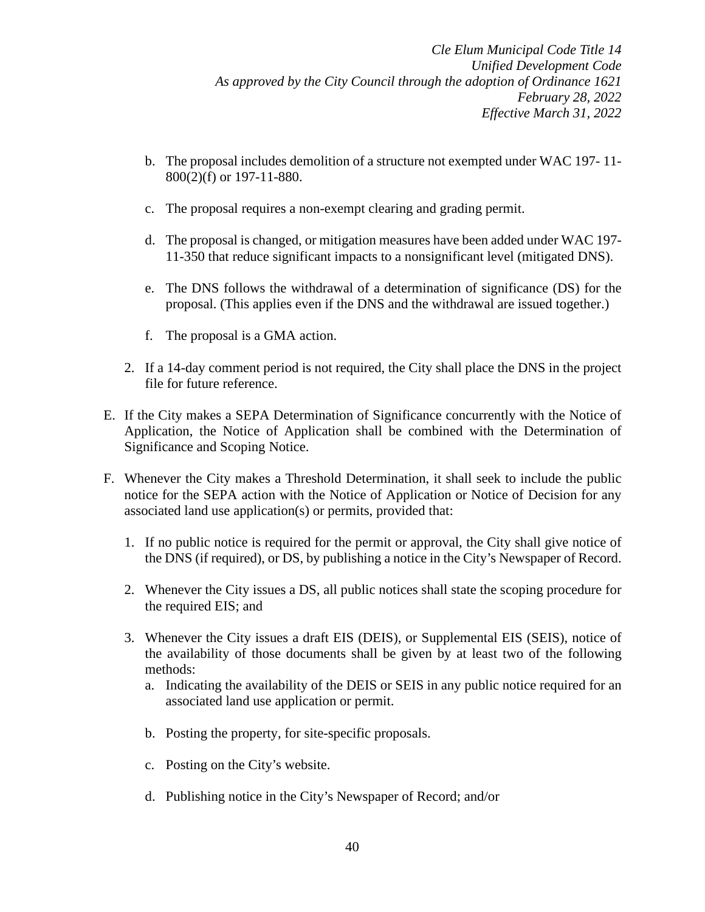b. The proposal includes demolition of a structure not exempted under WAC 197- 11-800(2)(f) or 197-11-880.

c. The proposal requires a non-exempt clearing and grading permit.

d. The proposal is changed, or mitigation measures have been added under WAC 197-11-350 that reduce significant impacts to a nonsignificant level (mitigated DNS).

e. The DNS follows the withdrawal of a determination of significance (DS) for the proposal. (This applies even if the DNS and the withdrawal are issued together.)

f. The proposal is a GMA action.

2. If a 14-day comment period is not required, the City shall place the DNS in the project file for future reference.

E. If the City makes a SEPA Determination of Significance concurrently with the Notice of Application, the Notice of Application shall be combined with the Determination of Significance and Scoping Notice.

F. Whenever the City makes a Threshold Determination, it shall seek to include the public notice for the SEPA action with the Notice of Application or Notice of Decision for any associated land use application(s) or permits, provided that:

1. If no public notice is required for the permit or approval, the City shall give notice of the DNS (if required), or DS, by publishing a notice in the City's Newspaper of Record.

2. Whenever the City issues a DS, all public notices shall state the scoping procedure for the required EIS; and

3. Whenever the City issues a draft EIS (DEIS), or Supplemental EIS (SEIS), notice of the availability of those documents shall be given by at least two of the following methods:

   a. Indicating the availability of the DEIS or SEIS in any public notice required for an associated land use application or permit.

   b. Posting the property, for site-specific proposals.

   c. Posting on the City's website.

   d. Publishing notice in the City's Newspaper of Record; and/or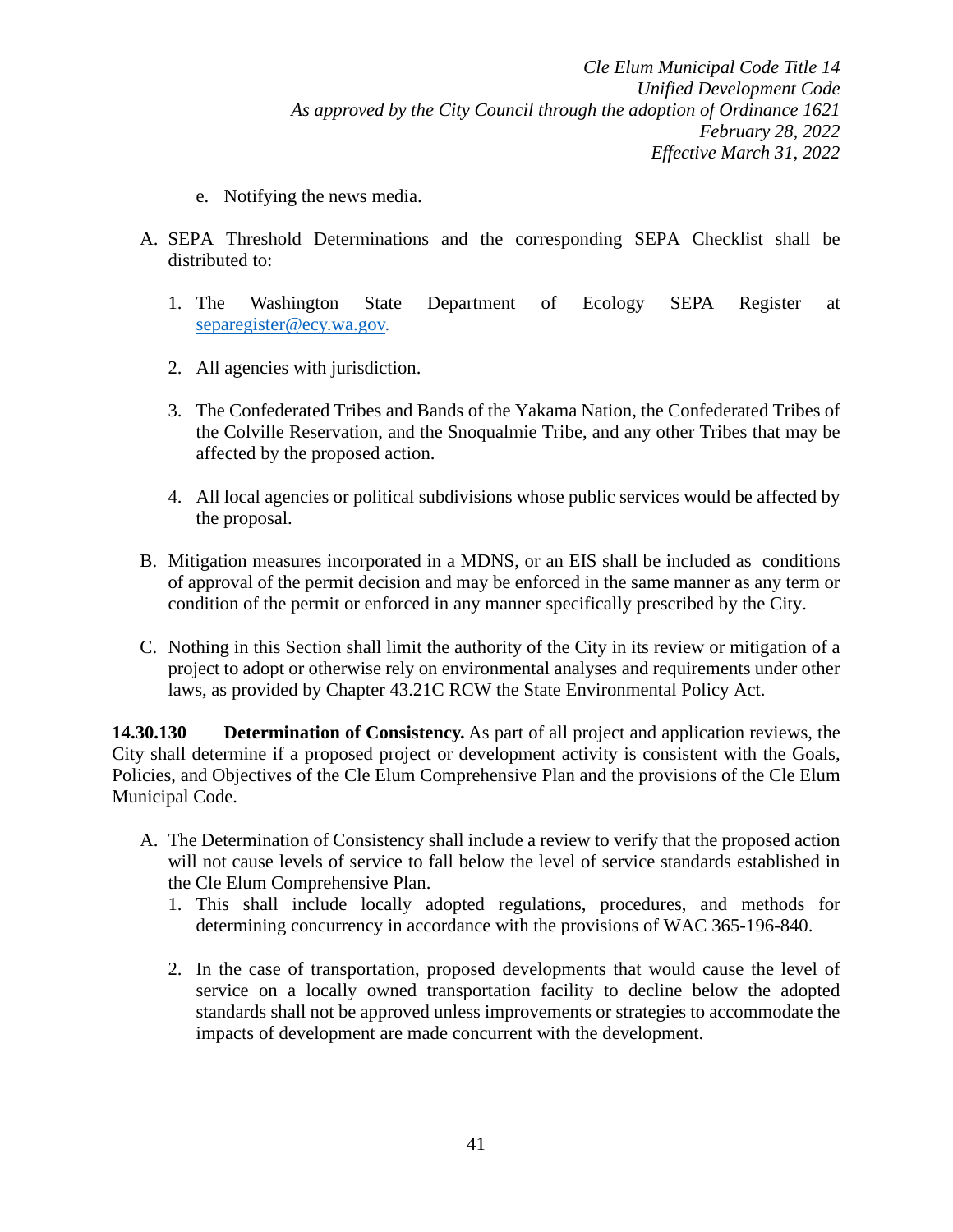e. Notifying the news media.

A. SEPA Threshold Determinations and the corresponding SEPA Checklist shall be distributed to:

   1. The Washington State Department of Ecology SEPA Register at separegister@ecy.wa.gov.

   2. All agencies with jurisdiction.

   3. The Confederated Tribes and Bands of the Yakama Nation, the Confederated Tribes of the Colville Reservation, and the Snoqualmie Tribe, and any other Tribes that may be affected by the proposed action.

   4. All local agencies or political subdivisions whose public services would be affected by the proposal.

B. Mitigation measures incorporated in a MDNS, or an EIS shall be included as conditions of approval of the permit decision and may be enforced in the same manner as any term or condition of the permit or enforced in any manner specifically prescribed by the City.

C. Nothing in this Section shall limit the authority of the City in its review or mitigation of a project to adopt or otherwise rely on environmental analyses and requirements under other laws, as provided by Chapter 43.21C RCW the State Environmental Policy Act.

**14.30.130 Determination of Consistency.** As part of all project and application reviews, the City shall determine if a proposed project or development activity is consistent with the Goals, Policies, and Objectives of the Cle Elum Comprehensive Plan and the provisions of the Cle Elum Municipal Code.

A. The Determination of Consistency shall include a review to verify that the proposed action will not cause levels of service to fall below the level of service standards established in the Cle Elum Comprehensive Plan.

   1. This shall include locally adopted regulations, procedures, and methods for determining concurrency in accordance with the provisions of WAC 365-196-840.

   2. In the case of transportation, proposed developments that would cause the level of service on a locally owned transportation facility to decline below the adopted standards shall not be approved unless improvements or strategies to accommodate the impacts of development are made concurrent with the development.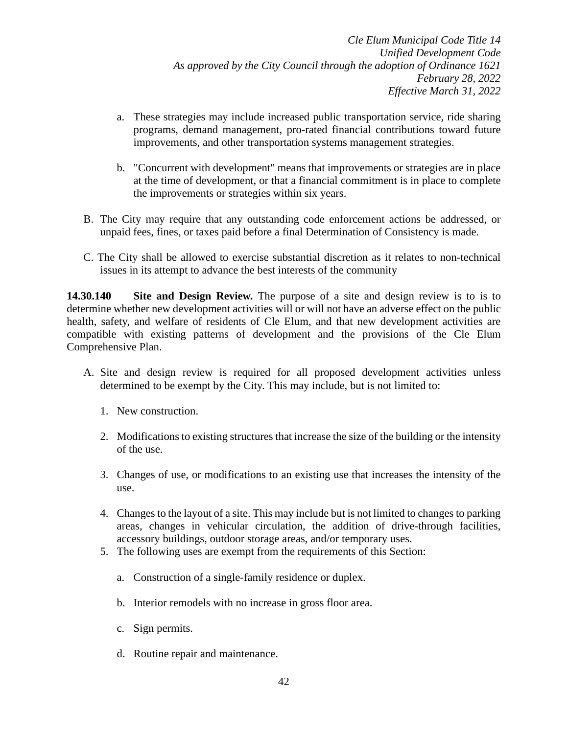a. These strategies may include increased public transportation service, ride sharing programs, demand management, pro-rated financial contributions toward future improvements, and other transportation systems management strategies.

b. "Concurrent with development" means that improvements or strategies are in place at the time of development, or that a financial commitment is in place to complete the improvements or strategies within six years.

B. The City may require that any outstanding code enforcement actions be addressed, or unpaid fees, fines, or taxes paid before a final Determination of Consistency is made.

C. The City shall be allowed to exercise substantial discretion as it relates to non-technical issues in its attempt to advance the best interests of the community

**14.30.140 Site and Design Review.** The purpose of a site and design review is to is to determine whether new development activities will or will not have an adverse effect on the public health, safety, and welfare of residents of Cle Elum, and that new development activities are compatible with existing patterns of development and the provisions of the Cle Elum Comprehensive Plan.

A. Site and design review is required for all proposed development activities unless determined to be exempt by the City. This may include, but is not limited to:

1. New construction.

2. Modifications to existing structures that increase the size of the building or the intensity of the use.

3. Changes of use, or modifications to an existing use that increases the intensity of the use.

4. Changes to the layout of a site. This may include but is not limited to changes to parking areas, changes in vehicular circulation, the addition of drive-through facilities, accessory buildings, outdoor storage areas, and/or temporary uses.

5. The following uses are exempt from the requirements of this Section:

   a. Construction of a single-family residence or duplex.

   b. Interior remodels with no increase in gross floor area.

   c. Sign permits.

   d. Routine repair and maintenance.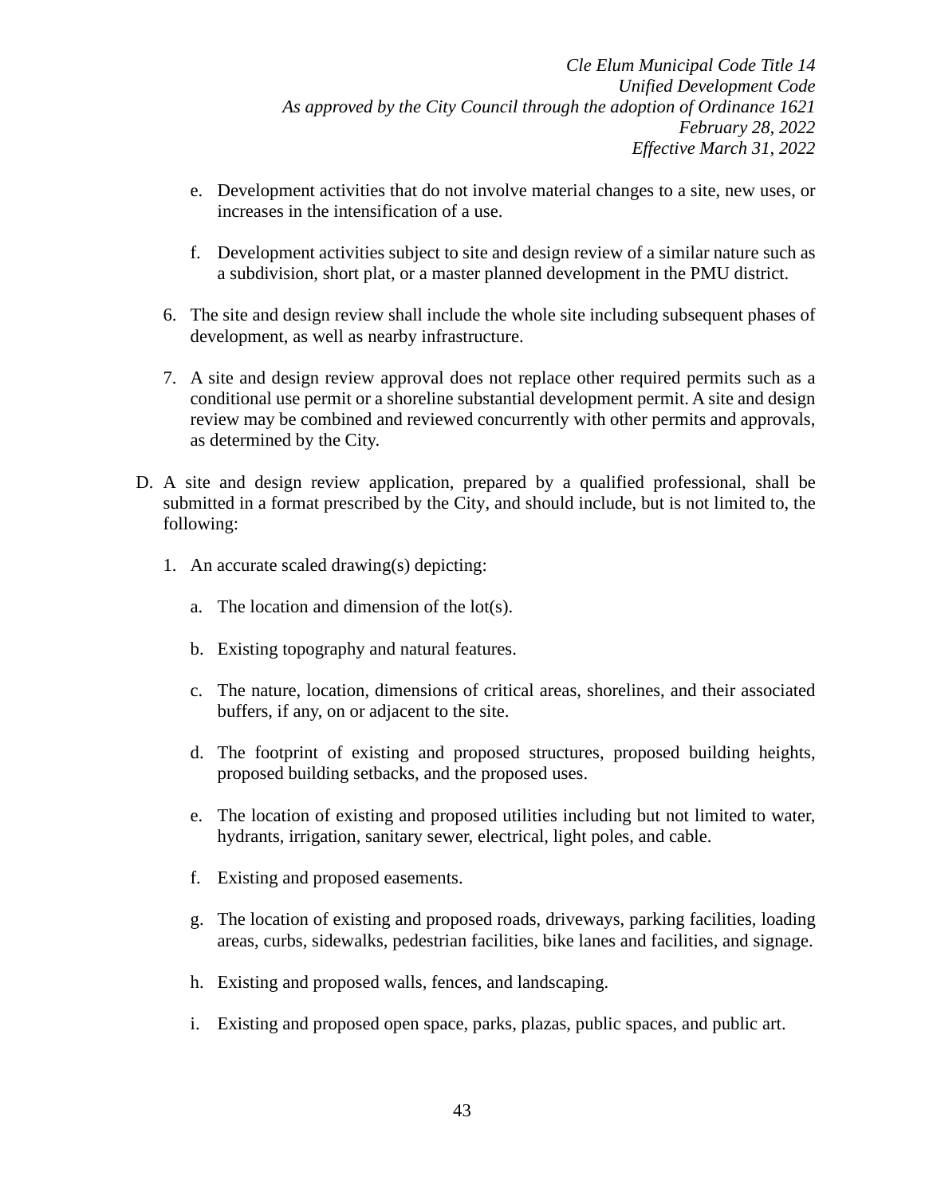e. Development activities that do not involve material changes to a site, new uses, or increases in the intensification of a use.

f. Development activities subject to site and design review of a similar nature such as a subdivision, short plat, or a master planned development in the PMU district.

6. The site and design review shall include the whole site including subsequent phases of development, as well as nearby infrastructure.

7. A site and design review approval does not replace other required permits such as a conditional use permit or a shoreline substantial development permit. A site and design review may be combined and reviewed concurrently with other permits and approvals, as determined by the City.

D. A site and design review application, prepared by a qualified professional, shall be submitted in a format prescribed by the City, and should include, but is not limited to, the following:

1. An accurate scaled drawing(s) depicting:

   a. The location and dimension of the lot(s).

   b. Existing topography and natural features.

   c. The nature, location, dimensions of critical areas, shorelines, and their associated buffers, if any, on or adjacent to the site.

   d. The footprint of existing and proposed structures, proposed building heights, proposed building setbacks, and the proposed uses.

   e. The location of existing and proposed utilities including but not limited to water, hydrants, irrigation, sanitary sewer, electrical, light poles, and cable.

   f. Existing and proposed easements.

   g. The location of existing and proposed roads, driveways, parking facilities, loading areas, curbs, sidewalks, pedestrian facilities, bike lanes and facilities, and signage.

   h. Existing and proposed walls, fences, and landscaping.

   i. Existing and proposed open space, parks, plazas, public spaces, and public art.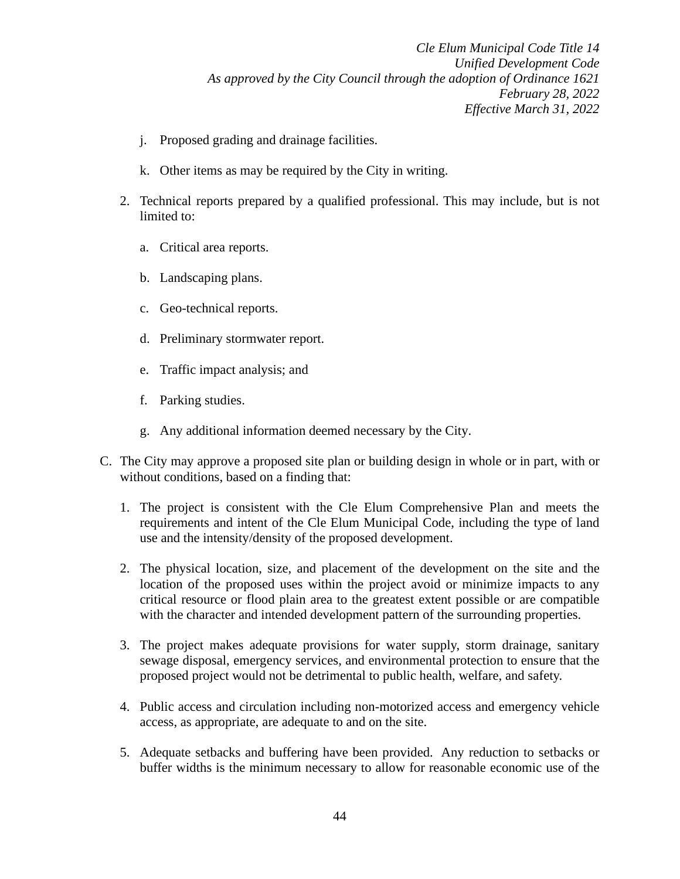j. Proposed grading and drainage facilities.

   k. Other items as may be required by the City in writing.

2. Technical reports prepared by a qualified professional. This may include, but is not limited to:

   a. Critical area reports.

   b. Landscaping plans.

   c. Geo-technical reports.

   d. Preliminary stormwater report.

   e. Traffic impact analysis; and

   f. Parking studies.

   g. Any additional information deemed necessary by the City.

C. The City may approve a proposed site plan or building design in whole or in part, with or without conditions, based on a finding that:

   1. The project is consistent with the Cle Elum Comprehensive Plan and meets the requirements and intent of the Cle Elum Municipal Code, including the type of land use and the intensity/density of the proposed development.

   2. The physical location, size, and placement of the development on the site and the location of the proposed uses within the project avoid or minimize impacts to any critical resource or flood plain area to the greatest extent possible or are compatible with the character and intended development pattern of the surrounding properties.

   3. The project makes adequate provisions for water supply, storm drainage, sanitary sewage disposal, emergency services, and environmental protection to ensure that the proposed project would not be detrimental to public health, welfare, and safety.

   4. Public access and circulation including non-motorized access and emergency vehicle access, as appropriate, are adequate to and on the site.

   5. Adequate setbacks and buffering have been provided. Any reduction to setbacks or buffer widths is the minimum necessary to allow for reasonable economic use of the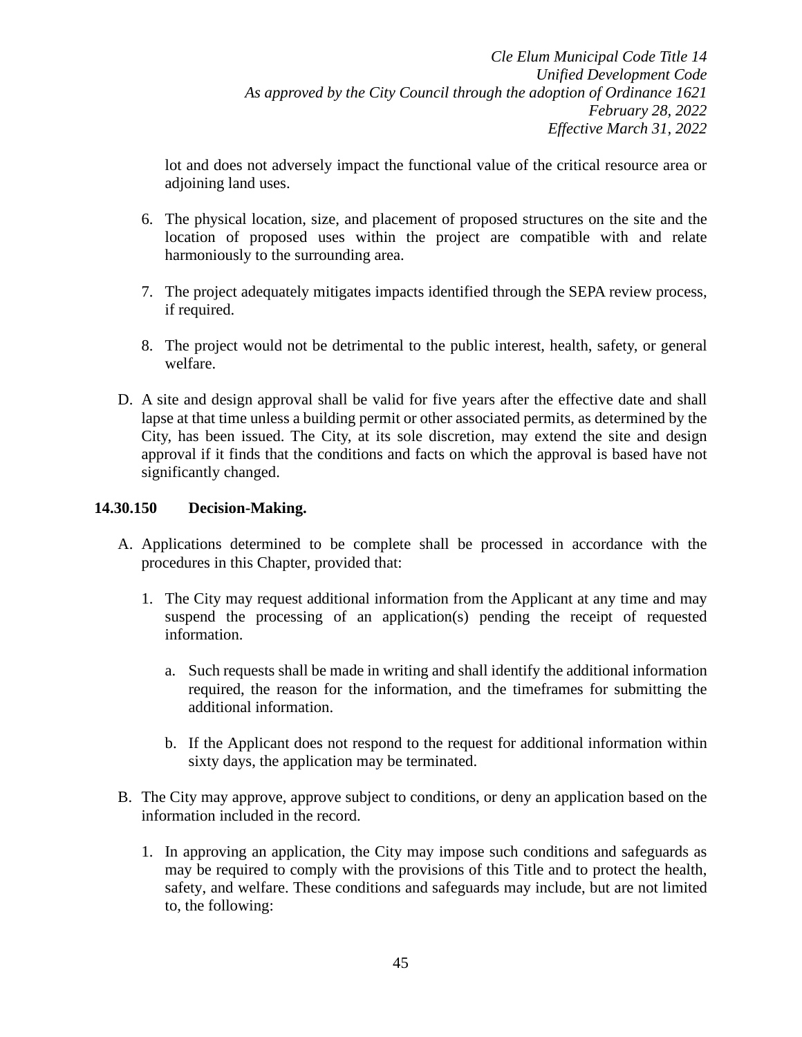lot and does not adversely impact the functional value of the critical resource area or adjoining land uses.

6. The physical location, size, and placement of proposed structures on the site and the location of proposed uses within the project are compatible with and relate harmoniously to the surrounding area.

7. The project adequately mitigates impacts identified through the SEPA review process, if required.

8. The project would not be detrimental to the public interest, health, safety, or general welfare.

D. A site and design approval shall be valid for five years after the effective date and shall lapse at that time unless a building permit or other associated permits, as determined by the City, has been issued. The City, at its sole discretion, may extend the site and design approval if it finds that the conditions and facts on which the approval is based have not significantly changed.

**14.30.150 Decision-Making.**

A. Applications determined to be complete shall be processed in accordance with the procedures in this Chapter, provided that:

1. The City may request additional information from the Applicant at any time and may suspend the processing of an application(s) pending the receipt of requested information.

   a. Such requests shall be made in writing and shall identify the additional information required, the reason for the information, and the timeframes for submitting the additional information.

   b. If the Applicant does not respond to the request for additional information within sixty days, the application may be terminated.

B. The City may approve, approve subject to conditions, or deny an application based on the information included in the record.

1. In approving an application, the City may impose such conditions and safeguards as may be required to comply with the provisions of this Title and to protect the health, safety, and welfare. These conditions and safeguards may include, but are not limited to, the following: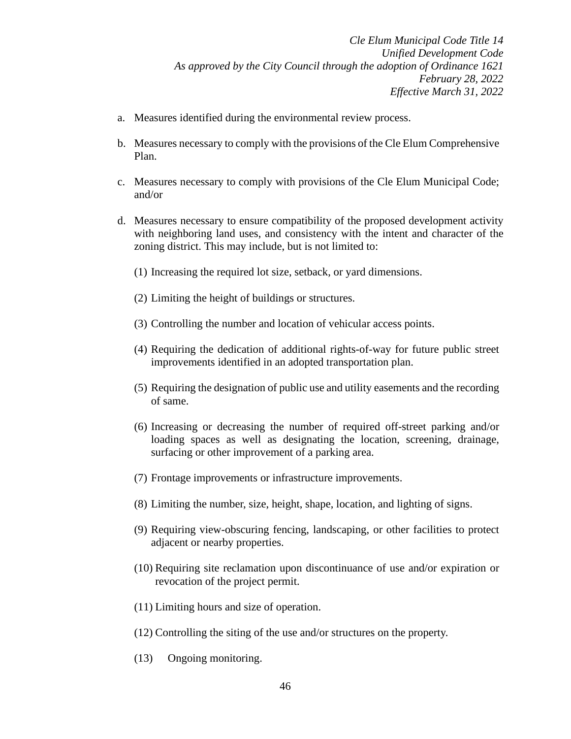a. Measures identified during the environmental review process.

b. Measures necessary to comply with the provisions of the Cle Elum Comprehensive Plan.

c. Measures necessary to comply with provisions of the Cle Elum Municipal Code; and/or

d. Measures necessary to ensure compatibility of the proposed development activity with neighboring land uses, and consistency with the intent and character of the zoning district. This may include, but is not limited to:

   (1) Increasing the required lot size, setback, or yard dimensions.

   (2) Limiting the height of buildings or structures.

   (3) Controlling the number and location of vehicular access points.

   (4) Requiring the dedication of additional rights-of-way for future public street improvements identified in an adopted transportation plan.

   (5) Requiring the designation of public use and utility easements and the recording of same.

   (6) Increasing or decreasing the number of required off-street parking and/or loading spaces as well as designating the location, screening, drainage, surfacing or other improvement of a parking area.

   (7) Frontage improvements or infrastructure improvements.

   (8) Limiting the number, size, height, shape, location, and lighting of signs.

   (9) Requiring view-obscuring fencing, landscaping, or other facilities to protect adjacent or nearby properties.

   (10) Requiring site reclamation upon discontinuance of use and/or expiration or revocation of the project permit.

   (11) Limiting hours and size of operation.

   (12) Controlling the siting of the use and/or structures on the property.

   (13) Ongoing monitoring.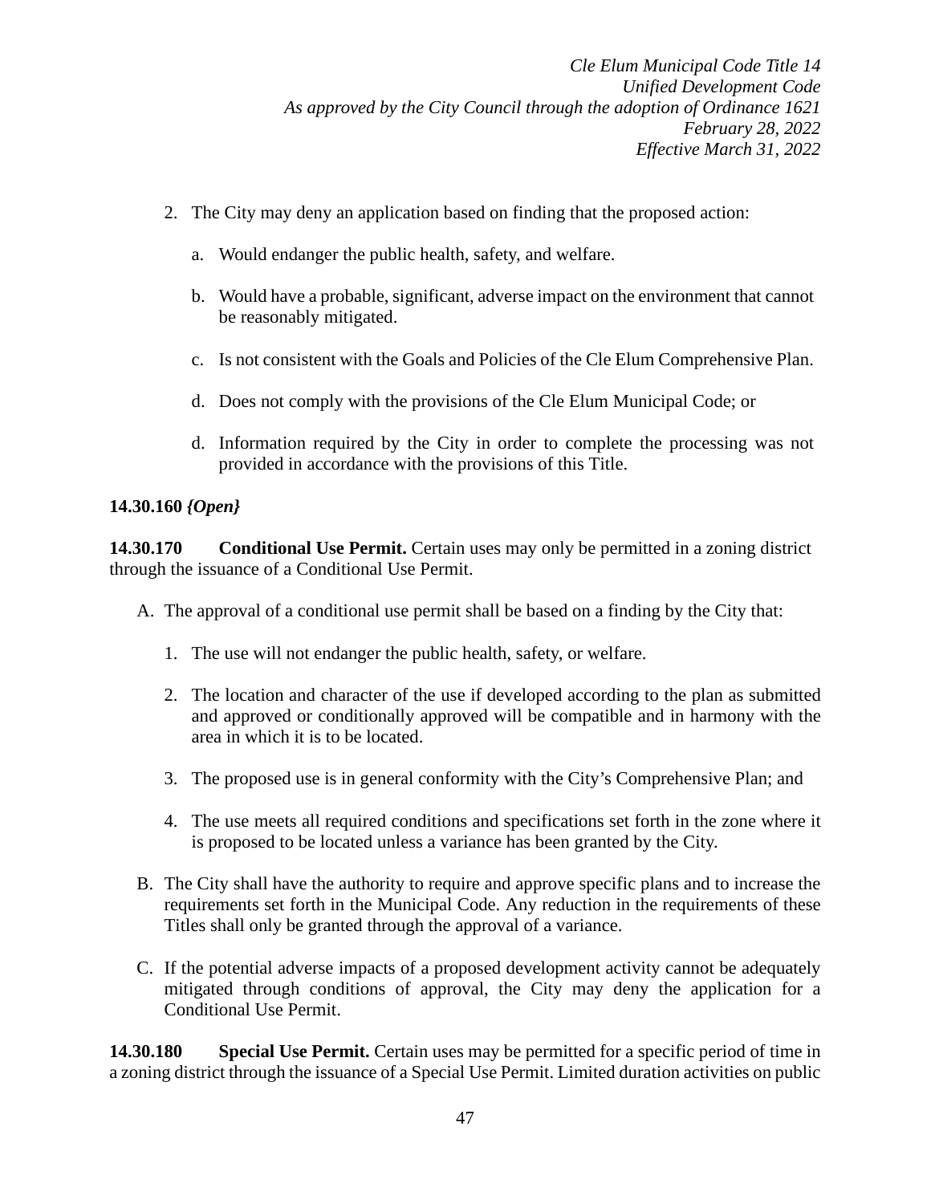2. The City may deny an application based on finding that the proposed action:

   a. Would endanger the public health, safety, and welfare.

   b. Would have a probable, significant, adverse impact on the environment that cannot be reasonably mitigated.

   c. Is not consistent with the Goals and Policies of the Cle Elum Comprehensive Plan.

   d. Does not comply with the provisions of the Cle Elum Municipal Code; or

   d. Information required by the City in order to complete the processing was not provided in accordance with the provisions of this Title.

**14.30.160** ***{Open}***

**14.30.170 Conditional Use Permit.** Certain uses may only be permitted in a zoning district through the issuance of a Conditional Use Permit.

A. The approval of a conditional use permit shall be based on a finding by the City that:

   1. The use will not endanger the public health, safety, or welfare.

   2. The location and character of the use if developed according to the plan as submitted and approved or conditionally approved will be compatible and in harmony with the area in which it is to be located.

   3. The proposed use is in general conformity with the City's Comprehensive Plan; and

   4. The use meets all required conditions and specifications set forth in the zone where it is proposed to be located unless a variance has been granted by the City.

B. The City shall have the authority to require and approve specific plans and to increase the requirements set forth in the Municipal Code. Any reduction in the requirements of these Titles shall only be granted through the approval of a variance.

C. If the potential adverse impacts of a proposed development activity cannot be adequately mitigated through conditions of approval, the City may deny the application for a Conditional Use Permit.

**14.30.180 Special Use Permit.** Certain uses may be permitted for a specific period of time in a zoning district through the issuance of a Special Use Permit. Limited duration activities on public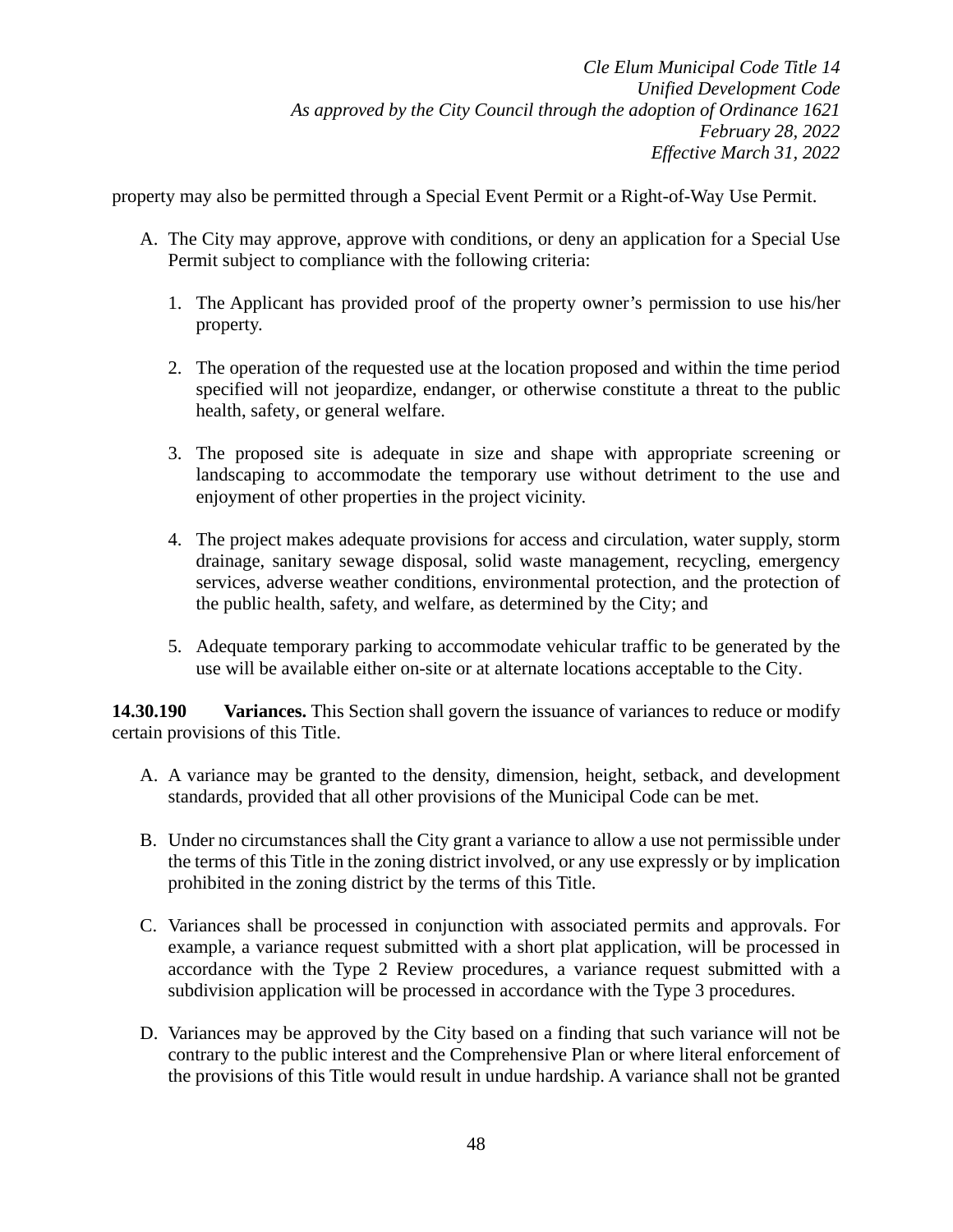property may also be permitted through a Special Event Permit or a Right-of-Way Use Permit.

A. The City may approve, approve with conditions, or deny an application for a Special Use Permit subject to compliance with the following criteria:

   1. The Applicant has provided proof of the property owner's permission to use his/her property.

   2. The operation of the requested use at the location proposed and within the time period specified will not jeopardize, endanger, or otherwise constitute a threat to the public health, safety, or general welfare.

   3. The proposed site is adequate in size and shape with appropriate screening or landscaping to accommodate the temporary use without detriment to the use and enjoyment of other properties in the project vicinity.

   4. The project makes adequate provisions for access and circulation, water supply, storm drainage, sanitary sewage disposal, solid waste management, recycling, emergency services, adverse weather conditions, environmental protection, and the protection of the public health, safety, and welfare, as determined by the City; and

   5. Adequate temporary parking to accommodate vehicular traffic to be generated by the use will be available either on-site or at alternate locations acceptable to the City.

**14.30.190 Variances.** This Section shall govern the issuance of variances to reduce or modify certain provisions of this Title.

A. A variance may be granted to the density, dimension, height, setback, and development standards, provided that all other provisions of the Municipal Code can be met.

B. Under no circumstances shall the City grant a variance to allow a use not permissible under the terms of this Title in the zoning district involved, or any use expressly or by implication prohibited in the zoning district by the terms of this Title.

C. Variances shall be processed in conjunction with associated permits and approvals. For example, a variance request submitted with a short plat application, will be processed in accordance with the Type 2 Review procedures, a variance request submitted with a subdivision application will be processed in accordance with the Type 3 procedures.

D. Variances may be approved by the City based on a finding that such variance will not be contrary to the public interest and the Comprehensive Plan or where literal enforcement of the provisions of this Title would result in undue hardship. A variance shall not be granted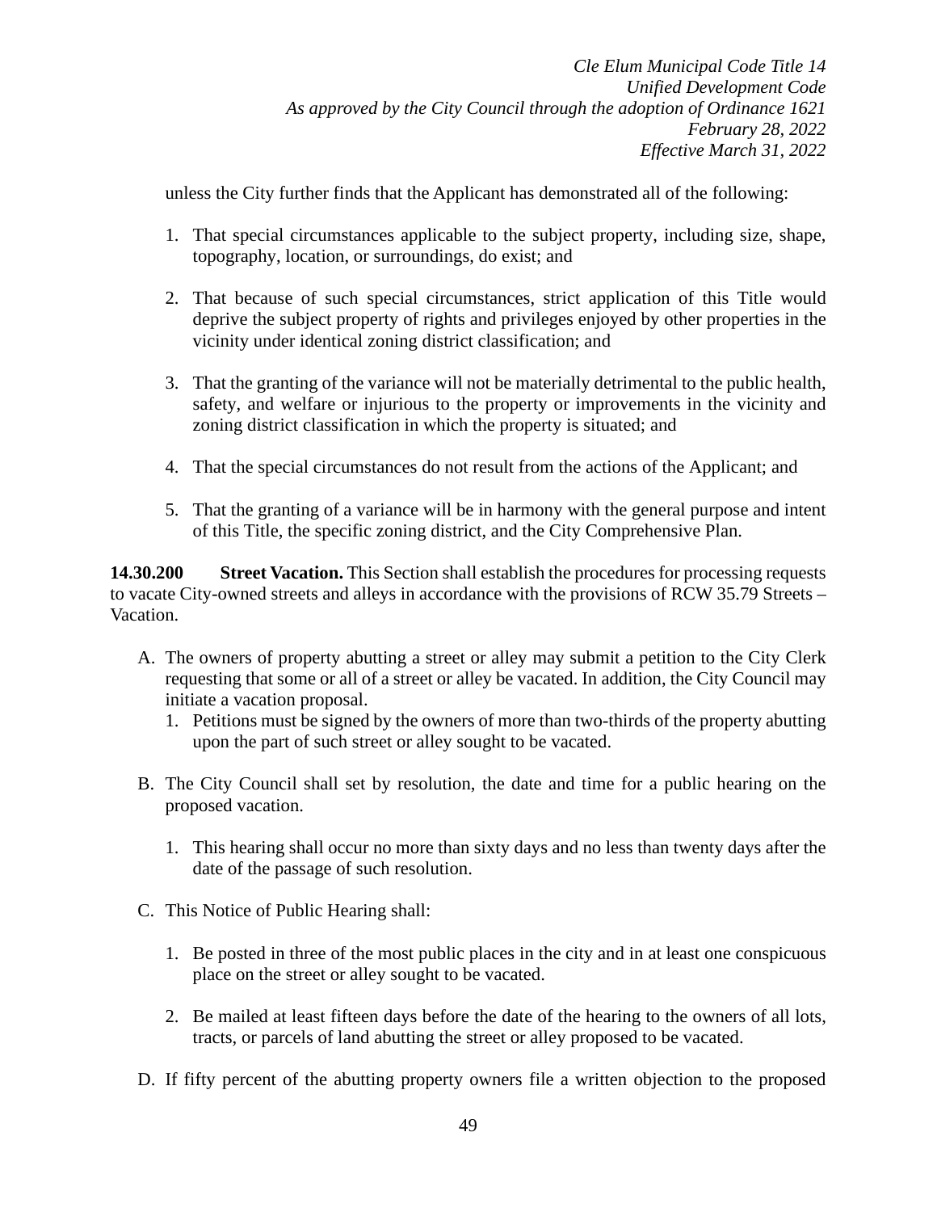unless the City further finds that the Applicant has demonstrated all of the following:

1. That special circumstances applicable to the subject property, including size, shape, topography, location, or surroundings, do exist; and

2. That because of such special circumstances, strict application of this Title would deprive the subject property of rights and privileges enjoyed by other properties in the vicinity under identical zoning district classification; and

3. That the granting of the variance will not be materially detrimental to the public health, safety, and welfare or injurious to the property or improvements in the vicinity and zoning district classification in which the property is situated; and

4. That the special circumstances do not result from the actions of the Applicant; and

5. That the granting of a variance will be in harmony with the general purpose and intent of this Title, the specific zoning district, and the City Comprehensive Plan.

**14.30.200 Street Vacation.** This Section shall establish the procedures for processing requests to vacate City-owned streets and alleys in accordance with the provisions of RCW 35.79 Streets – Vacation.

A. The owners of property abutting a street or alley may submit a petition to the City Clerk requesting that some or all of a street or alley be vacated. In addition, the City Council may initiate a vacation proposal.
   1. Petitions must be signed by the owners of more than two-thirds of the property abutting upon the part of such street or alley sought to be vacated.

B. The City Council shall set by resolution, the date and time for a public hearing on the proposed vacation.

   1. This hearing shall occur no more than sixty days and no less than twenty days after the date of the passage of such resolution.

C. This Notice of Public Hearing shall:

   1. Be posted in three of the most public places in the city and in at least one conspicuous place on the street or alley sought to be vacated.

   2. Be mailed at least fifteen days before the date of the hearing to the owners of all lots, tracts, or parcels of land abutting the street or alley proposed to be vacated.

D. If fifty percent of the abutting property owners file a written objection to the proposed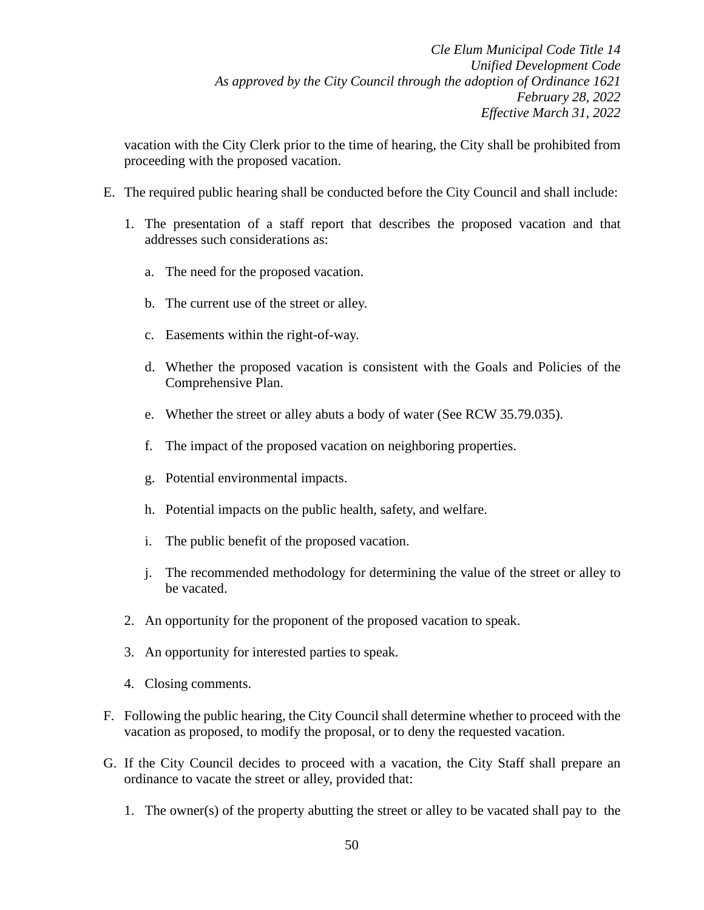vacation with the City Clerk prior to the time of hearing, the City shall be prohibited from proceeding with the proposed vacation.

E. The required public hearing shall be conducted before the City Council and shall include:

   1. The presentation of a staff report that describes the proposed vacation and that addresses such considerations as:

      a. The need for the proposed vacation.

      b. The current use of the street or alley.

      c. Easements within the right-of-way.

      d. Whether the proposed vacation is consistent with the Goals and Policies of the Comprehensive Plan.

      e. Whether the street or alley abuts a body of water (See RCW 35.79.035).

      f. The impact of the proposed vacation on neighboring properties.

      g. Potential environmental impacts.

      h. Potential impacts on the public health, safety, and welfare.

      i. The public benefit of the proposed vacation.

      j. The recommended methodology for determining the value of the street or alley to be vacated.

   2. An opportunity for the proponent of the proposed vacation to speak.

   3. An opportunity for interested parties to speak.

   4. Closing comments.

F. Following the public hearing, the City Council shall determine whether to proceed with the vacation as proposed, to modify the proposal, or to deny the requested vacation.

G. If the City Council decides to proceed with a vacation, the City Staff shall prepare an ordinance to vacate the street or alley, provided that:

   1. The owner(s) of the property abutting the street or alley to be vacated shall pay to the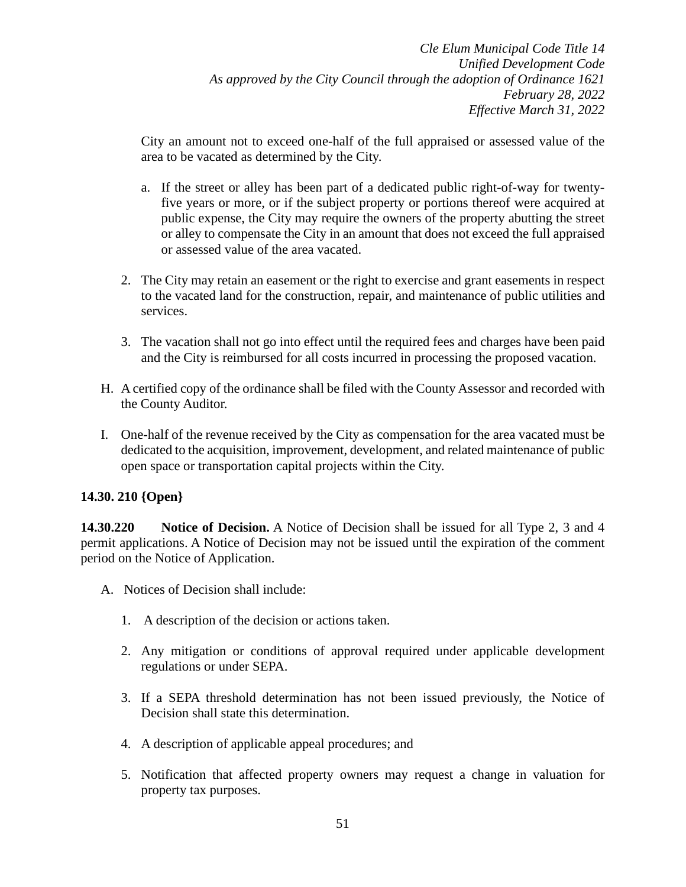City an amount not to exceed one-half of the full appraised or assessed value of the area to be vacated as determined by the City.

   a. If the street or alley has been part of a dedicated public right-of-way for twenty-five years or more, or if the subject property or portions thereof were acquired at public expense, the City may require the owners of the property abutting the street or alley to compensate the City in an amount that does not exceed the full appraised or assessed value of the area vacated.

2. The City may retain an easement or the right to exercise and grant easements in respect to the vacated land for the construction, repair, and maintenance of public utilities and services.

3. The vacation shall not go into effect until the required fees and charges have been paid and the City is reimbursed for all costs incurred in processing the proposed vacation.

H. A certified copy of the ordinance shall be filed with the County Assessor and recorded with the County Auditor.

I. One-half of the revenue received by the City as compensation for the area vacated must be dedicated to the acquisition, improvement, development, and related maintenance of public open space or transportation capital projects within the City.

**14.30. 210 {Open}**

**14.30.220 Notice of Decision.** A Notice of Decision shall be issued for all Type 2, 3 and 4 permit applications. A Notice of Decision may not be issued until the expiration of the comment period on the Notice of Application.

A. Notices of Decision shall include:

   1. A description of the decision or actions taken.

   2. Any mitigation or conditions of approval required under applicable development regulations or under SEPA.

   3. If a SEPA threshold determination has not been issued previously, the Notice of Decision shall state this determination.

   4. A description of applicable appeal procedures; and

   5. Notification that affected property owners may request a change in valuation for property tax purposes.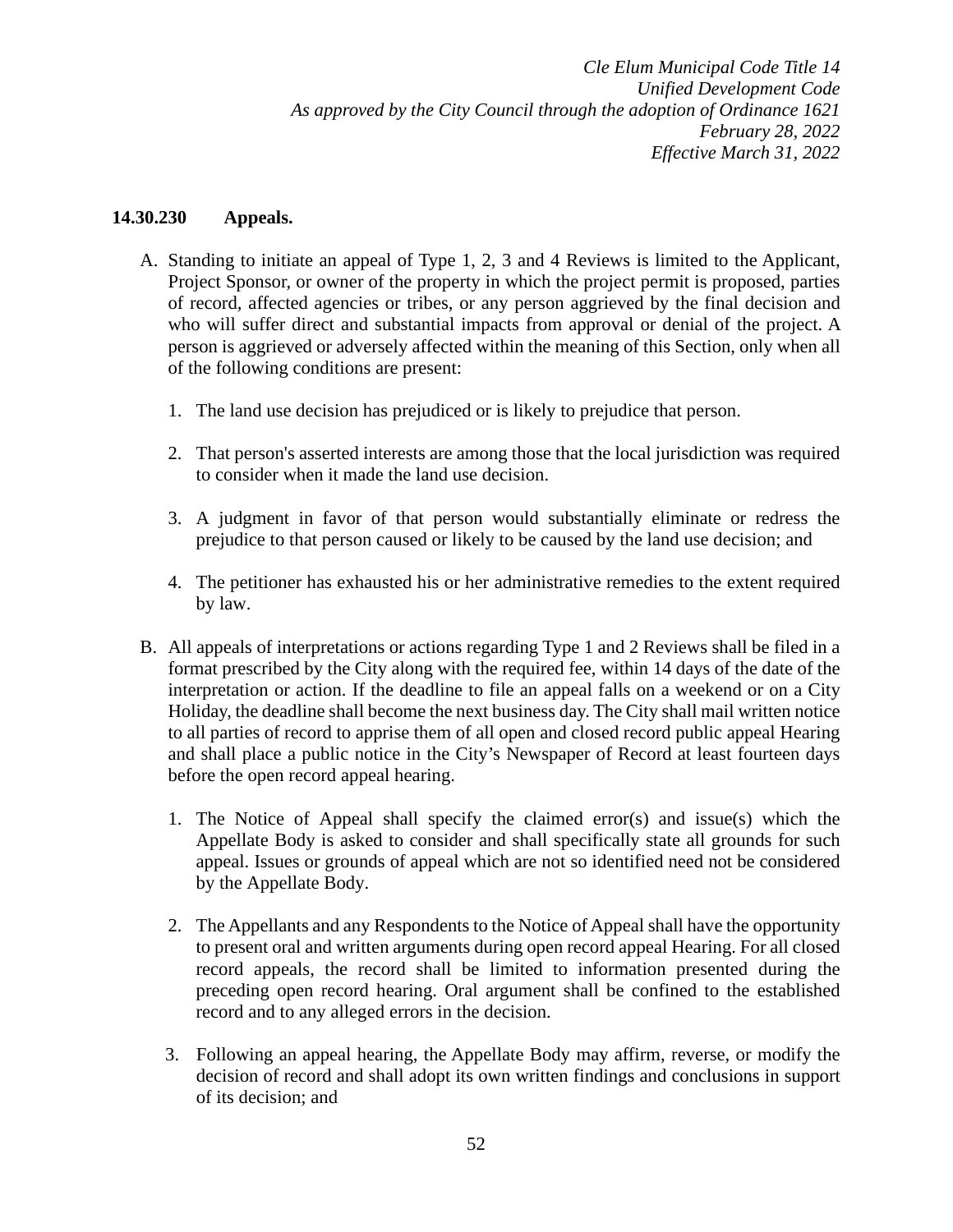### 14.30.230 Appeals.

A. Standing to initiate an appeal of Type 1, 2, 3 and 4 Reviews is limited to the Applicant, Project Sponsor, or owner of the property in which the project permit is proposed, parties of record, affected agencies or tribes, or any person aggrieved by the final decision and who will suffer direct and substantial impacts from approval or denial of the project. A person is aggrieved or adversely affected within the meaning of this Section, only when all of the following conditions are present:

   1. The land use decision has prejudiced or is likely to prejudice that person.

   2. That person's asserted interests are among those that the local jurisdiction was required to consider when it made the land use decision.

   3. A judgment in favor of that person would substantially eliminate or redress the prejudice to that person caused or likely to be caused by the land use decision; and

   4. The petitioner has exhausted his or her administrative remedies to the extent required by law.

B. All appeals of interpretations or actions regarding Type 1 and 2 Reviews shall be filed in a format prescribed by the City along with the required fee, within 14 days of the date of the interpretation or action. If the deadline to file an appeal falls on a weekend or on a City Holiday, the deadline shall become the next business day. The City shall mail written notice to all parties of record to apprise them of all open and closed record public appeal Hearing and shall place a public notice in the City's Newspaper of Record at least fourteen days before the open record appeal hearing.

   1. The Notice of Appeal shall specify the claimed error(s) and issue(s) which the Appellate Body is asked to consider and shall specifically state all grounds for such appeal. Issues or grounds of appeal which are not so identified need not be considered by the Appellate Body.

   2. The Appellants and any Respondents to the Notice of Appeal shall have the opportunity to present oral and written arguments during open record appeal Hearing. For all closed record appeals, the record shall be limited to information presented during the preceding open record hearing. Oral argument shall be confined to the established record and to any alleged errors in the decision.

   3. Following an appeal hearing, the Appellate Body may affirm, reverse, or modify the decision of record and shall adopt its own written findings and conclusions in support of its decision; and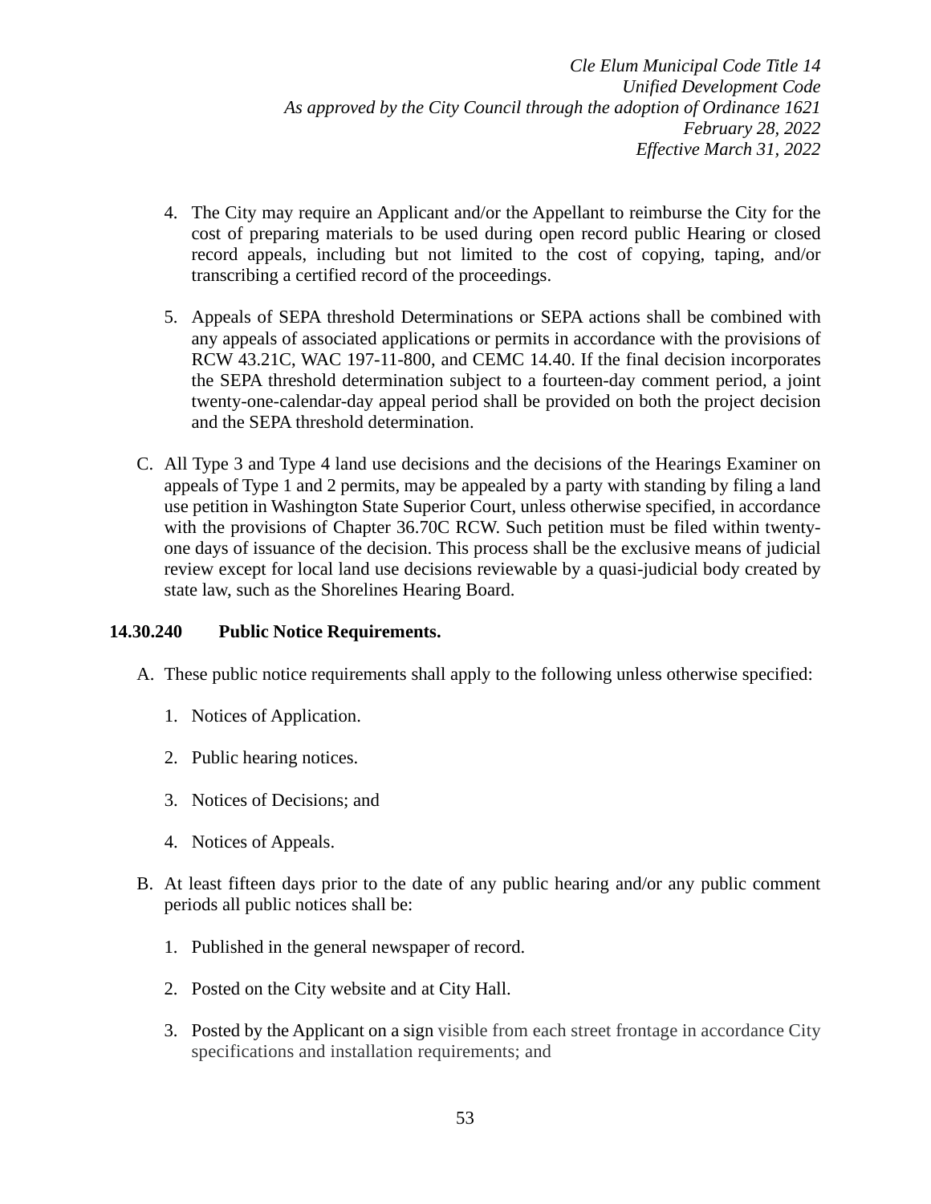4. The City may require an Applicant and/or the Appellant to reimburse the City for the cost of preparing materials to be used during open record public Hearing or closed record appeals, including but not limited to the cost of copying, taping, and/or transcribing a certified record of the proceedings.

5. Appeals of SEPA threshold Determinations or SEPA actions shall be combined with any appeals of associated applications or permits in accordance with the provisions of RCW 43.21C, WAC 197-11-800, and CEMC 14.40. If the final decision incorporates the SEPA threshold determination subject to a fourteen-day comment period, a joint twenty-one-calendar-day appeal period shall be provided on both the project decision and the SEPA threshold determination.

C. All Type 3 and Type 4 land use decisions and the decisions of the Hearings Examiner on appeals of Type 1 and 2 permits, may be appealed by a party with standing by filing a land use petition in Washington State Superior Court, unless otherwise specified, in accordance with the provisions of Chapter 36.70C RCW. Such petition must be filed within twenty-one days of issuance of the decision. This process shall be the exclusive means of judicial review except for local land use decisions reviewable by a quasi-judicial body created by state law, such as the Shorelines Hearing Board.

**14.30.240 Public Notice Requirements.**

A. These public notice requirements shall apply to the following unless otherwise specified:

1. Notices of Application.

2. Public hearing notices.

3. Notices of Decisions; and

4. Notices of Appeals.

B. At least fifteen days prior to the date of any public hearing and/or any public comment periods all public notices shall be:

1. Published in the general newspaper of record.

2. Posted on the City website and at City Hall.

3. Posted by the Applicant on a sign visible from each street frontage in accordance City specifications and installation requirements; and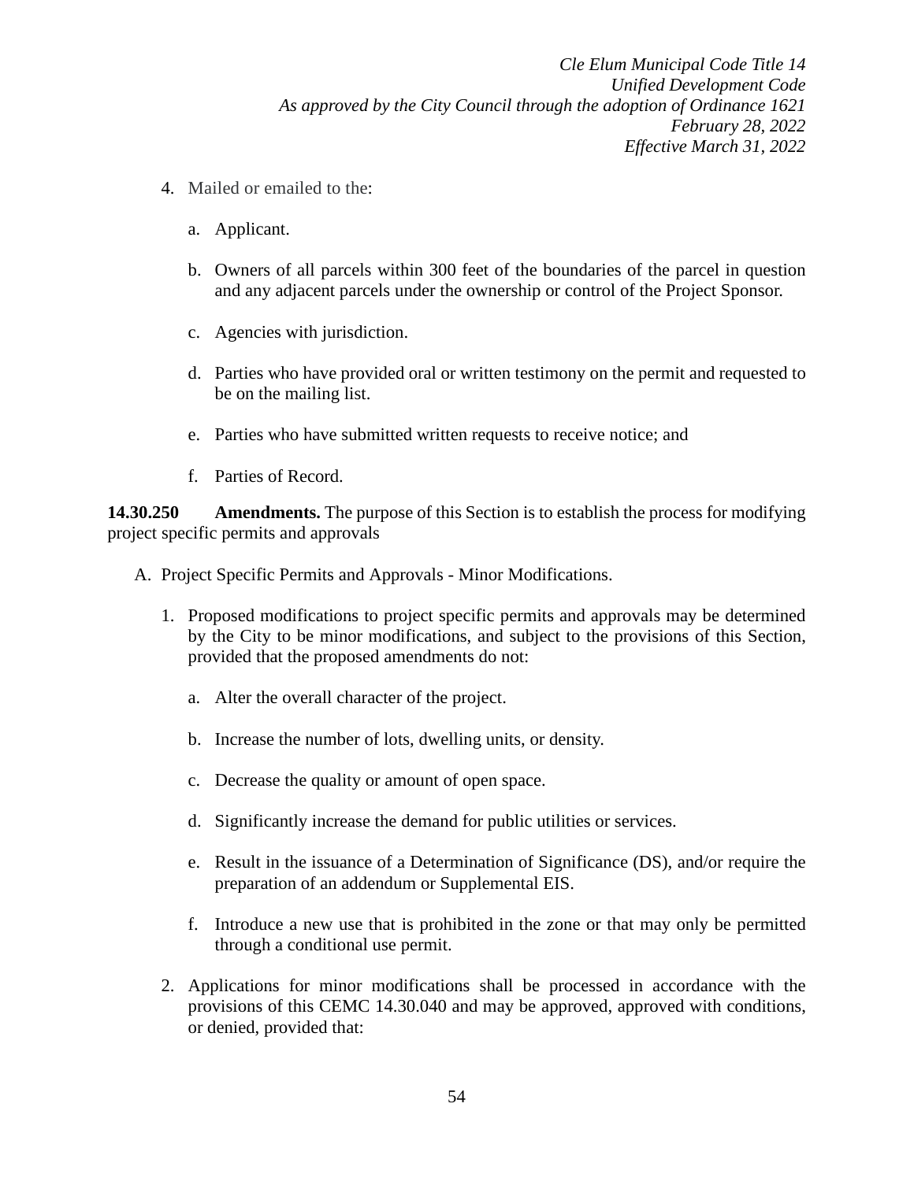4. Mailed or emailed to the:

   a. Applicant.

   b. Owners of all parcels within 300 feet of the boundaries of the parcel in question and any adjacent parcels under the ownership or control of the Project Sponsor.

   c. Agencies with jurisdiction.

   d. Parties who have provided oral or written testimony on the permit and requested to be on the mailing list.

   e. Parties who have submitted written requests to receive notice; and

   f. Parties of Record.

**14.30.250 Amendments.** The purpose of this Section is to establish the process for modifying project specific permits and approvals

A. Project Specific Permits and Approvals - Minor Modifications.

   1. Proposed modifications to project specific permits and approvals may be determined by the City to be minor modifications, and subject to the provisions of this Section, provided that the proposed amendments do not:

      a. Alter the overall character of the project.

      b. Increase the number of lots, dwelling units, or density.

      c. Decrease the quality or amount of open space.

      d. Significantly increase the demand for public utilities or services.

      e. Result in the issuance of a Determination of Significance (DS), and/or require the preparation of an addendum or Supplemental EIS.

      f. Introduce a new use that is prohibited in the zone or that may only be permitted through a conditional use permit.

   2. Applications for minor modifications shall be processed in accordance with the provisions of this CEMC 14.30.040 and may be approved, approved with conditions, or denied, provided that: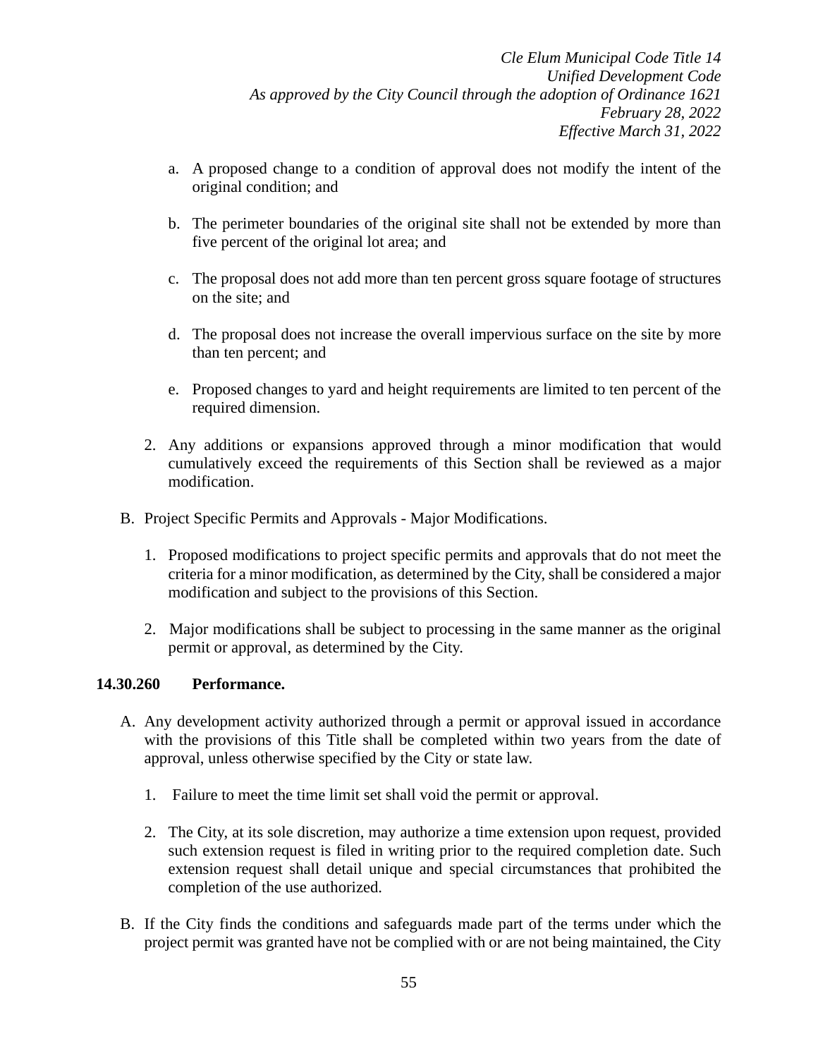a. A proposed change to a condition of approval does not modify the intent of the original condition; and

b. The perimeter boundaries of the original site shall not be extended by more than five percent of the original lot area; and

c. The proposal does not add more than ten percent gross square footage of structures on the site; and

d. The proposal does not increase the overall impervious surface on the site by more than ten percent; and

e. Proposed changes to yard and height requirements are limited to ten percent of the required dimension.

2. Any additions or expansions approved through a minor modification that would cumulatively exceed the requirements of this Section shall be reviewed as a major modification.

B. Project Specific Permits and Approvals - Major Modifications.

1. Proposed modifications to project specific permits and approvals that do not meet the criteria for a minor modification, as determined by the City, shall be considered a major modification and subject to the provisions of this Section.

2. Major modifications shall be subject to processing in the same manner as the original permit or approval, as determined by the City.

**14.30.260 Performance.**

A. Any development activity authorized through a permit or approval issued in accordance with the provisions of this Title shall be completed within two years from the date of approval, unless otherwise specified by the City or state law.

1. Failure to meet the time limit set shall void the permit or approval.

2. The City, at its sole discretion, may authorize a time extension upon request, provided such extension request is filed in writing prior to the required completion date. Such extension request shall detail unique and special circumstances that prohibited the completion of the use authorized.

B. If the City finds the conditions and safeguards made part of the terms under which the project permit was granted have not be complied with or are not being maintained, the City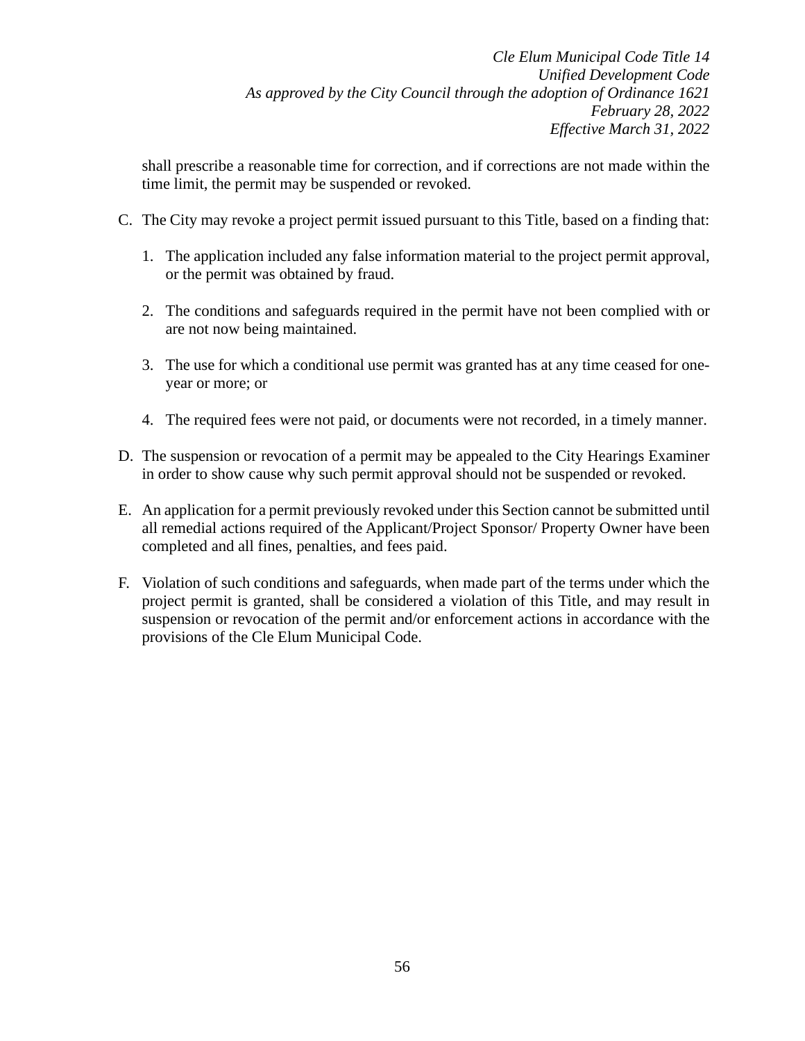shall prescribe a reasonable time for correction, and if corrections are not made within the time limit, the permit may be suspended or revoked.

C. The City may revoke a project permit issued pursuant to this Title, based on a finding that:

   1. The application included any false information material to the project permit approval, or the permit was obtained by fraud.

   2. The conditions and safeguards required in the permit have not been complied with or are not now being maintained.

   3. The use for which a conditional use permit was granted has at any time ceased for one-year or more; or

   4. The required fees were not paid, or documents were not recorded, in a timely manner.

D. The suspension or revocation of a permit may be appealed to the City Hearings Examiner in order to show cause why such permit approval should not be suspended or revoked.

E. An application for a permit previously revoked under this Section cannot be submitted until all remedial actions required of the Applicant/Project Sponsor/ Property Owner have been completed and all fines, penalties, and fees paid.

F. Violation of such conditions and safeguards, when made part of the terms under which the project permit is granted, shall be considered a violation of this Title, and may result in suspension or revocation of the permit and/or enforcement actions in accordance with the provisions of the Cle Elum Municipal Code.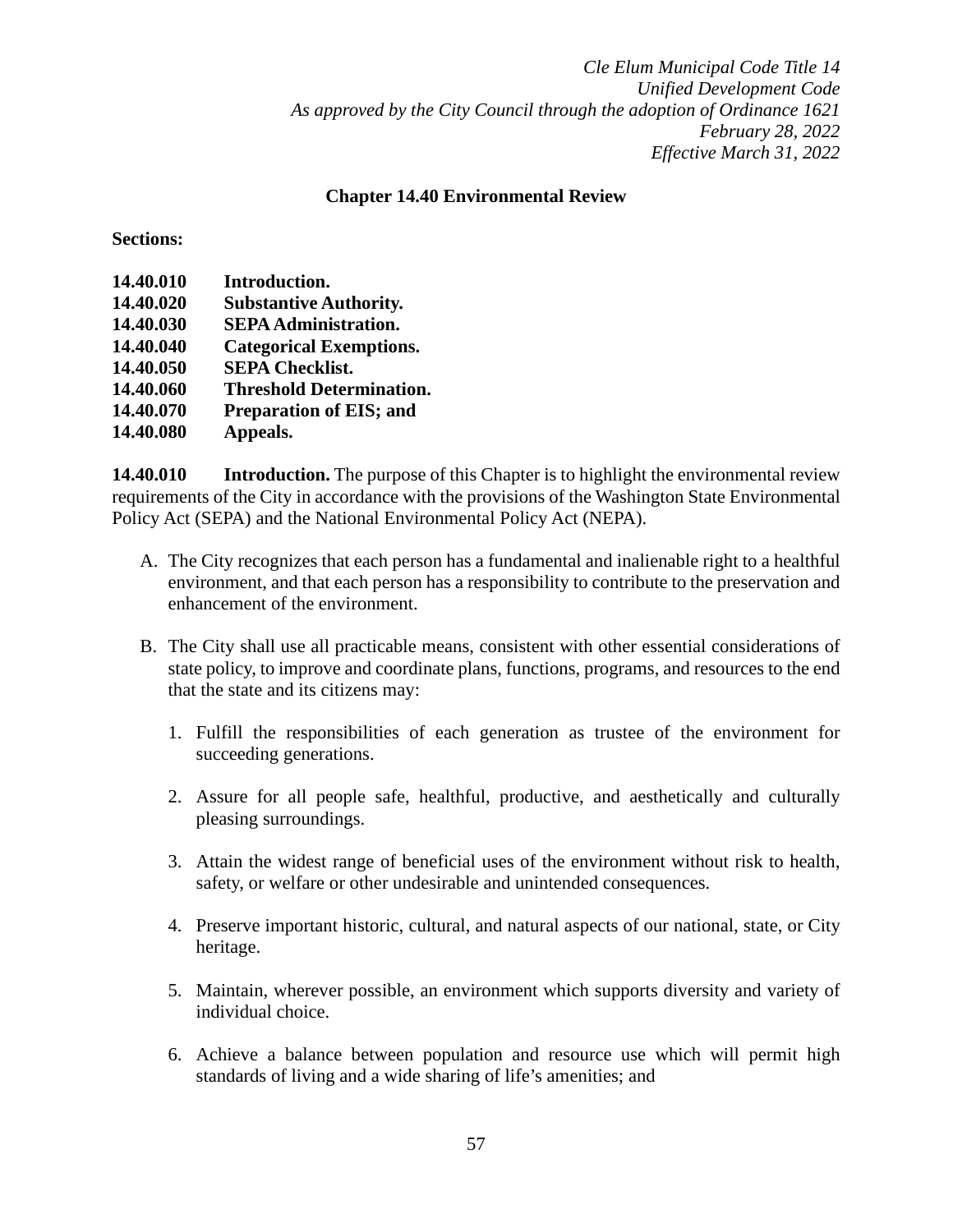*Cle Elum Municipal Code Title 14*
*Unified Development Code*
*As approved by the City Council through the adoption of Ordinance 1621*
*February 28, 2022*
*Effective March 31, 2022*

## Chapter 14.40 Environmental Review

**Sections:**

**14.40.010 Introduction.**
**14.40.020 Substantive Authority.**
**14.40.030 SEPA Administration.**
**14.40.040 Categorical Exemptions.**
**14.40.050 SEPA Checklist.**
**14.40.060 Threshold Determination.**
**14.40.070 Preparation of EIS; and**
**14.40.080 Appeals.**

**14.40.010 Introduction.** The purpose of this Chapter is to highlight the environmental review requirements of the City in accordance with the provisions of the Washington State Environmental Policy Act (SEPA) and the National Environmental Policy Act (NEPA).

A. The City recognizes that each person has a fundamental and inalienable right to a healthful environment, and that each person has a responsibility to contribute to the preservation and enhancement of the environment.

B. The City shall use all practicable means, consistent with other essential considerations of state policy, to improve and coordinate plans, functions, programs, and resources to the end that the state and its citizens may:

   1. Fulfill the responsibilities of each generation as trustee of the environment for succeeding generations.

   2. Assure for all people safe, healthful, productive, and aesthetically and culturally pleasing surroundings.

   3. Attain the widest range of beneficial uses of the environment without risk to health, safety, or welfare or other undesirable and unintended consequences.

   4. Preserve important historic, cultural, and natural aspects of our national, state, or City heritage.

   5. Maintain, wherever possible, an environment which supports diversity and variety of individual choice.

   6. Achieve a balance between population and resource use which will permit high standards of living and a wide sharing of life's amenities; and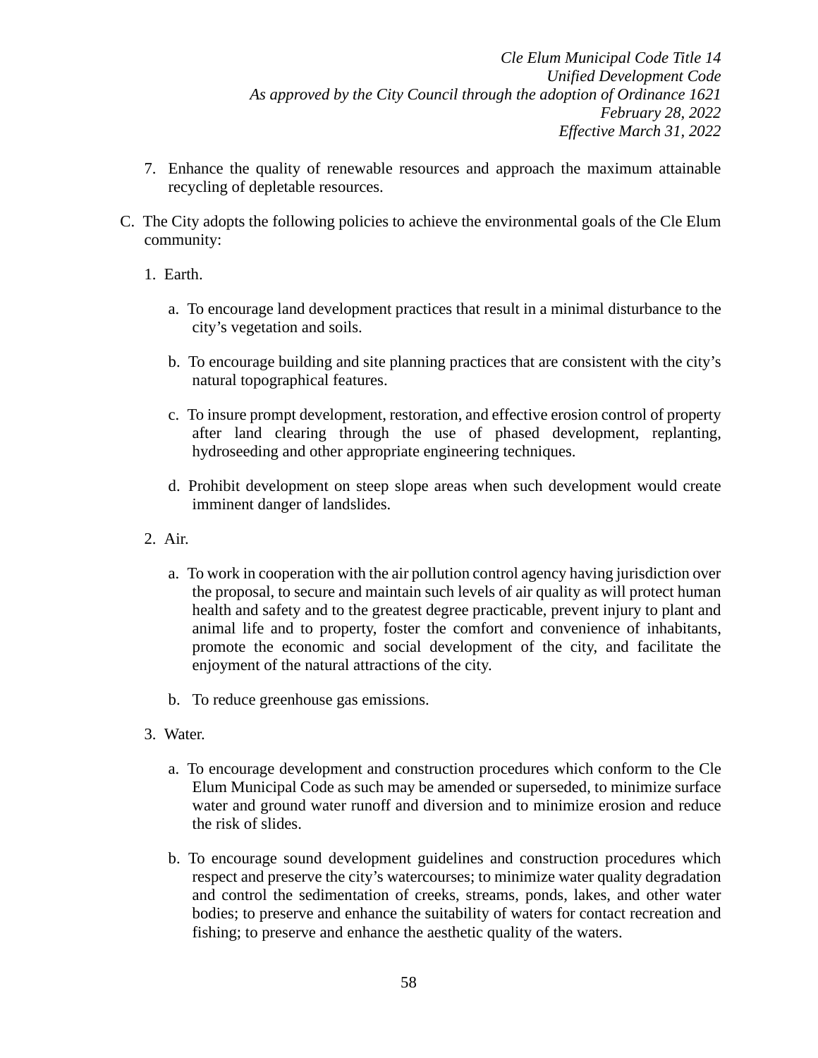7. Enhance the quality of renewable resources and approach the maximum attainable recycling of depletable resources.

C. The City adopts the following policies to achieve the environmental goals of the Cle Elum community:

   1. Earth.

      a. To encourage land development practices that result in a minimal disturbance to the city's vegetation and soils.

      b. To encourage building and site planning practices that are consistent with the city's natural topographical features.

      c. To insure prompt development, restoration, and effective erosion control of property after land clearing through the use of phased development, replanting, hydroseeding and other appropriate engineering techniques.

      d. Prohibit development on steep slope areas when such development would create imminent danger of landslides.

   2. Air.

      a. To work in cooperation with the air pollution control agency having jurisdiction over the proposal, to secure and maintain such levels of air quality as will protect human health and safety and to the greatest degree practicable, prevent injury to plant and animal life and to property, foster the comfort and convenience of inhabitants, promote the economic and social development of the city, and facilitate the enjoyment of the natural attractions of the city.

      b. To reduce greenhouse gas emissions.

   3. Water.

      a. To encourage development and construction procedures which conform to the Cle Elum Municipal Code as such may be amended or superseded, to minimize surface water and ground water runoff and diversion and to minimize erosion and reduce the risk of slides.

      b. To encourage sound development guidelines and construction procedures which respect and preserve the city's watercourses; to minimize water quality degradation and control the sedimentation of creeks, streams, ponds, lakes, and other water bodies; to preserve and enhance the suitability of waters for contact recreation and fishing; to preserve and enhance the aesthetic quality of the waters.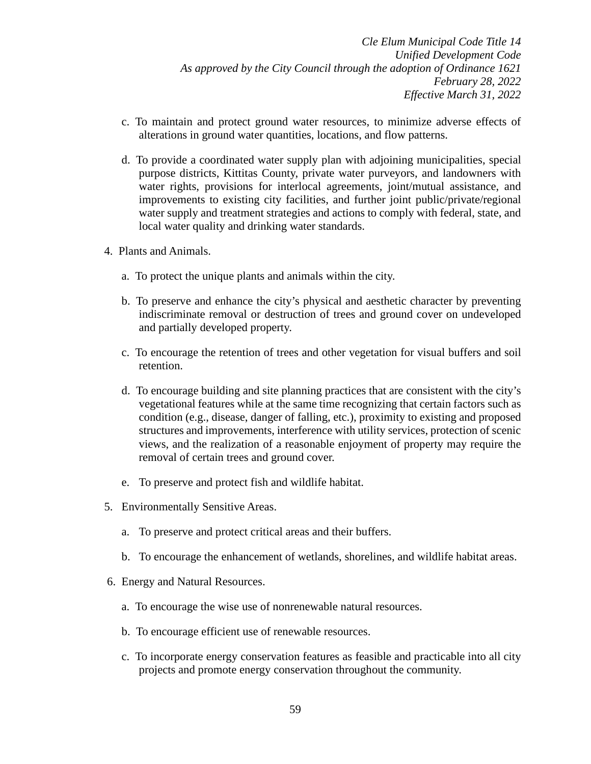c. To maintain and protect ground water resources, to minimize adverse effects of alterations in ground water quantities, locations, and flow patterns.

d. To provide a coordinated water supply plan with adjoining municipalities, special purpose districts, Kittitas County, private water purveyors, and landowners with water rights, provisions for interlocal agreements, joint/mutual assistance, and improvements to existing city facilities, and further joint public/private/regional water supply and treatment strategies and actions to comply with federal, state, and local water quality and drinking water standards.

4. Plants and Animals.

a. To protect the unique plants and animals within the city.

b. To preserve and enhance the city's physical and aesthetic character by preventing indiscriminate removal or destruction of trees and ground cover on undeveloped and partially developed property.

c. To encourage the retention of trees and other vegetation for visual buffers and soil retention.

d. To encourage building and site planning practices that are consistent with the city's vegetational features while at the same time recognizing that certain factors such as condition (e.g., disease, danger of falling, etc.), proximity to existing and proposed structures and improvements, interference with utility services, protection of scenic views, and the realization of a reasonable enjoyment of property may require the removal of certain trees and ground cover.

e. To preserve and protect fish and wildlife habitat.

5. Environmentally Sensitive Areas.

a. To preserve and protect critical areas and their buffers.

b. To encourage the enhancement of wetlands, shorelines, and wildlife habitat areas.

6. Energy and Natural Resources.

a. To encourage the wise use of nonrenewable natural resources.

b. To encourage efficient use of renewable resources.

c. To incorporate energy conservation features as feasible and practicable into all city projects and promote energy conservation throughout the community.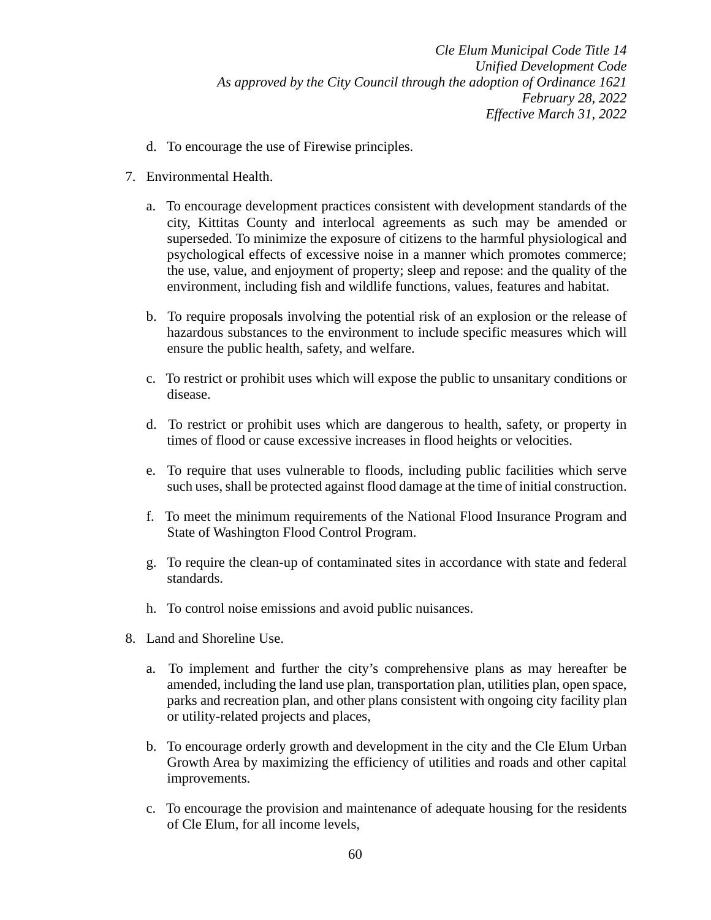d. To encourage the use of Firewise principles.

7. Environmental Health.

    a. To encourage development practices consistent with development standards of the city, Kittitas County and interlocal agreements as such may be amended or superseded. To minimize the exposure of citizens to the harmful physiological and psychological effects of excessive noise in a manner which promotes commerce; the use, value, and enjoyment of property; sleep and repose: and the quality of the environment, including fish and wildlife functions, values, features and habitat.

    b. To require proposals involving the potential risk of an explosion or the release of hazardous substances to the environment to include specific measures which will ensure the public health, safety, and welfare.

    c. To restrict or prohibit uses which will expose the public to unsanitary conditions or disease.

    d. To restrict or prohibit uses which are dangerous to health, safety, or property in times of flood or cause excessive increases in flood heights or velocities.

    e. To require that uses vulnerable to floods, including public facilities which serve such uses, shall be protected against flood damage at the time of initial construction.

    f. To meet the minimum requirements of the National Flood Insurance Program and State of Washington Flood Control Program.

    g. To require the clean-up of contaminated sites in accordance with state and federal standards.

    h. To control noise emissions and avoid public nuisances.

8. Land and Shoreline Use.

    a. To implement and further the city's comprehensive plans as may hereafter be amended, including the land use plan, transportation plan, utilities plan, open space, parks and recreation plan, and other plans consistent with ongoing city facility plan or utility-related projects and places,

    b. To encourage orderly growth and development in the city and the Cle Elum Urban Growth Area by maximizing the efficiency of utilities and roads and other capital improvements.

    c. To encourage the provision and maintenance of adequate housing for the residents of Cle Elum, for all income levels,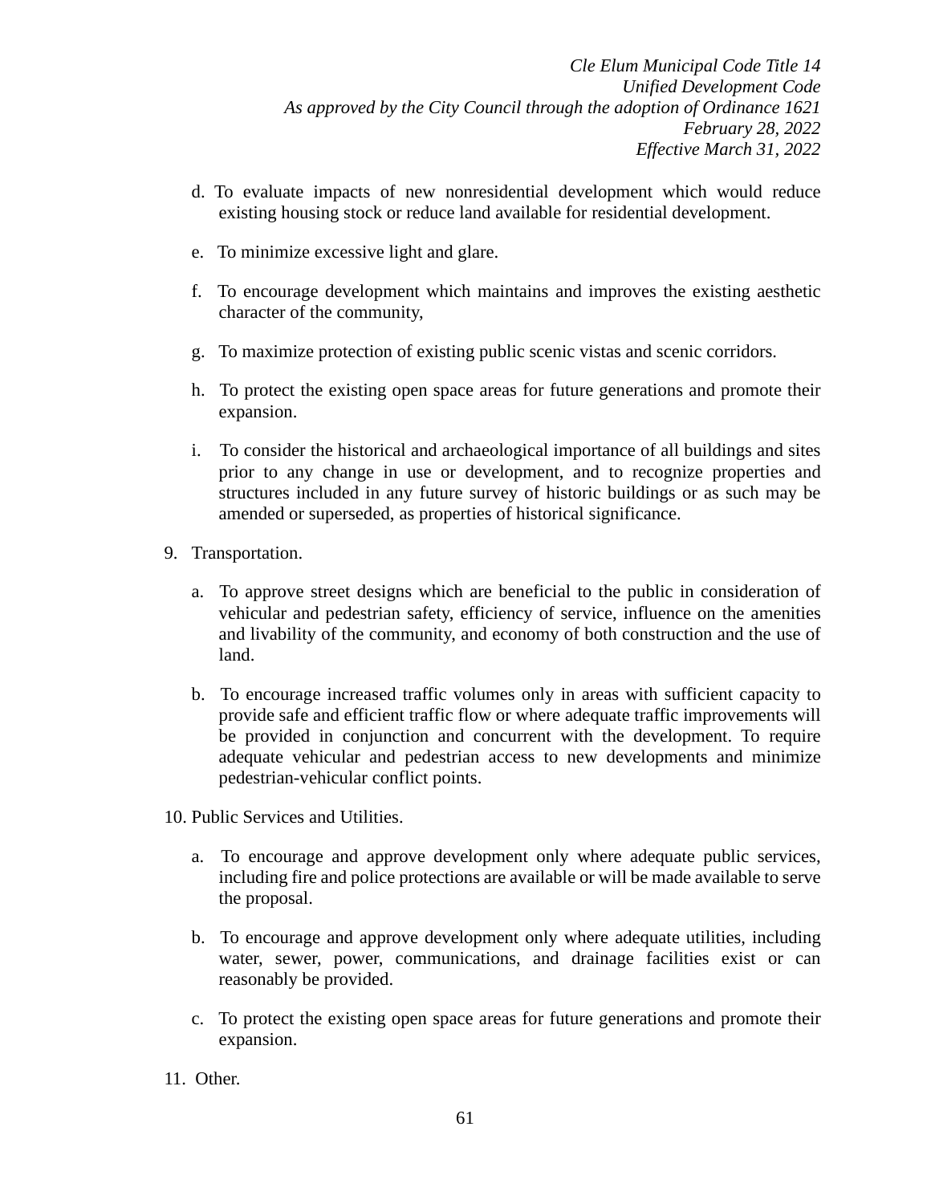d. To evaluate impacts of new nonresidential development which would reduce existing housing stock or reduce land available for residential development.

e. To minimize excessive light and glare.

f. To encourage development which maintains and improves the existing aesthetic character of the community,

g. To maximize protection of existing public scenic vistas and scenic corridors.

h. To protect the existing open space areas for future generations and promote their expansion.

i. To consider the historical and archaeological importance of all buildings and sites prior to any change in use or development, and to recognize properties and structures included in any future survey of historic buildings or as such may be amended or superseded, as properties of historical significance.

9. Transportation.

   a. To approve street designs which are beneficial to the public in consideration of vehicular and pedestrian safety, efficiency of service, influence on the amenities and livability of the community, and economy of both construction and the use of land.

   b. To encourage increased traffic volumes only in areas with sufficient capacity to provide safe and efficient traffic flow or where adequate traffic improvements will be provided in conjunction and concurrent with the development. To require adequate vehicular and pedestrian access to new developments and minimize pedestrian-vehicular conflict points.

10. Public Services and Utilities.

    a. To encourage and approve development only where adequate public services, including fire and police protections are available or will be made available to serve the proposal.

    b. To encourage and approve development only where adequate utilities, including water, sewer, power, communications, and drainage facilities exist or can reasonably be provided.

    c. To protect the existing open space areas for future generations and promote their expansion.

11. Other.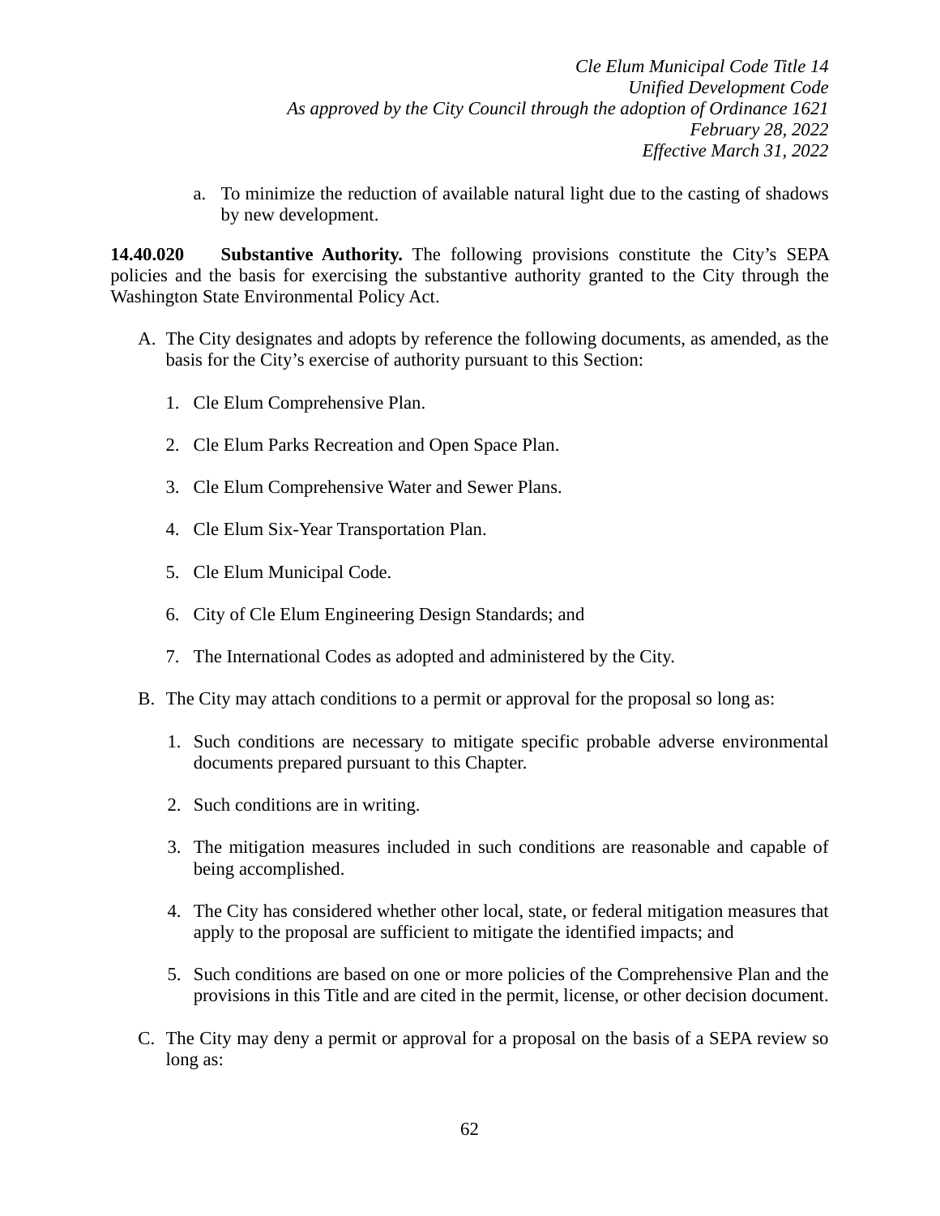a. To minimize the reduction of available natural light due to the casting of shadows by new development.

**14.40.020 Substantive Authority.** The following provisions constitute the City's SEPA policies and the basis for exercising the substantive authority granted to the City through the Washington State Environmental Policy Act.

A. The City designates and adopts by reference the following documents, as amended, as the basis for the City's exercise of authority pursuant to this Section:

   1. Cle Elum Comprehensive Plan.

   2. Cle Elum Parks Recreation and Open Space Plan.

   3. Cle Elum Comprehensive Water and Sewer Plans.

   4. Cle Elum Six-Year Transportation Plan.

   5. Cle Elum Municipal Code.

   6. City of Cle Elum Engineering Design Standards; and

   7. The International Codes as adopted and administered by the City.

B. The City may attach conditions to a permit or approval for the proposal so long as:

   1. Such conditions are necessary to mitigate specific probable adverse environmental documents prepared pursuant to this Chapter.

   2. Such conditions are in writing.

   3. The mitigation measures included in such conditions are reasonable and capable of being accomplished.

   4. The City has considered whether other local, state, or federal mitigation measures that apply to the proposal are sufficient to mitigate the identified impacts; and

   5. Such conditions are based on one or more policies of the Comprehensive Plan and the provisions in this Title and are cited in the permit, license, or other decision document.

C. The City may deny a permit or approval for a proposal on the basis of a SEPA review so long as: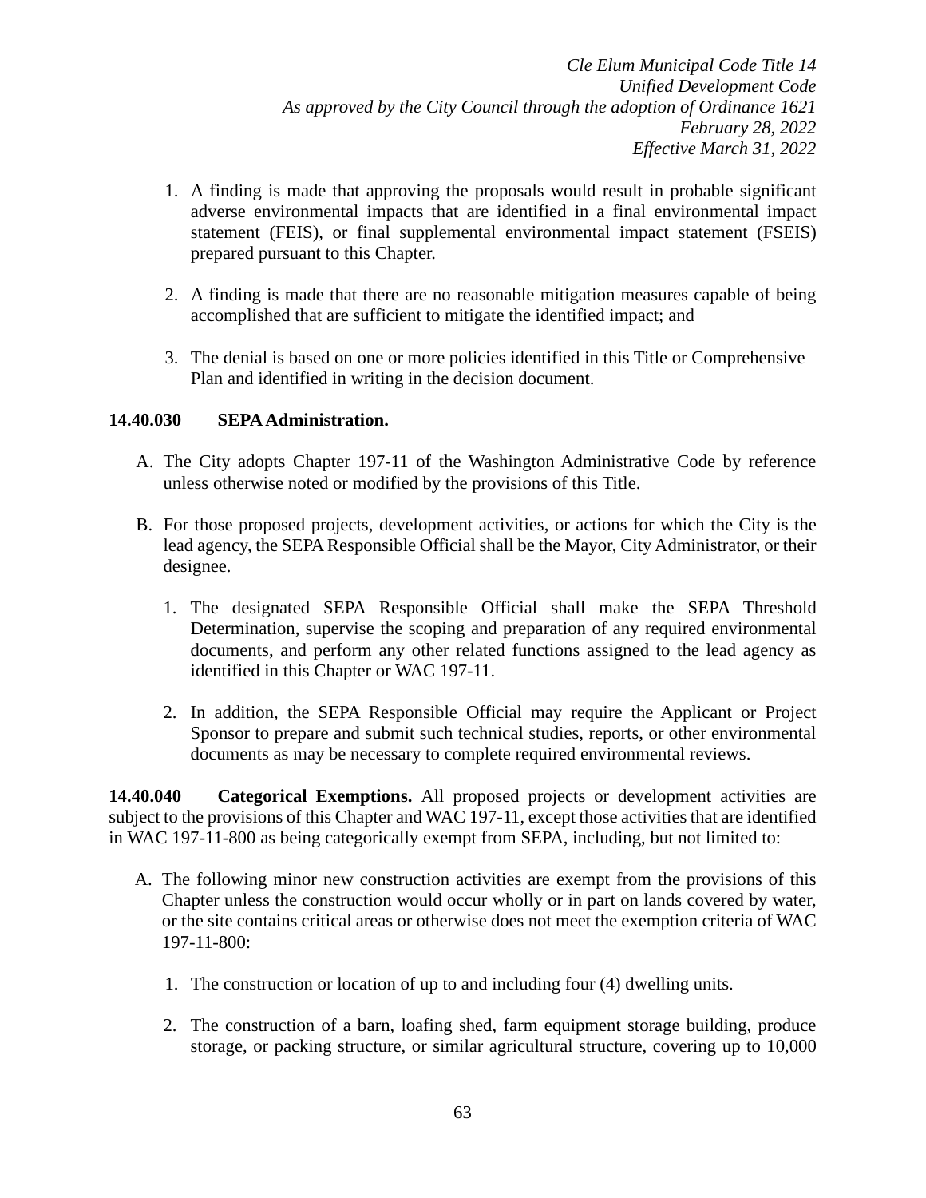1. A finding is made that approving the proposals would result in probable significant adverse environmental impacts that are identified in a final environmental impact statement (FEIS), or final supplemental environmental impact statement (FSEIS) prepared pursuant to this Chapter.

2. A finding is made that there are no reasonable mitigation measures capable of being accomplished that are sufficient to mitigate the identified impact; and

3. The denial is based on one or more policies identified in this Title or Comprehensive Plan and identified in writing in the decision document.

**14.40.030 SEPA Administration.**

A. The City adopts Chapter 197-11 of the Washington Administrative Code by reference unless otherwise noted or modified by the provisions of this Title.

B. For those proposed projects, development activities, or actions for which the City is the lead agency, the SEPA Responsible Official shall be the Mayor, City Administrator, or their designee.

   1. The designated SEPA Responsible Official shall make the SEPA Threshold Determination, supervise the scoping and preparation of any required environmental documents, and perform any other related functions assigned to the lead agency as identified in this Chapter or WAC 197-11.

   2. In addition, the SEPA Responsible Official may require the Applicant or Project Sponsor to prepare and submit such technical studies, reports, or other environmental documents as may be necessary to complete required environmental reviews.

**14.40.040 Categorical Exemptions.** All proposed projects or development activities are subject to the provisions of this Chapter and WAC 197-11, except those activities that are identified in WAC 197-11-800 as being categorically exempt from SEPA, including, but not limited to:

A. The following minor new construction activities are exempt from the provisions of this Chapter unless the construction would occur wholly or in part on lands covered by water, or the site contains critical areas or otherwise does not meet the exemption criteria of WAC 197-11-800:

   1. The construction or location of up to and including four (4) dwelling units.

   2. The construction of a barn, loafing shed, farm equipment storage building, produce storage, or packing structure, or similar agricultural structure, covering up to 10,000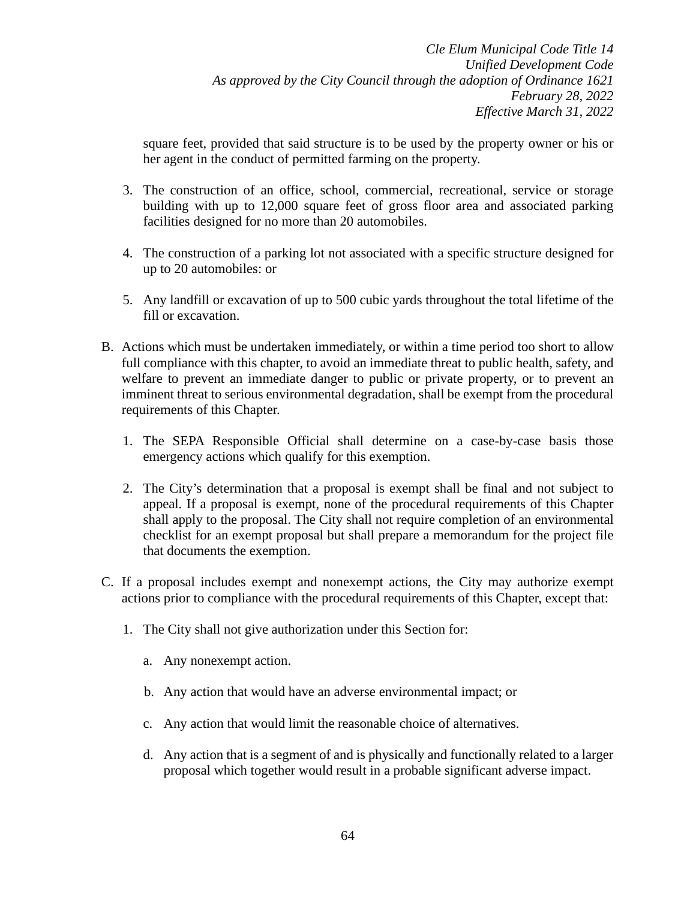square feet, provided that said structure is to be used by the property owner or his or her agent in the conduct of permitted farming on the property.

3. The construction of an office, school, commercial, recreational, service or storage building with up to 12,000 square feet of gross floor area and associated parking facilities designed for no more than 20 automobiles.

4. The construction of a parking lot not associated with a specific structure designed for up to 20 automobiles: or

5. Any landfill or excavation of up to 500 cubic yards throughout the total lifetime of the fill or excavation.

B. Actions which must be undertaken immediately, or within a time period too short to allow full compliance with this chapter, to avoid an immediate threat to public health, safety, and welfare to prevent an immediate danger to public or private property, or to prevent an imminent threat to serious environmental degradation, shall be exempt from the procedural requirements of this Chapter.

   1. The SEPA Responsible Official shall determine on a case-by-case basis those emergency actions which qualify for this exemption.

   2. The City's determination that a proposal is exempt shall be final and not subject to appeal. If a proposal is exempt, none of the procedural requirements of this Chapter shall apply to the proposal. The City shall not require completion of an environmental checklist for an exempt proposal but shall prepare a memorandum for the project file that documents the exemption.

C. If a proposal includes exempt and nonexempt actions, the City may authorize exempt actions prior to compliance with the procedural requirements of this Chapter, except that:

   1. The City shall not give authorization under this Section for:

      a. Any nonexempt action.

      b. Any action that would have an adverse environmental impact; or

      c. Any action that would limit the reasonable choice of alternatives.

      d. Any action that is a segment of and is physically and functionally related to a larger proposal which together would result in a probable significant adverse impact.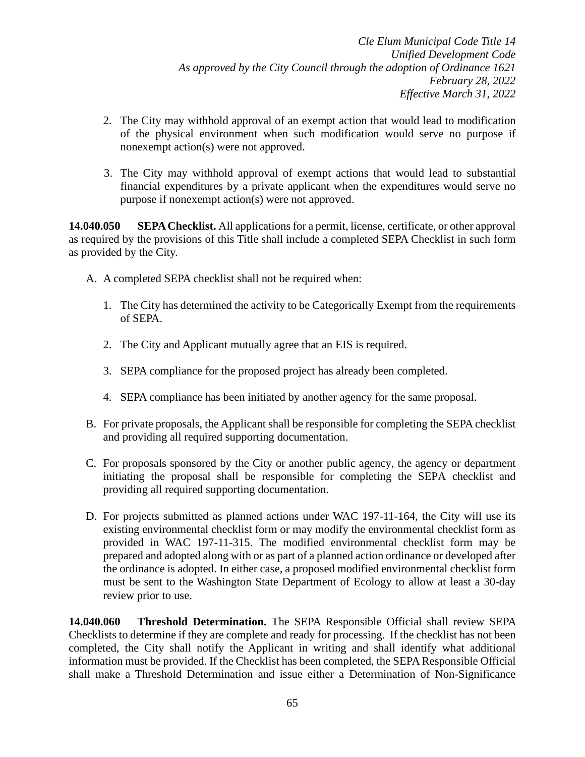2. The City may withhold approval of an exempt action that would lead to modification of the physical environment when such modification would serve no purpose if nonexempt action(s) were not approved.

3. The City may withhold approval of exempt actions that would lead to substantial financial expenditures by a private applicant when the expenditures would serve no purpose if nonexempt action(s) were not approved.

**14.040.050 SEPA Checklist.** All applications for a permit, license, certificate, or other approval as required by the provisions of this Title shall include a completed SEPA Checklist in such form as provided by the City.

A. A completed SEPA checklist shall not be required when:

   1. The City has determined the activity to be Categorically Exempt from the requirements of SEPA.

   2. The City and Applicant mutually agree that an EIS is required.

   3. SEPA compliance for the proposed project has already been completed.

   4. SEPA compliance has been initiated by another agency for the same proposal.

B. For private proposals, the Applicant shall be responsible for completing the SEPA checklist and providing all required supporting documentation.

C. For proposals sponsored by the City or another public agency, the agency or department initiating the proposal shall be responsible for completing the SEPA checklist and providing all required supporting documentation.

D. For projects submitted as planned actions under WAC 197-11-164, the City will use its existing environmental checklist form or may modify the environmental checklist form as provided in WAC 197-11-315. The modified environmental checklist form may be prepared and adopted along with or as part of a planned action ordinance or developed after the ordinance is adopted. In either case, a proposed modified environmental checklist form must be sent to the Washington State Department of Ecology to allow at least a 30-day review prior to use.

**14.040.060 Threshold Determination.** The SEPA Responsible Official shall review SEPA Checklists to determine if they are complete and ready for processing. If the checklist has not been completed, the City shall notify the Applicant in writing and shall identify what additional information must be provided. If the Checklist has been completed, the SEPA Responsible Official shall make a Threshold Determination and issue either a Determination of Non-Significance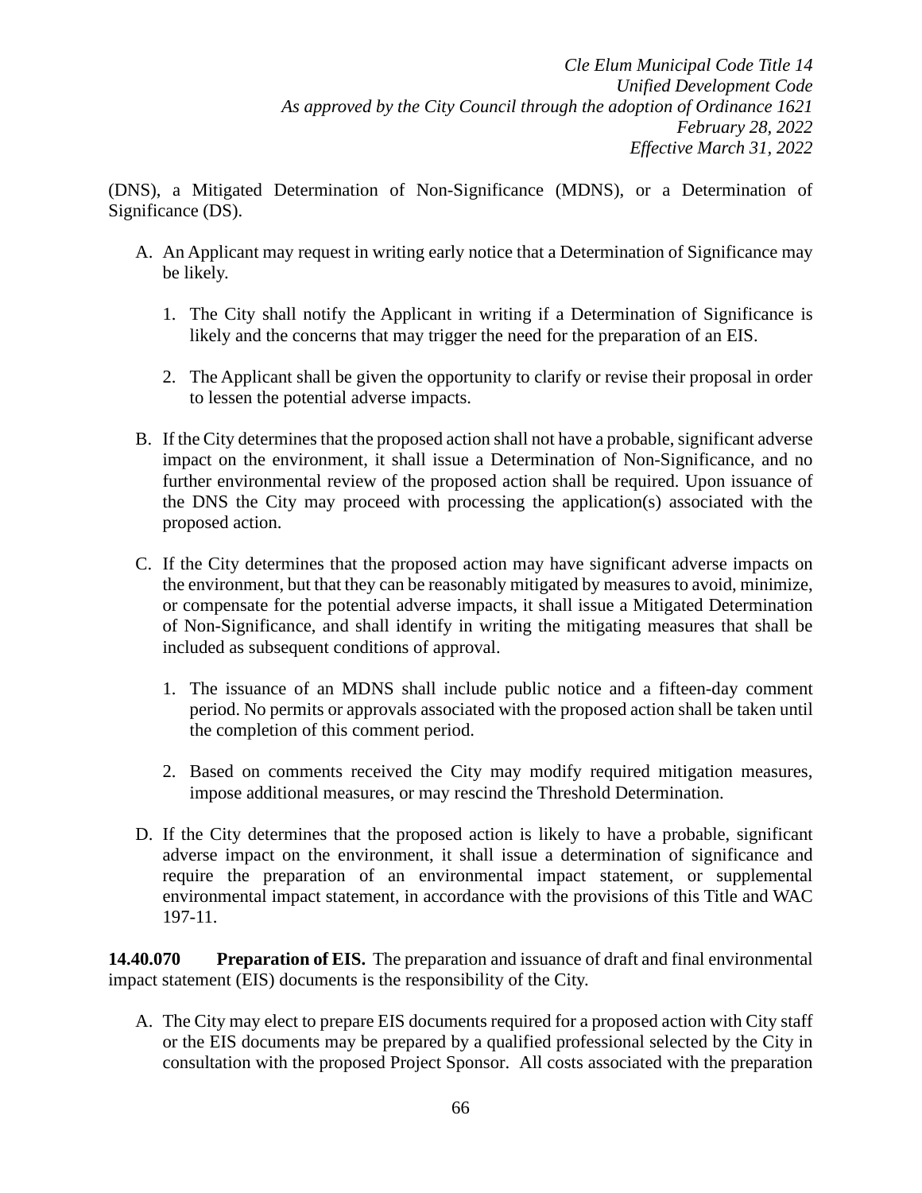(DNS), a Mitigated Determination of Non-Significance (MDNS), or a Determination of Significance (DS).

A. An Applicant may request in writing early notice that a Determination of Significance may be likely.

   1. The City shall notify the Applicant in writing if a Determination of Significance is likely and the concerns that may trigger the need for the preparation of an EIS.

   2. The Applicant shall be given the opportunity to clarify or revise their proposal in order to lessen the potential adverse impacts.

B. If the City determines that the proposed action shall not have a probable, significant adverse impact on the environment, it shall issue a Determination of Non-Significance, and no further environmental review of the proposed action shall be required. Upon issuance of the DNS the City may proceed with processing the application(s) associated with the proposed action.

C. If the City determines that the proposed action may have significant adverse impacts on the environment, but that they can be reasonably mitigated by measures to avoid, minimize, or compensate for the potential adverse impacts, it shall issue a Mitigated Determination of Non-Significance, and shall identify in writing the mitigating measures that shall be included as subsequent conditions of approval.

   1. The issuance of an MDNS shall include public notice and a fifteen-day comment period. No permits or approvals associated with the proposed action shall be taken until the completion of this comment period.

   2. Based on comments received the City may modify required mitigation measures, impose additional measures, or may rescind the Threshold Determination.

D. If the City determines that the proposed action is likely to have a probable, significant adverse impact on the environment, it shall issue a determination of significance and require the preparation of an environmental impact statement, or supplemental environmental impact statement, in accordance with the provisions of this Title and WAC 197-11.

**14.40.070 Preparation of EIS.** The preparation and issuance of draft and final environmental impact statement (EIS) documents is the responsibility of the City.

A. The City may elect to prepare EIS documents required for a proposed action with City staff or the EIS documents may be prepared by a qualified professional selected by the City in consultation with the proposed Project Sponsor. All costs associated with the preparation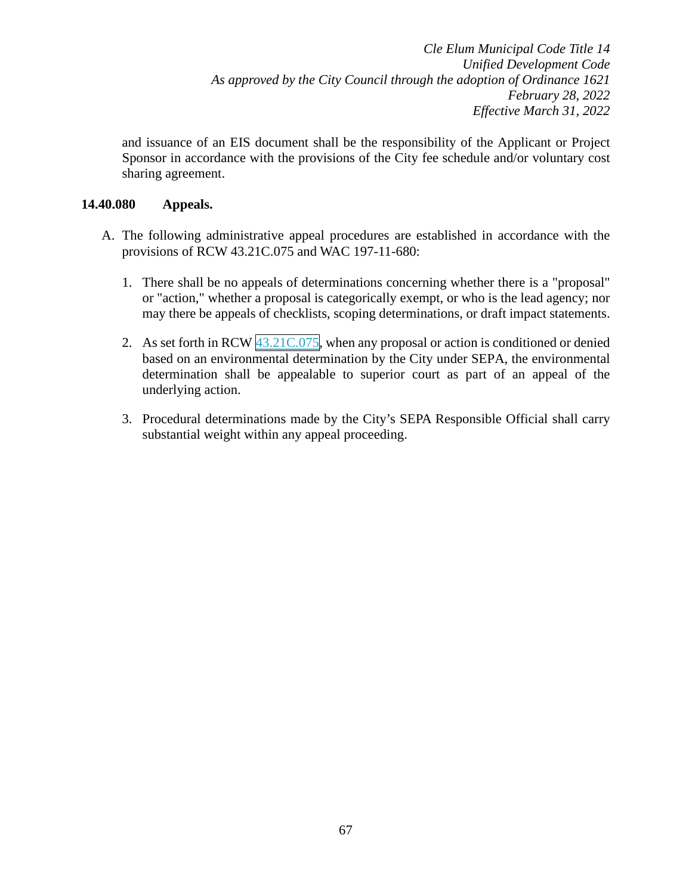and issuance of an EIS document shall be the responsibility of the Applicant or Project Sponsor in accordance with the provisions of the City fee schedule and/or voluntary cost sharing agreement.

### 14.40.080 Appeals.

A. The following administrative appeal procedures are established in accordance with the provisions of RCW 43.21C.075 and WAC 197-11-680:

   1. There shall be no appeals of determinations concerning whether there is a "proposal" or "action," whether a proposal is categorically exempt, or who is the lead agency; nor may there be appeals of checklists, scoping determinations, or draft impact statements.

   2. As set forth in RCW 43.21C.075, when any proposal or action is conditioned or denied based on an environmental determination by the City under SEPA, the environmental determination shall be appealable to superior court as part of an appeal of the underlying action.

   3. Procedural determinations made by the City's SEPA Responsible Official shall carry substantial weight within any appeal proceeding.